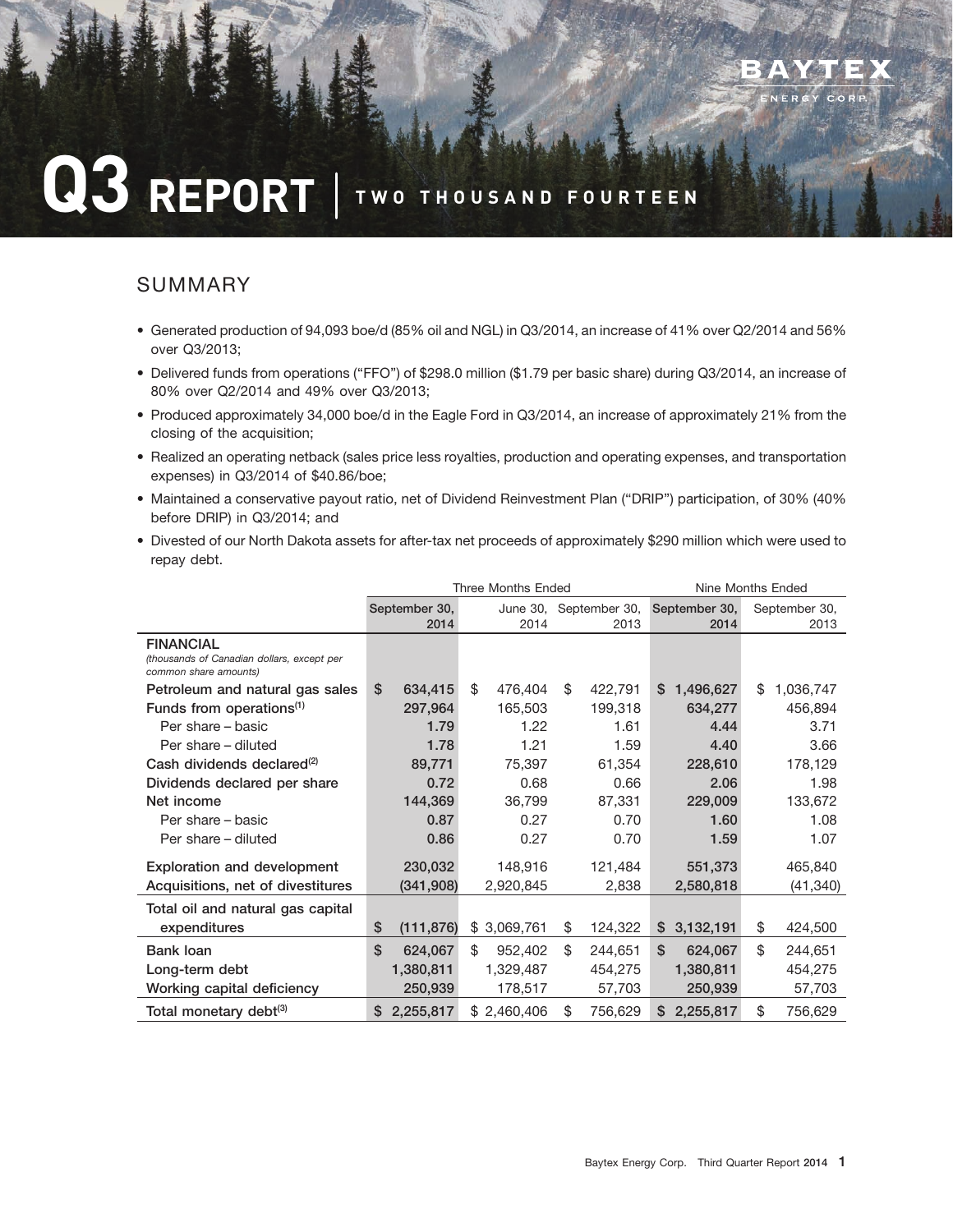# Q3 REPORT | TWO THOUSAND FOURTEEN

BAYTEX ENERGY CORP.

## SUMMARY

- Generated production of 94,093 boe/d (85% oil and NGL) in Q3/2014, an increase of 41% over Q2/2014 and 56% over Q3/2013;
- Delivered funds from operations ("FFO") of $298.0 million ($1.79 per basic share) during Q3/2014, an increase of 80% over Q2/2014 and 49% over Q3/2013;
- Produced approximately 34,000 boe/d in the Eagle Ford in Q3/2014, an increase of approximately 21% from the closing of the acquisition;
- Realized an operating netback (sales price less royalties, production and operating expenses, and transportation expenses) in Q3/2014 of $40.86/boe;
- Maintained a conservative payout ratio, net of Dividend Reinvestment Plan ("DRIP") participation, of 30% (40% before DRIP) in Q3/2014; and
- Divested of our North Dakota assets for after-tax net proceeds of approximately $290 million which were used to repay debt.

| | Three Months Ended | | | Nine Months Ended | |
|---|---|---|---|---|---|
| | September 30, 2014 | June 30, 2014 | September 30, 2013 | September 30, 2014 | September 30, 2013 |
| **FINANCIAL** *(thousands of Canadian dollars, except per common share amounts)* | | | | | |
| Petroleum and natural gas sales | $ 634,415 | $ 476,404 | $ 422,791 | $ 1,496,627 | $ 1,036,747 |
| Funds from operations[(1)] | 297,964 | 165,503 | 199,318 | 634,277 | 456,894 |
| Per share – basic | 1.79 | 1.22 | 1.61 | 4.44 | 3.71 |
| Per share – diluted | 1.78 | 1.21 | 1.59 | 4.40 | 3.66 |
| Cash dividends declared[(2)] | 89,771 | 75,397 | 61,354 | 228,610 | 178,129 |
| Dividends declared per share | 0.72 | 0.68 | 0.66 | 2.06 | 1.98 |
| Net income | 144,369 | 36,799 | 87,331 | 229,009 | 133,672 |
| Per share – basic | 0.87 | 0.27 | 0.70 | 1.60 | 1.08 |
| Per share – diluted | 0.86 | 0.27 | 0.70 | 1.59 | 1.07 |
| Exploration and development | 230,032 | 148,916 | 121,484 | 551,373 | 465,840 |
| Acquisitions, net of divestitures | (341,908) | 2,920,845 | 2,838 | 2,580,818 | (41,340) |
| Total oil and natural gas capital expenditures | $ (111,876) | $ 3,069,761 | $ 124,322 | $ 3,132,191 | $ 424,500 |
| Bank loan | $ 624,067 | $ 952,402 | $ 244,651 | $ 624,067 | $ 244,651 |
| Long-term debt | 1,380,811 | 1,329,487 | 454,275 | 1,380,811 | 454,275 |
| Working capital deficiency | 250,939 | 178,517 | 57,703 | 250,939 | 57,703 |
| Total monetary debt[(3)] | $ 2,255,817 | $ 2,460,406 | $ 756,629 | $ 2,255,817 | $ 756,629 |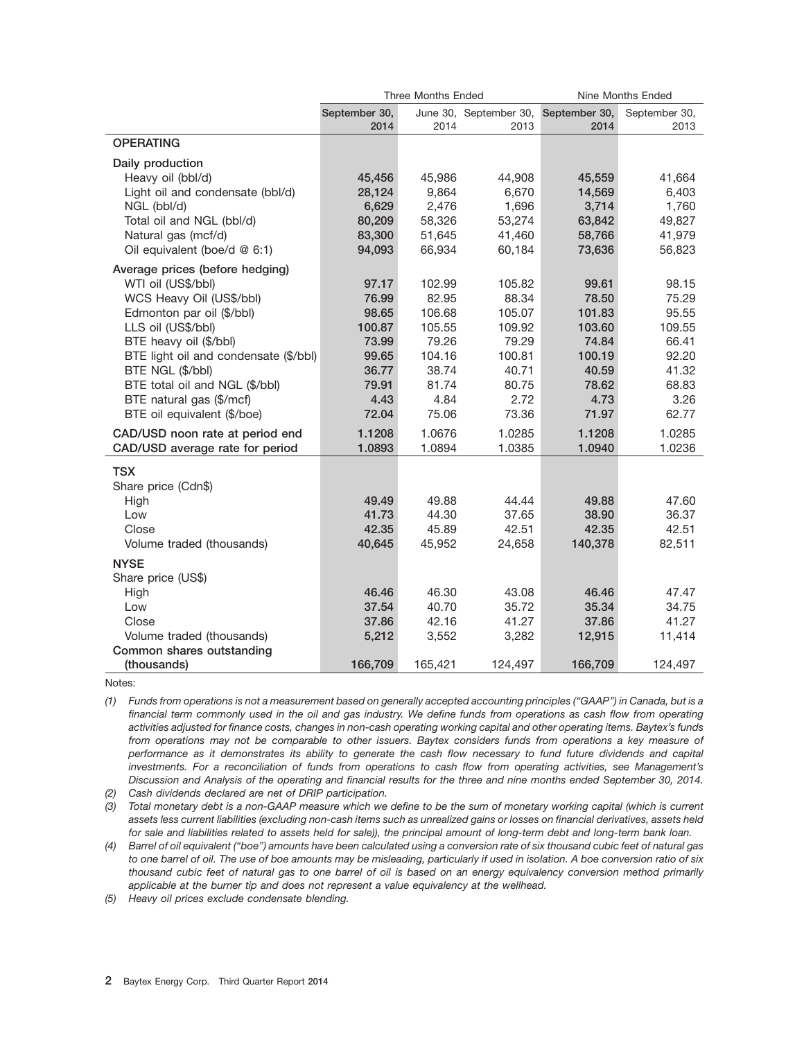| | Three Months Ended | | | Nine Months Ended | |
|---|---|---|---|---|---|
| | September 30, 2014 | June 30, 2014 | September 30, 2013 | September 30, 2014 | September 30, 2013 |
| **OPERATING** | | | | | |
| **Daily production** | | | | | |
| Heavy oil (bbl/d) | **45,456** | 45,986 | 44,908 | **45,559** | 41,664 |
| Light oil and condensate (bbl/d) | **28,124** | 9,864 | 6,670 | **14,569** | 6,403 |
| NGL (bbl/d) | **6,629** | 2,476 | 1,696 | **3,714** | 1,760 |
| Total oil and NGL (bbl/d) | **80,209** | 58,326 | 53,274 | **63,842** | 49,827 |
| Natural gas (mcf/d) | **83,300** | 51,645 | 41,460 | **58,766** | 41,979 |
| Oil equivalent (boe/d @ 6:1) | **94,093** | 66,934 | 60,184 | **73,636** | 56,823 |
| **Average prices (before hedging)** | | | | | |
| WTI oil (US$/bbl) | **97.17** | 102.99 | 105.82 | **99.61** | 98.15 |
| WCS Heavy Oil (US$/bbl) | **76.99** | 82.95 | 88.34 | **78.50** | 75.29 |
| Edmonton par oil ($/bbl) | **98.65** | 106.68 | 105.07 | **101.83** | 95.55 |
| LLS oil (US$/bbl) | **100.87** | 105.55 | 109.92 | **103.60** | 109.55 |
| BTE heavy oil ($/bbl) | **73.99** | 79.26 | 79.29 | **74.84** | 66.41 |
| BTE light oil and condensate ($/bbl) | **99.65** | 104.16 | 100.81 | **100.19** | 92.20 |
| BTE NGL ($/bbl) | **36.77** | 38.74 | 40.71 | **40.59** | 41.32 |
| BTE total oil and NGL ($/bbl) | **79.91** | 81.74 | 80.75 | **78.62** | 68.83 |
| BTE natural gas ($/mcf) | **4.43** | 4.84 | 2.72 | **4.73** | 3.26 |
| BTE oil equivalent ($/boe) | **72.04** | 75.06 | 73.36 | **71.97** | 62.77 |
| **CAD/USD noon rate at period end** | **1.1208** | 1.0676 | 1.0285 | **1.1208** | 1.0285 |
| **CAD/USD average rate for period** | **1.0893** | 1.0894 | 1.0385 | **1.0940** | 1.0236 |
| **TSX** | | | | | |
| Share price (Cdn$) | | | | | |
| High | **49.49** | 49.88 | 44.44 | **49.88** | 47.60 |
| Low | **41.73** | 44.30 | 37.65 | **38.90** | 36.37 |
| Close | **42.35** | 45.89 | 42.51 | **42.35** | 42.51 |
| Volume traded (thousands) | **40,645** | 45,952 | 24,658 | **140,378** | 82,511 |
| **NYSE** | | | | | |
| Share price (US$) | | | | | |
| High | **46.46** | 46.30 | 43.08 | **46.46** | 47.47 |
| Low | **37.54** | 40.70 | 35.72 | **35.34** | 34.75 |
| Close | **37.86** | 42.16 | 41.27 | **37.86** | 41.27 |
| Volume traded (thousands) | **5,212** | 3,552 | 3,282 | **12,915** | 11,414 |
| **Common shares outstanding (thousands)** | **166,709** | 165,421 | 124,497 | **166,709** | 124,497 |

Notes:

(1) *Funds from operations is not a measurement based on generally accepted accounting principles ("GAAP") in Canada, but is a financial term commonly used in the oil and gas industry. We define funds from operations as cash flow from operating activities adjusted for finance costs, changes in non-cash operating working capital and other operating items. Baytex's funds from operations may not be comparable to other issuers. Baytex considers funds from operations a key measure of performance as it demonstrates its ability to generate the cash flow necessary to fund future dividends and capital investments. For a reconciliation of funds from operations to cash flow from operating activities, see Management's Discussion and Analysis of the operating and financial results for the three and nine months ended September 30, 2014.*

(2) *Cash dividends declared are net of DRIP participation.*

(3) *Total monetary debt is a non-GAAP measure which we define to be the sum of monetary working capital (which is current assets less current liabilities (excluding non-cash items such as unrealized gains or losses on financial derivatives, assets held for sale and liabilities related to assets held for sale)), the principal amount of long-term debt and long-term bank loan.*

(4) *Barrel of oil equivalent ("boe") amounts have been calculated using a conversion rate of six thousand cubic feet of natural gas to one barrel of oil. The use of boe amounts may be misleading, particularly if used in isolation. A boe conversion ratio of six thousand cubic feet of natural gas to one barrel of oil is based on an energy equivalency conversion method primarily applicable at the burner tip and does not represent a value equivalency at the wellhead.*

(5) *Heavy oil prices exclude condensate blending.*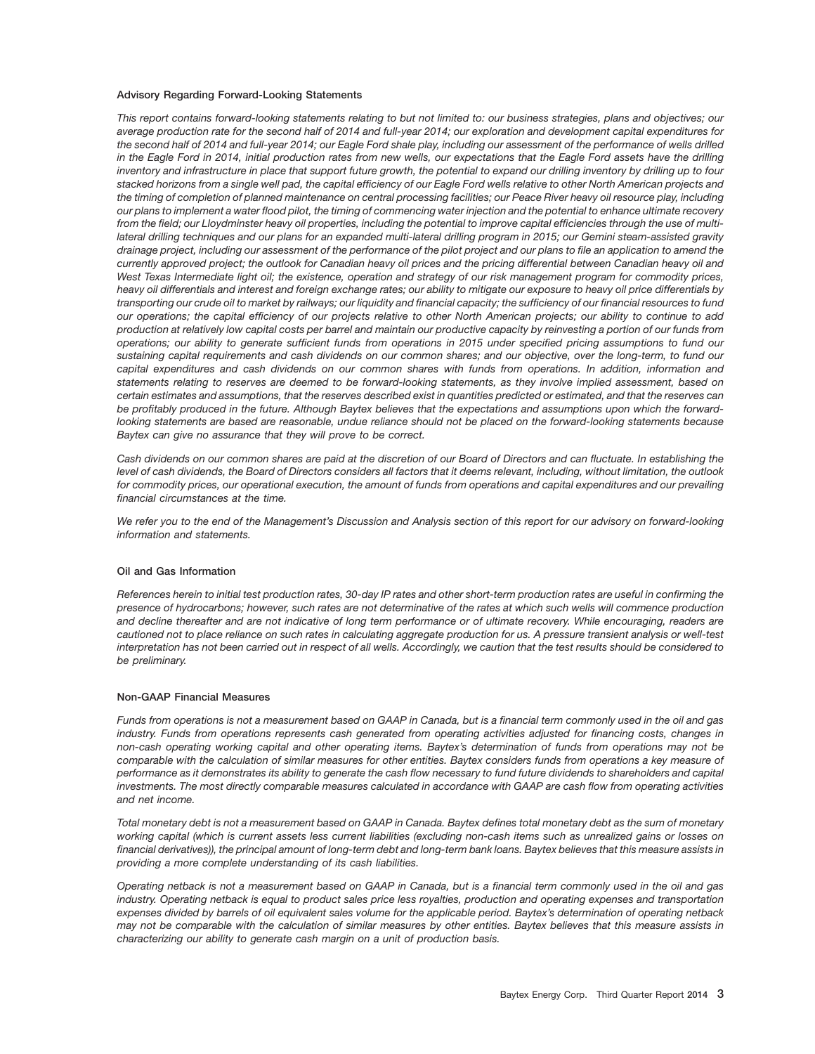## Advisory Regarding Forward-Looking Statements

*This report contains forward-looking statements relating to but not limited to: our business strategies, plans and objectives; our average production rate for the second half of 2014 and full-year 2014; our exploration and development capital expenditures for the second half of 2014 and full-year 2014; our Eagle Ford shale play, including our assessment of the performance of wells drilled in the Eagle Ford in 2014, initial production rates from new wells, our expectations that the Eagle Ford assets have the drilling inventory and infrastructure in place that support future growth, the potential to expand our drilling inventory by drilling up to four stacked horizons from a single well pad, the capital efficiency of our Eagle Ford wells relative to other North American projects and the timing of completion of planned maintenance on central processing facilities; our Peace River heavy oil resource play, including our plans to implement a water flood pilot, the timing of commencing water injection and the potential to enhance ultimate recovery from the field; our Lloydminster heavy oil properties, including the potential to improve capital efficiencies through the use of multi-lateral drilling techniques and our plans for an expanded multi-lateral drilling program in 2015; our Gemini steam-assisted gravity drainage project, including our assessment of the performance of the pilot project and our plans to file an application to amend the currently approved project; the outlook for Canadian heavy oil prices and the pricing differential between Canadian heavy oil and West Texas Intermediate light oil; the existence, operation and strategy of our risk management program for commodity prices, heavy oil differentials and interest and foreign exchange rates; our ability to mitigate our exposure to heavy oil price differentials by transporting our crude oil to market by railways; our liquidity and financial capacity; the sufficiency of our financial resources to fund our operations; the capital efficiency of our projects relative to other North American projects; our ability to continue to add production at relatively low capital costs per barrel and maintain our productive capacity by reinvesting a portion of our funds from operations; our ability to generate sufficient funds from operations in 2015 under specified pricing assumptions to fund our sustaining capital requirements and cash dividends on our common shares; and our objective, over the long-term, to fund our capital expenditures and cash dividends on our common shares with funds from operations. In addition, information and statements relating to reserves are deemed to be forward-looking statements, as they involve implied assessment, based on certain estimates and assumptions, that the reserves described exist in quantities predicted or estimated, and that the reserves can be profitably produced in the future. Although Baytex believes that the expectations and assumptions upon which the forward-looking statements are based are reasonable, undue reliance should not be placed on the forward-looking statements because Baytex can give no assurance that they will prove to be correct.*

*Cash dividends on our common shares are paid at the discretion of our Board of Directors and can fluctuate. In establishing the level of cash dividends, the Board of Directors considers all factors that it deems relevant, including, without limitation, the outlook for commodity prices, our operational execution, the amount of funds from operations and capital expenditures and our prevailing financial circumstances at the time.*

*We refer you to the end of the Management's Discussion and Analysis section of this report for our advisory on forward-looking information and statements.*

## Oil and Gas Information

*References herein to initial test production rates, 30-day IP rates and other short-term production rates are useful in confirming the presence of hydrocarbons; however, such rates are not determinative of the rates at which such wells will commence production and decline thereafter and are not indicative of long term performance or of ultimate recovery. While encouraging, readers are cautioned not to place reliance on such rates in calculating aggregate production for us. A pressure transient analysis or well-test interpretation has not been carried out in respect of all wells. Accordingly, we caution that the test results should be considered to be preliminary.*

## Non-GAAP Financial Measures

*Funds from operations is not a measurement based on GAAP in Canada, but is a financial term commonly used in the oil and gas industry. Funds from operations represents cash generated from operating activities adjusted for financing costs, changes in non-cash operating working capital and other operating items. Baytex's determination of funds from operations may not be comparable with the calculation of similar measures for other entities. Baytex considers funds from operations a key measure of performance as it demonstrates its ability to generate the cash flow necessary to fund future dividends to shareholders and capital investments. The most directly comparable measures calculated in accordance with GAAP are cash flow from operating activities and net income.*

*Total monetary debt is not a measurement based on GAAP in Canada. Baytex defines total monetary debt as the sum of monetary working capital (which is current assets less current liabilities (excluding non-cash items such as unrealized gains or losses on financial derivatives)), the principal amount of long-term debt and long-term bank loans. Baytex believes that this measure assists in providing a more complete understanding of its cash liabilities.*

*Operating netback is not a measurement based on GAAP in Canada, but is a financial term commonly used in the oil and gas industry. Operating netback is equal to product sales price less royalties, production and operating expenses and transportation expenses divided by barrels of oil equivalent sales volume for the applicable period. Baytex's determination of operating netback may not be comparable with the calculation of similar measures by other entities. Baytex believes that this measure assists in characterizing our ability to generate cash margin on a unit of production basis.*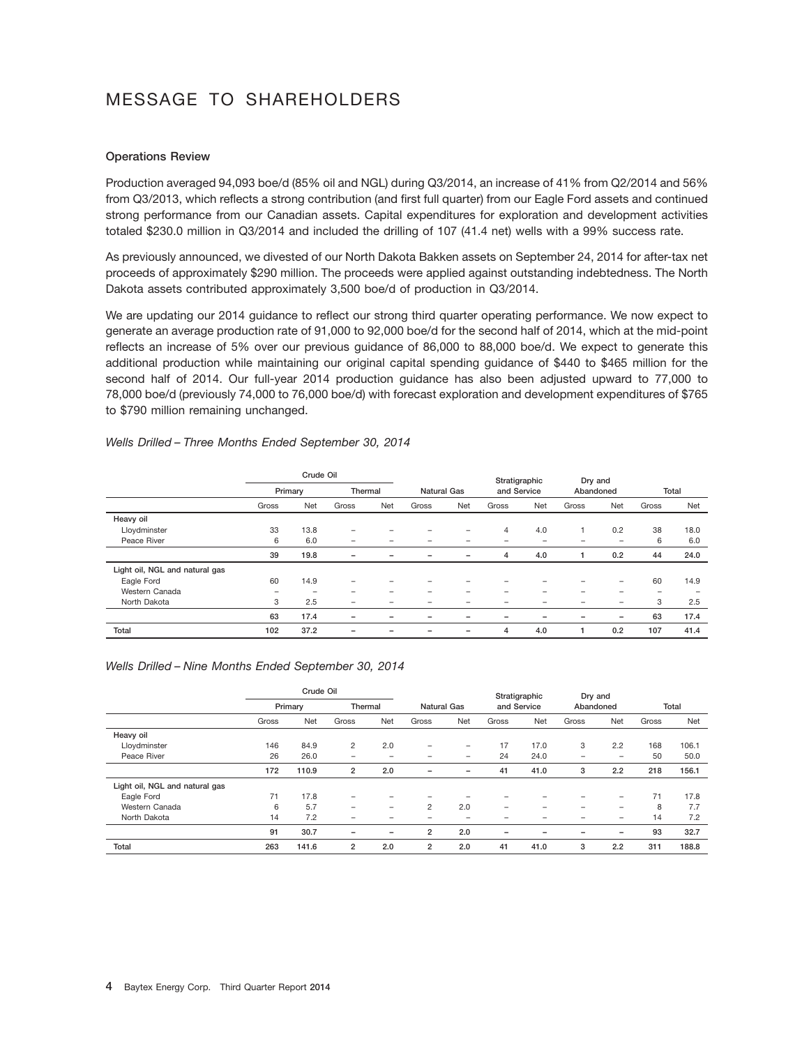# MESSAGE TO SHAREHOLDERS

**Operations Review**

Production averaged 94,093 boe/d (85% oil and NGL) during Q3/2014, an increase of 41% from Q2/2014 and 56% from Q3/2013, which reflects a strong contribution (and first full quarter) from our Eagle Ford assets and continued strong performance from our Canadian assets. Capital expenditures for exploration and development activities totaled $230.0 million in Q3/2014 and included the drilling of 107 (41.4 net) wells with a 99% success rate.

As previously announced, we divested of our North Dakota Bakken assets on September 24, 2014 for after-tax net proceeds of approximately $290 million. The proceeds were applied against outstanding indebtedness. The North Dakota assets contributed approximately 3,500 boe/d of production in Q3/2014.

We are updating our 2014 guidance to reflect our strong third quarter operating performance. We now expect to generate an average production rate of 91,000 to 92,000 boe/d for the second half of 2014, which at the mid-point reflects an increase of 5% over our previous guidance of 86,000 to 88,000 boe/d. We expect to generate this additional production while maintaining our original capital spending guidance of $440 to $465 million for the second half of 2014. Our full-year 2014 production guidance has also been adjusted upward to 77,000 to 78,000 boe/d (previously 74,000 to 76,000 boe/d) with forecast exploration and development expenditures of $765 to $790 million remaining unchanged.

*Wells Drilled – Three Months Ended September 30, 2014*

| | Crude Oil | | | | | | | | | | | |
|---|---|---|---|---|---|---|---|---|---|---|---|---|
| | Primary | | Thermal | | Natural Gas | | Stratigraphic and Service | | Dry and Abandoned | | Total | |
| | Gross | Net | Gross | Net | Gross | Net | Gross | Net | Gross | Net | Gross | Net |
| **Heavy oil** | | | | | | | | | | | | |
| Lloydminster | 33 | 13.8 | – | – | – | – | 4 | 4.0 | 1 | 0.2 | 38 | 18.0 |
| Peace River | 6 | 6.0 | – | – | – | – | – | – | – | – | 6 | 6.0 |
| | **39** | **19.8** | **–** | **–** | **–** | **–** | **4** | **4.0** | **1** | **0.2** | **44** | **24.0** |
| **Light oil, NGL and natural gas** | | | | | | | | | | | | |
| Eagle Ford | 60 | 14.9 | – | – | – | – | – | – | – | – | 60 | 14.9 |
| Western Canada | – | – | – | – | – | – | – | – | – | – | – | – |
| North Dakota | 3 | 2.5 | – | – | – | – | – | – | – | – | 3 | 2.5 |
| | **63** | **17.4** | **–** | **–** | **–** | **–** | **–** | **–** | **–** | **–** | **63** | **17.4** |
| **Total** | **102** | **37.2** | **–** | **–** | **–** | **–** | **4** | **4.0** | **1** | **0.2** | **107** | **41.4** |

*Wells Drilled – Nine Months Ended September 30, 2014*

| | Crude Oil | | | | | | | | | | | |
|---|---|---|---|---|---|---|---|---|---|---|---|---|
| | Primary | | Thermal | | Natural Gas | | Stratigraphic and Service | | Dry and Abandoned | | Total | |
| | Gross | Net | Gross | Net | Gross | Net | Gross | Net | Gross | Net | Gross | Net |
| **Heavy oil** | | | | | | | | | | | | |
| Lloydminster | 146 | 84.9 | 2 | 2.0 | – | – | 17 | 17.0 | 3 | 2.2 | 168 | 106.1 |
| Peace River | 26 | 26.0 | – | – | – | – | 24 | 24.0 | – | – | 50 | 50.0 |
| | **172** | **110.9** | **2** | **2.0** | **–** | **–** | **41** | **41.0** | **3** | **2.2** | **218** | **156.1** |
| **Light oil, NGL and natural gas** | | | | | | | | | | | | |
| Eagle Ford | 71 | 17.8 | – | – | – | – | – | – | – | – | 71 | 17.8 |
| Western Canada | 6 | 5.7 | – | – | 2 | 2.0 | – | – | – | – | 8 | 7.7 |
| North Dakota | 14 | 7.2 | – | – | – | – | – | – | – | – | 14 | 7.2 |
| | **91** | **30.7** | **–** | **–** | **2** | **2.0** | **–** | **–** | **–** | **–** | **93** | **32.7** |
| **Total** | **263** | **141.6** | **2** | **2.0** | **2** | **2.0** | **41** | **41.0** | **3** | **2.2** | **311** | **188.8** |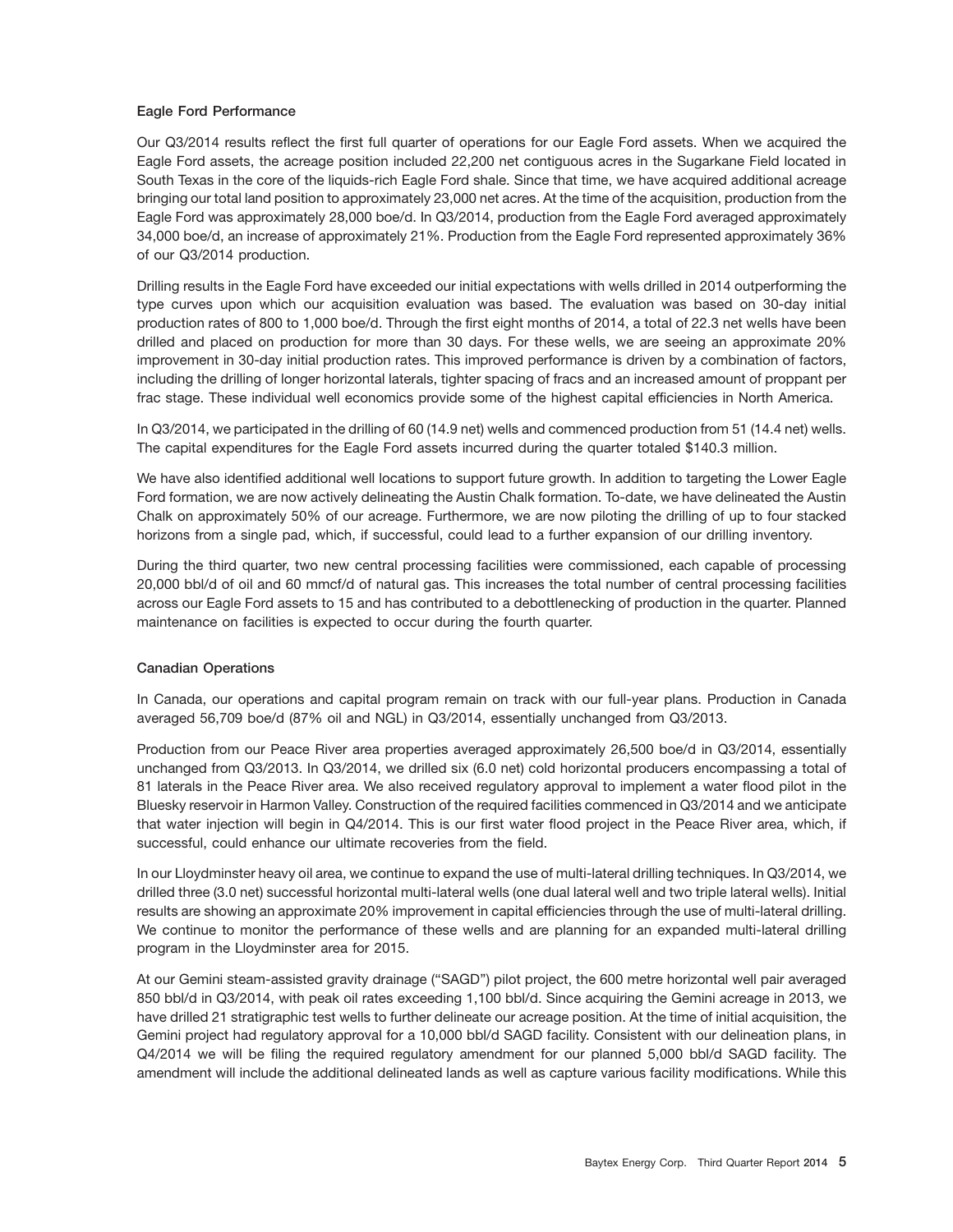### Eagle Ford Performance

Our Q3/2014 results reflect the first full quarter of operations for our Eagle Ford assets. When we acquired the Eagle Ford assets, the acreage position included 22,200 net contiguous acres in the Sugarkane Field located in South Texas in the core of the liquids-rich Eagle Ford shale. Since that time, we have acquired additional acreage bringing our total land position to approximately 23,000 net acres. At the time of the acquisition, production from the Eagle Ford was approximately 28,000 boe/d. In Q3/2014, production from the Eagle Ford averaged approximately 34,000 boe/d, an increase of approximately 21%. Production from the Eagle Ford represented approximately 36% of our Q3/2014 production.

Drilling results in the Eagle Ford have exceeded our initial expectations with wells drilled in 2014 outperforming the type curves upon which our acquisition evaluation was based. The evaluation was based on 30-day initial production rates of 800 to 1,000 boe/d. Through the first eight months of 2014, a total of 22.3 net wells have been drilled and placed on production for more than 30 days. For these wells, we are seeing an approximate 20% improvement in 30-day initial production rates. This improved performance is driven by a combination of factors, including the drilling of longer horizontal laterals, tighter spacing of fracs and an increased amount of proppant per frac stage. These individual well economics provide some of the highest capital efficiencies in North America.

In Q3/2014, we participated in the drilling of 60 (14.9 net) wells and commenced production from 51 (14.4 net) wells. The capital expenditures for the Eagle Ford assets incurred during the quarter totaled $140.3 million.

We have also identified additional well locations to support future growth. In addition to targeting the Lower Eagle Ford formation, we are now actively delineating the Austin Chalk formation. To-date, we have delineated the Austin Chalk on approximately 50% of our acreage. Furthermore, we are now piloting the drilling of up to four stacked horizons from a single pad, which, if successful, could lead to a further expansion of our drilling inventory.

During the third quarter, two new central processing facilities were commissioned, each capable of processing 20,000 bbl/d of oil and 60 mmcf/d of natural gas. This increases the total number of central processing facilities across our Eagle Ford assets to 15 and has contributed to a debottlenecking of production in the quarter. Planned maintenance on facilities is expected to occur during the fourth quarter.

### Canadian Operations

In Canada, our operations and capital program remain on track with our full-year plans. Production in Canada averaged 56,709 boe/d (87% oil and NGL) in Q3/2014, essentially unchanged from Q3/2013.

Production from our Peace River area properties averaged approximately 26,500 boe/d in Q3/2014, essentially unchanged from Q3/2013. In Q3/2014, we drilled six (6.0 net) cold horizontal producers encompassing a total of 81 laterals in the Peace River area. We also received regulatory approval to implement a water flood pilot in the Bluesky reservoir in Harmon Valley. Construction of the required facilities commenced in Q3/2014 and we anticipate that water injection will begin in Q4/2014. This is our first water flood project in the Peace River area, which, if successful, could enhance our ultimate recoveries from the field.

In our Lloydminster heavy oil area, we continue to expand the use of multi-lateral drilling techniques. In Q3/2014, we drilled three (3.0 net) successful horizontal multi-lateral wells (one dual lateral well and two triple lateral wells). Initial results are showing an approximate 20% improvement in capital efficiencies through the use of multi-lateral drilling. We continue to monitor the performance of these wells and are planning for an expanded multi-lateral drilling program in the Lloydminster area for 2015.

At our Gemini steam-assisted gravity drainage ("SAGD") pilot project, the 600 metre horizontal well pair averaged 850 bbl/d in Q3/2014, with peak oil rates exceeding 1,100 bbl/d. Since acquiring the Gemini acreage in 2013, we have drilled 21 stratigraphic test wells to further delineate our acreage position. At the time of initial acquisition, the Gemini project had regulatory approval for a 10,000 bbl/d SAGD facility. Consistent with our delineation plans, in Q4/2014 we will be filing the required regulatory amendment for our planned 5,000 bbl/d SAGD facility. The amendment will include the additional delineated lands as well as capture various facility modifications. While this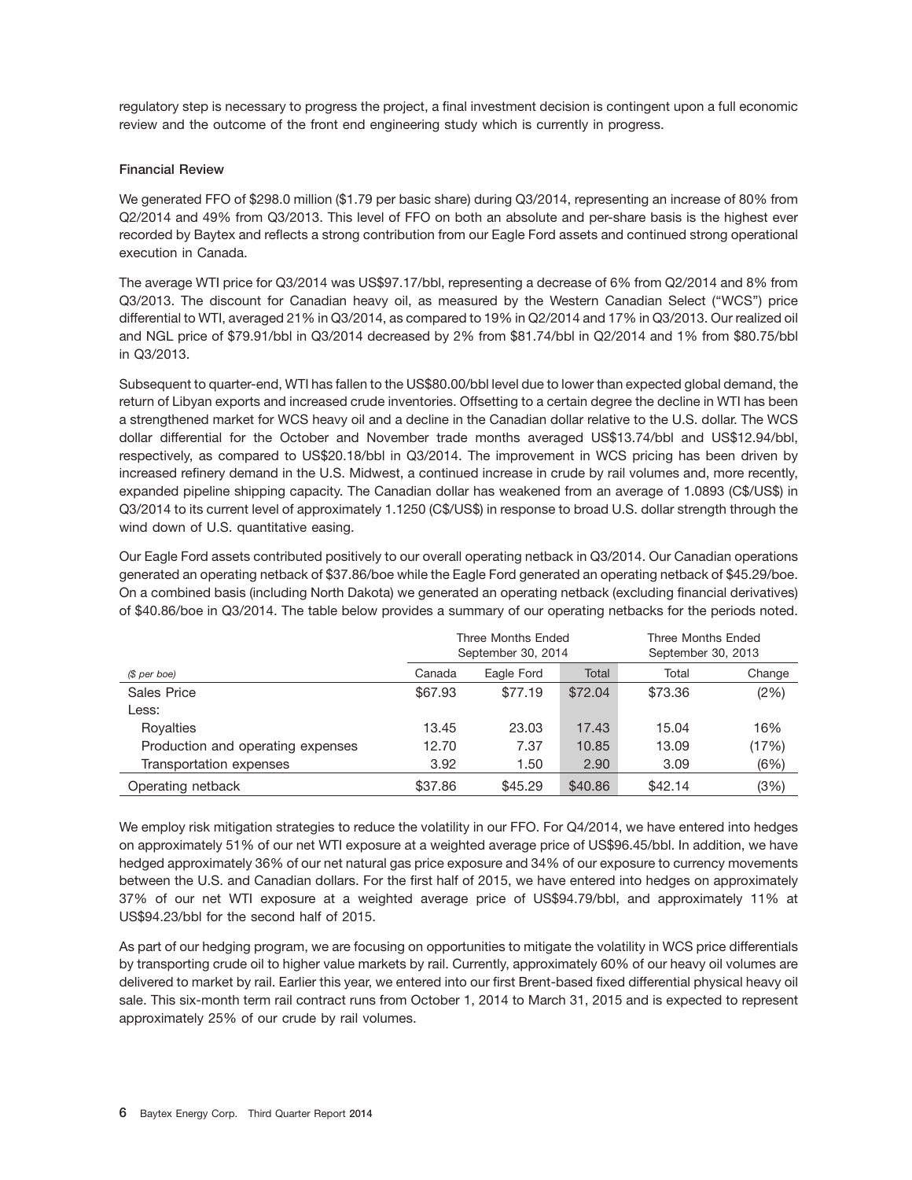regulatory step is necessary to progress the project, a final investment decision is contingent upon a full economic review and the outcome of the front end engineering study which is currently in progress.

### Financial Review

We generated FFO of $298.0 million ($1.79 per basic share) during Q3/2014, representing an increase of 80% from Q2/2014 and 49% from Q3/2013. This level of FFO on both an absolute and per-share basis is the highest ever recorded by Baytex and reflects a strong contribution from our Eagle Ford assets and continued strong operational execution in Canada.

The average WTI price for Q3/2014 was US$97.17/bbl, representing a decrease of 6% from Q2/2014 and 8% from Q3/2013. The discount for Canadian heavy oil, as measured by the Western Canadian Select ("WCS") price differential to WTI, averaged 21% in Q3/2014, as compared to 19% in Q2/2014 and 17% in Q3/2013. Our realized oil and NGL price of $79.91/bbl in Q3/2014 decreased by 2% from $81.74/bbl in Q2/2014 and 1% from $80.75/bbl in Q3/2013.

Subsequent to quarter-end, WTI has fallen to the US$80.00/bbl level due to lower than expected global demand, the return of Libyan exports and increased crude inventories. Offsetting to a certain degree the decline in WTI has been a strengthened market for WCS heavy oil and a decline in the Canadian dollar relative to the U.S. dollar. The WCS dollar differential for the October and November trade months averaged US$13.74/bbl and US$12.94/bbl, respectively, as compared to US$20.18/bbl in Q3/2014. The improvement in WCS pricing has been driven by increased refinery demand in the U.S. Midwest, a continued increase in crude by rail volumes and, more recently, expanded pipeline shipping capacity. The Canadian dollar has weakened from an average of 1.0893 (C$/US$) in Q3/2014 to its current level of approximately 1.1250 (C$/US$) in response to broad U.S. dollar strength through the wind down of U.S. quantitative easing.

Our Eagle Ford assets contributed positively to our overall operating netback in Q3/2014. Our Canadian operations generated an operating netback of $37.86/boe while the Eagle Ford generated an operating netback of $45.29/boe. On a combined basis (including North Dakota) we generated an operating netback (excluding financial derivatives) of $40.86/boe in Q3/2014. The table below provides a summary of our operating netbacks for the periods noted.

| | Three Months Ended September 30, 2014 | | | Three Months Ended September 30, 2013 | |
|---|---|---|---|---|---|
| *($ per boe)* | Canada | Eagle Ford | Total | Total | Change |
| Sales Price | $67.93 | $77.19 | $72.04 | $73.36 | (2%) |
| Less: | | | | | |
| Royalties | 13.45 | 23.03 | 17.43 | 15.04 | 16% |
| Production and operating expenses | 12.70 | 7.37 | 10.85 | 13.09 | (17%) |
| Transportation expenses | 3.92 | 1.50 | 2.90 | 3.09 | (6%) |
| Operating netback | $37.86 | $45.29 | $40.86 | $42.14 | (3%) |

We employ risk mitigation strategies to reduce the volatility in our FFO. For Q4/2014, we have entered into hedges on approximately 51% of our net WTI exposure at a weighted average price of US$96.45/bbl. In addition, we have hedged approximately 36% of our net natural gas price exposure and 34% of our exposure to currency movements between the U.S. and Canadian dollars. For the first half of 2015, we have entered into hedges on approximately 37% of our net WTI exposure at a weighted average price of US$94.79/bbl, and approximately 11% at US$94.23/bbl for the second half of 2015.

As part of our hedging program, we are focusing on opportunities to mitigate the volatility in WCS price differentials by transporting crude oil to higher value markets by rail. Currently, approximately 60% of our heavy oil volumes are delivered to market by rail. Earlier this year, we entered into our first Brent-based fixed differential physical heavy oil sale. This six-month term rail contract runs from October 1, 2014 to March 31, 2015 and is expected to represent approximately 25% of our crude by rail volumes.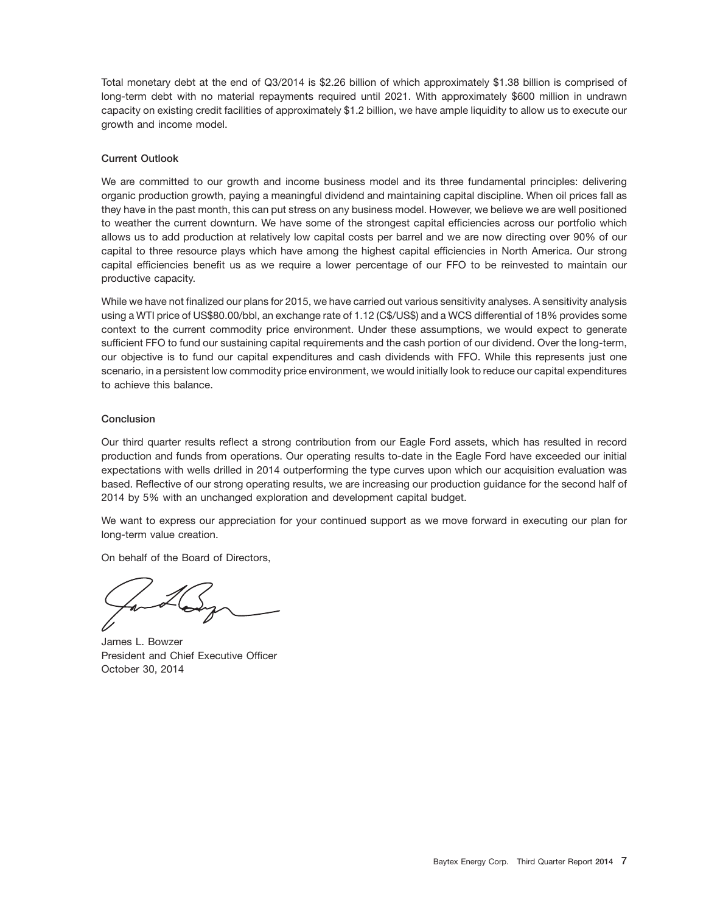Total monetary debt at the end of Q3/2014 is $2.26 billion of which approximately $1.38 billion is comprised of long-term debt with no material repayments required until 2021. With approximately $600 million in undrawn capacity on existing credit facilities of approximately $1.2 billion, we have ample liquidity to allow us to execute our growth and income model.

### Current Outlook

We are committed to our growth and income business model and its three fundamental principles: delivering organic production growth, paying a meaningful dividend and maintaining capital discipline. When oil prices fall as they have in the past month, this can put stress on any business model. However, we believe we are well positioned to weather the current downturn. We have some of the strongest capital efficiencies across our portfolio which allows us to add production at relatively low capital costs per barrel and we are now directing over 90% of our capital to three resource plays which have among the highest capital efficiencies in North America. Our strong capital efficiencies benefit us as we require a lower percentage of our FFO to be reinvested to maintain our productive capacity.

While we have not finalized our plans for 2015, we have carried out various sensitivity analyses. A sensitivity analysis using a WTI price of US$80.00/bbl, an exchange rate of 1.12 (C$/US$) and a WCS differential of 18% provides some context to the current commodity price environment. Under these assumptions, we would expect to generate sufficient FFO to fund our sustaining capital requirements and the cash portion of our dividend. Over the long-term, our objective is to fund our capital expenditures and cash dividends with FFO. While this represents just one scenario, in a persistent low commodity price environment, we would initially look to reduce our capital expenditures to achieve this balance.

### Conclusion

Our third quarter results reflect a strong contribution from our Eagle Ford assets, which has resulted in record production and funds from operations. Our operating results to-date in the Eagle Ford have exceeded our initial expectations with wells drilled in 2014 outperforming the type curves upon which our acquisition evaluation was based. Reflective of our strong operating results, we are increasing our production guidance for the second half of 2014 by 5% with an unchanged exploration and development capital budget.

We want to express our appreciation for your continued support as we move forward in executing our plan for long-term value creation.

On behalf of the Board of Directors,

James L. Bowzer
President and Chief Executive Officer
October 30, 2014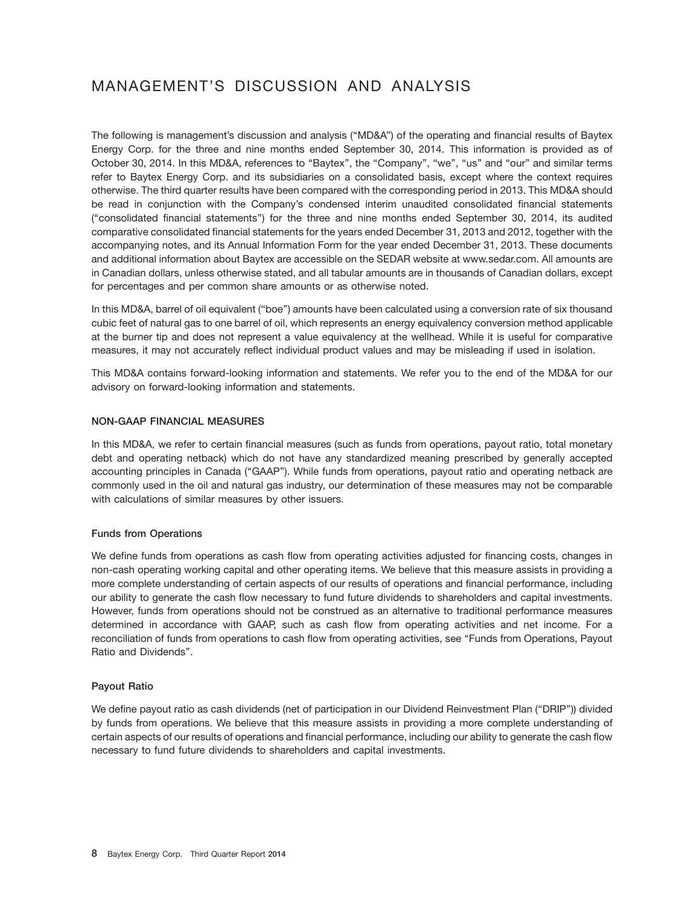# MANAGEMENT'S DISCUSSION AND ANALYSIS

The following is management's discussion and analysis ("MD&A") of the operating and financial results of Baytex Energy Corp. for the three and nine months ended September 30, 2014. This information is provided as of October 30, 2014. In this MD&A, references to "Baytex", the "Company", "we", "us" and "our" and similar terms refer to Baytex Energy Corp. and its subsidiaries on a consolidated basis, except where the context requires otherwise. The third quarter results have been compared with the corresponding period in 2013. This MD&A should be read in conjunction with the Company's condensed interim unaudited consolidated financial statements ("consolidated financial statements") for the three and nine months ended September 30, 2014, its audited comparative consolidated financial statements for the years ended December 31, 2013 and 2012, together with the accompanying notes, and its Annual Information Form for the year ended December 31, 2013. These documents and additional information about Baytex are accessible on the SEDAR website at www.sedar.com. All amounts are in Canadian dollars, unless otherwise stated, and all tabular amounts are in thousands of Canadian dollars, except for percentages and per common share amounts or as otherwise noted.

In this MD&A, barrel of oil equivalent ("boe") amounts have been calculated using a conversion rate of six thousand cubic feet of natural gas to one barrel of oil, which represents an energy equivalency conversion method applicable at the burner tip and does not represent a value equivalency at the wellhead. While it is useful for comparative measures, it may not accurately reflect individual product values and may be misleading if used in isolation.

This MD&A contains forward-looking information and statements. We refer you to the end of the MD&A for our advisory on forward-looking information and statements.

## NON-GAAP FINANCIAL MEASURES

In this MD&A, we refer to certain financial measures (such as funds from operations, payout ratio, total monetary debt and operating netback) which do not have any standardized meaning prescribed by generally accepted accounting principles in Canada ("GAAP"). While funds from operations, payout ratio and operating netback are commonly used in the oil and natural gas industry, our determination of these measures may not be comparable with calculations of similar measures by other issuers.

### Funds from Operations

We define funds from operations as cash flow from operating activities adjusted for financing costs, changes in non-cash operating working capital and other operating items. We believe that this measure assists in providing a more complete understanding of certain aspects of our results of operations and financial performance, including our ability to generate the cash flow necessary to fund future dividends to shareholders and capital investments. However, funds from operations should not be construed as an alternative to traditional performance measures determined in accordance with GAAP, such as cash flow from operating activities and net income. For a reconciliation of funds from operations to cash flow from operating activities, see "Funds from Operations, Payout Ratio and Dividends".

### Payout Ratio

We define payout ratio as cash dividends (net of participation in our Dividend Reinvestment Plan ("DRIP")) divided by funds from operations. We believe that this measure assists in providing a more complete understanding of certain aspects of our results of operations and financial performance, including our ability to generate the cash flow necessary to fund future dividends to shareholders and capital investments.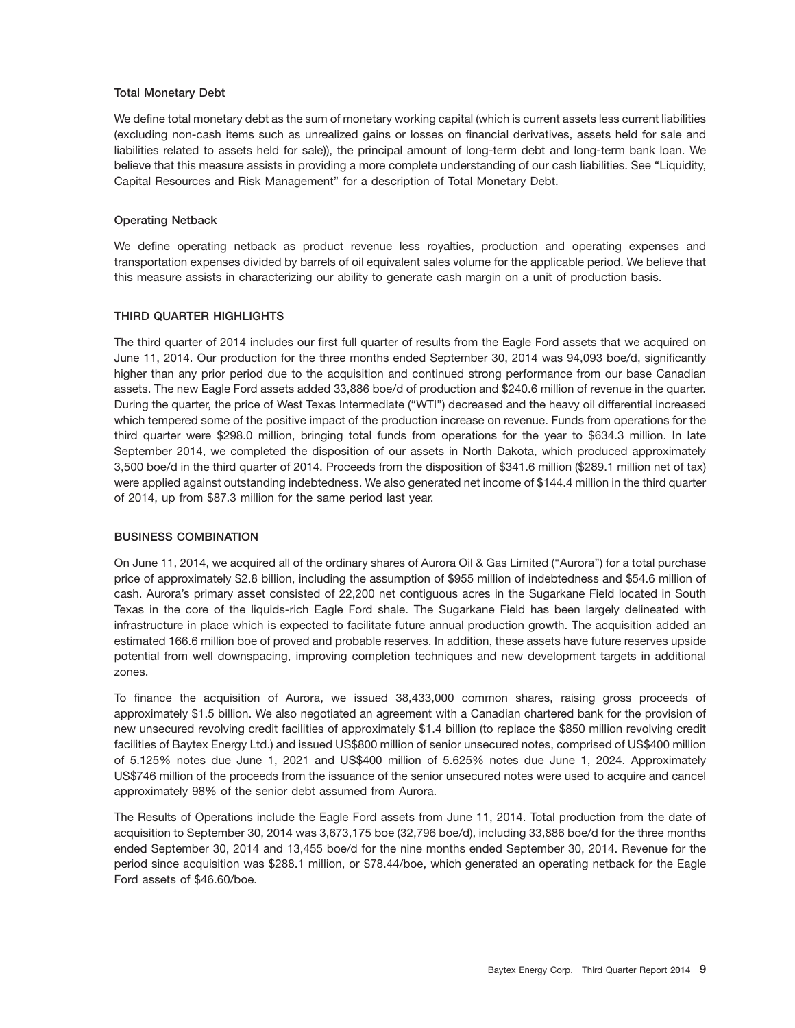### Total Monetary Debt

We define total monetary debt as the sum of monetary working capital (which is current assets less current liabilities (excluding non-cash items such as unrealized gains or losses on financial derivatives, assets held for sale and liabilities related to assets held for sale)), the principal amount of long-term debt and long-term bank loan. We believe that this measure assists in providing a more complete understanding of our cash liabilities. See "Liquidity, Capital Resources and Risk Management" for a description of Total Monetary Debt.

### Operating Netback

We define operating netback as product revenue less royalties, production and operating expenses and transportation expenses divided by barrels of oil equivalent sales volume for the applicable period. We believe that this measure assists in characterizing our ability to generate cash margin on a unit of production basis.

## THIRD QUARTER HIGHLIGHTS

The third quarter of 2014 includes our first full quarter of results from the Eagle Ford assets that we acquired on June 11, 2014. Our production for the three months ended September 30, 2014 was 94,093 boe/d, significantly higher than any prior period due to the acquisition and continued strong performance from our base Canadian assets. The new Eagle Ford assets added 33,886 boe/d of production and $240.6 million of revenue in the quarter. During the quarter, the price of West Texas Intermediate ("WTI") decreased and the heavy oil differential increased which tempered some of the positive impact of the production increase on revenue. Funds from operations for the third quarter were $298.0 million, bringing total funds from operations for the year to $634.3 million. In late September 2014, we completed the disposition of our assets in North Dakota, which produced approximately 3,500 boe/d in the third quarter of 2014. Proceeds from the disposition of $341.6 million ($289.1 million net of tax) were applied against outstanding indebtedness. We also generated net income of $144.4 million in the third quarter of 2014, up from $87.3 million for the same period last year.

## BUSINESS COMBINATION

On June 11, 2014, we acquired all of the ordinary shares of Aurora Oil & Gas Limited ("Aurora") for a total purchase price of approximately $2.8 billion, including the assumption of $955 million of indebtedness and $54.6 million of cash. Aurora's primary asset consisted of 22,200 net contiguous acres in the Sugarkane Field located in South Texas in the core of the liquids-rich Eagle Ford shale. The Sugarkane Field has been largely delineated with infrastructure in place which is expected to facilitate future annual production growth. The acquisition added an estimated 166.6 million boe of proved and probable reserves. In addition, these assets have future reserves upside potential from well downspacing, improving completion techniques and new development targets in additional zones.

To finance the acquisition of Aurora, we issued 38,433,000 common shares, raising gross proceeds of approximately $1.5 billion. We also negotiated an agreement with a Canadian chartered bank for the provision of new unsecured revolving credit facilities of approximately $1.4 billion (to replace the $850 million revolving credit facilities of Baytex Energy Ltd.) and issued US$800 million of senior unsecured notes, comprised of US$400 million of 5.125% notes due June 1, 2021 and US$400 million of 5.625% notes due June 1, 2024. Approximately US$746 million of the proceeds from the issuance of the senior unsecured notes were used to acquire and cancel approximately 98% of the senior debt assumed from Aurora.

The Results of Operations include the Eagle Ford assets from June 11, 2014. Total production from the date of acquisition to September 30, 2014 was 3,673,175 boe (32,796 boe/d), including 33,886 boe/d for the three months ended September 30, 2014 and 13,455 boe/d for the nine months ended September 30, 2014. Revenue for the period since acquisition was $288.1 million, or $78.44/boe, which generated an operating netback for the Eagle Ford assets of $46.60/boe.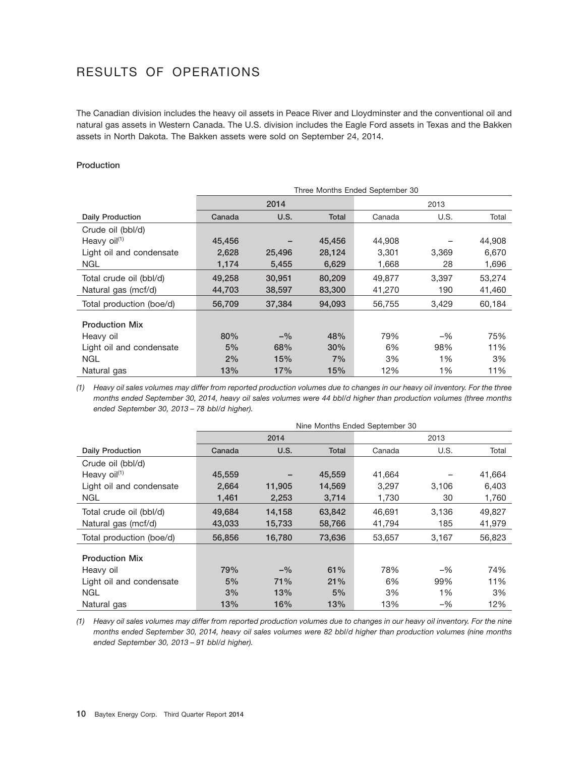# RESULTS OF OPERATIONS

The Canadian division includes the heavy oil assets in Peace River and Lloydminster and the conventional oil and natural gas assets in Western Canada. The U.S. division includes the Eagle Ford assets in Texas and the Bakken assets in North Dakota. The Bakken assets were sold on September 24, 2014.

**Production**

| | Three Months Ended September 30 | | | | | |
|---|---|---|---|---|---|---|
| | 2014 | | | 2013 | | |
| **Daily Production** | **Canada** | **U.S.** | **Total** | Canada | U.S. | Total |
| Crude oil (bbl/d) | | | | | | |
| Heavy oil[(1)] | **45,456** | **–** | **45,456** | 44,908 | – | 44,908 |
| Light oil and condensate | **2,628** | **25,496** | **28,124** | 3,301 | 3,369 | 6,670 |
| NGL | **1,174** | **5,455** | **6,629** | 1,668 | 28 | 1,696 |
| Total crude oil (bbl/d) | **49,258** | **30,951** | **80,209** | 49,877 | 3,397 | 53,274 |
| Natural gas (mcf/d) | **44,703** | **38,597** | **83,300** | 41,270 | 190 | 41,460 |
| Total production (boe/d) | **56,709** | **37,384** | **94,093** | 56,755 | 3,429 | 60,184 |
| **Production Mix** | | | | | | |
| Heavy oil | **80%** | **–%** | **48%** | 79% | –% | 75% |
| Light oil and condensate | **5%** | **68%** | **30%** | 6% | 98% | 11% |
| NGL | **2%** | **15%** | **7%** | 3% | 1% | 3% |
| Natural gas | **13%** | **17%** | **15%** | 12% | 1% | 11% |

*(1) Heavy oil sales volumes may differ from reported production volumes due to changes in our heavy oil inventory. For the three months ended September 30, 2014, heavy oil sales volumes were 44 bbl/d higher than production volumes (three months ended September 30, 2013 – 78 bbl/d higher).*

| | Nine Months Ended September 30 | | | | | |
|---|---|---|---|---|---|---|
| | 2014 | | | 2013 | | |
| **Daily Production** | **Canada** | **U.S.** | **Total** | Canada | U.S. | Total |
| Crude oil (bbl/d) | | | | | | |
| Heavy oil[(1)] | **45,559** | **–** | **45,559** | 41,664 | – | 41,664 |
| Light oil and condensate | **2,664** | **11,905** | **14,569** | 3,297 | 3,106 | 6,403 |
| NGL | **1,461** | **2,253** | **3,714** | 1,730 | 30 | 1,760 |
| Total crude oil (bbl/d) | **49,684** | **14,158** | **63,842** | 46,691 | 3,136 | 49,827 |
| Natural gas (mcf/d) | **43,033** | **15,733** | **58,766** | 41,794 | 185 | 41,979 |
| Total production (boe/d) | **56,856** | **16,780** | **73,636** | 53,657 | 3,167 | 56,823 |
| **Production Mix** | | | | | | |
| Heavy oil | **79%** | **–%** | **61%** | 78% | –% | 74% |
| Light oil and condensate | **5%** | **71%** | **21%** | 6% | 99% | 11% |
| NGL | **3%** | **13%** | **5%** | 3% | 1% | 3% |
| Natural gas | **13%** | **16%** | **13%** | 13% | –% | 12% |

*(1) Heavy oil sales volumes may differ from reported production volumes due to changes in our heavy oil inventory. For the nine months ended September 30, 2014, heavy oil sales volumes were 82 bbl/d higher than production volumes (nine months ended September 30, 2013 – 91 bbl/d higher).*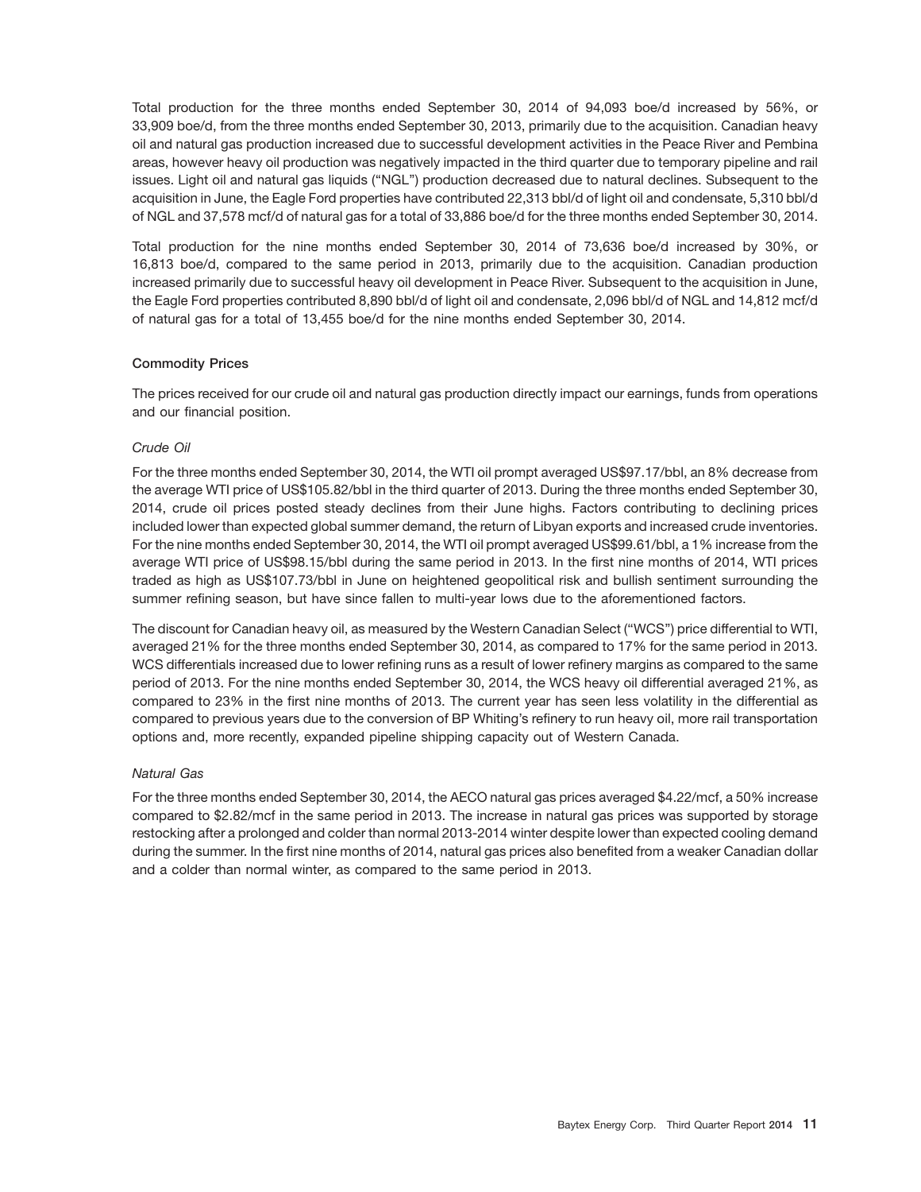Total production for the three months ended September 30, 2014 of 94,093 boe/d increased by 56%, or 33,909 boe/d, from the three months ended September 30, 2013, primarily due to the acquisition. Canadian heavy oil and natural gas production increased due to successful development activities in the Peace River and Pembina areas, however heavy oil production was negatively impacted in the third quarter due to temporary pipeline and rail issues. Light oil and natural gas liquids ("NGL") production decreased due to natural declines. Subsequent to the acquisition in June, the Eagle Ford properties have contributed 22,313 bbl/d of light oil and condensate, 5,310 bbl/d of NGL and 37,578 mcf/d of natural gas for a total of 33,886 boe/d for the three months ended September 30, 2014.

Total production for the nine months ended September 30, 2014 of 73,636 boe/d increased by 30%, or 16,813 boe/d, compared to the same period in 2013, primarily due to the acquisition. Canadian production increased primarily due to successful heavy oil development in Peace River. Subsequent to the acquisition in June, the Eagle Ford properties contributed 8,890 bbl/d of light oil and condensate, 2,096 bbl/d of NGL and 14,812 mcf/d of natural gas for a total of 13,455 boe/d for the nine months ended September 30, 2014.

### Commodity Prices

The prices received for our crude oil and natural gas production directly impact our earnings, funds from operations and our financial position.

*Crude Oil*

For the three months ended September 30, 2014, the WTI oil prompt averaged US$97.17/bbl, an 8% decrease from the average WTI price of US$105.82/bbl in the third quarter of 2013. During the three months ended September 30, 2014, crude oil prices posted steady declines from their June highs. Factors contributing to declining prices included lower than expected global summer demand, the return of Libyan exports and increased crude inventories. For the nine months ended September 30, 2014, the WTI oil prompt averaged US$99.61/bbl, a 1% increase from the average WTI price of US$98.15/bbl during the same period in 2013. In the first nine months of 2014, WTI prices traded as high as US$107.73/bbl in June on heightened geopolitical risk and bullish sentiment surrounding the summer refining season, but have since fallen to multi-year lows due to the aforementioned factors.

The discount for Canadian heavy oil, as measured by the Western Canadian Select ("WCS") price differential to WTI, averaged 21% for the three months ended September 30, 2014, as compared to 17% for the same period in 2013. WCS differentials increased due to lower refining runs as a result of lower refinery margins as compared to the same period of 2013. For the nine months ended September 30, 2014, the WCS heavy oil differential averaged 21%, as compared to 23% in the first nine months of 2013. The current year has seen less volatility in the differential as compared to previous years due to the conversion of BP Whiting's refinery to run heavy oil, more rail transportation options and, more recently, expanded pipeline shipping capacity out of Western Canada.

*Natural Gas*

For the three months ended September 30, 2014, the AECO natural gas prices averaged $4.22/mcf, a 50% increase compared to $2.82/mcf in the same period in 2013. The increase in natural gas prices was supported by storage restocking after a prolonged and colder than normal 2013-2014 winter despite lower than expected cooling demand during the summer. In the first nine months of 2014, natural gas prices also benefited from a weaker Canadian dollar and a colder than normal winter, as compared to the same period in 2013.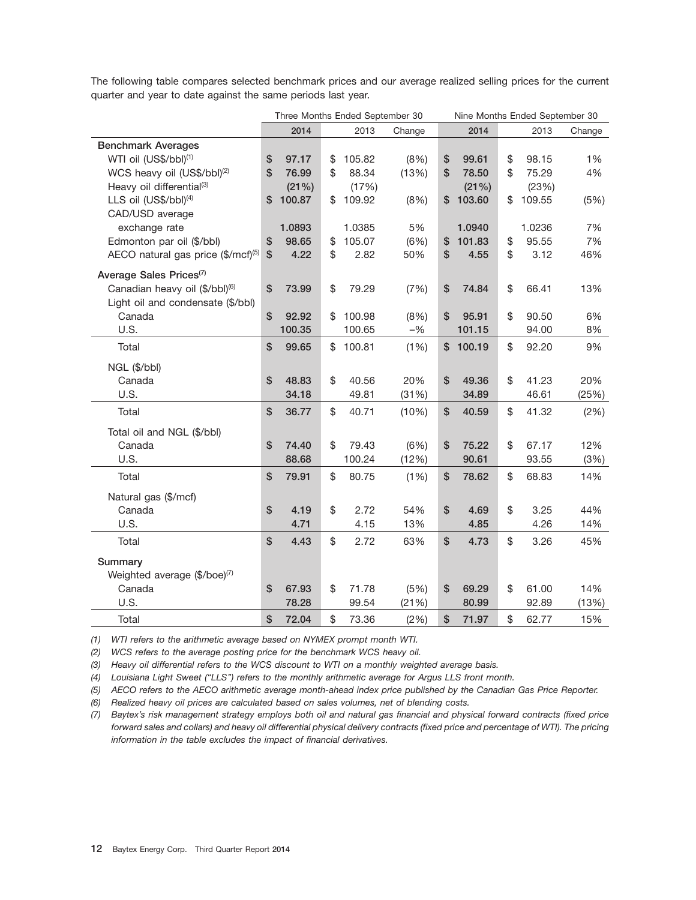The following table compares selected benchmark prices and our average realized selling prices for the current quarter and year to date against the same periods last year.

| | Three Months Ended September 30 | | | Nine Months Ended September 30 | | |
|---|---|---|---|---|---|---|
| | 2014 | 2013 | Change | 2014 | 2013 | Change |
| **Benchmark Averages** | | | | | | |
| WTI oil (US$/bbl)[1] | $ 97.17 | $ 105.82 | (8%) | $ 99.61 | $ 98.15 | 1% |
| WCS heavy oil (US$/bbl)[2] | $ 76.99 | $ 88.34 | (13%) | $ 78.50 | $ 75.29 | 4% |
| Heavy oil differential[3] | (21%) | (17%) | | (21%) | (23%) | |
| LLS oil (US$/bbl)[4] | $ 100.87 | $ 109.92 | (8%) | $ 103.60 | $ 109.55 | (5%) |
| CAD/USD average exchange rate | 1.0893 | 1.0385 | 5% | 1.0940 | 1.0236 | 7% |
| Edmonton par oil ($/bbl) | $ 98.65 | $ 105.07 | (6%) | $ 101.83 | $ 95.55 | 7% |
| AECO natural gas price ($/mcf)[5] | $ 4.22 | $ 2.82 | 50% | $ 4.55 | $ 3.12 | 46% |
| **Average Sales Prices**[7] | | | | | | |
| Canadian heavy oil ($/bbl)[6] | $ 73.99 | $ 79.29 | (7%) | $ 74.84 | $ 66.41 | 13% |
| Light oil and condensate ($/bbl) | | | | | | |
| Canada | $ 92.92 | $ 100.98 | (8%) | $ 95.91 | $ 90.50 | 6% |
| U.S. | 100.35 | 100.65 | –% | 101.15 | 94.00 | 8% |
| Total | $ 99.65 | $ 100.81 | (1%) | $ 100.19 | $ 92.20 | 9% |
| NGL ($/bbl) | | | | | | |
| Canada | $ 48.83 | $ 40.56 | 20% | $ 49.36 | $ 41.23 | 20% |
| U.S. | 34.18 | 49.81 | (31%) | 34.89 | 46.61 | (25%) |
| Total | $ 36.77 | $ 40.71 | (10%) | $ 40.59 | $ 41.32 | (2%) |
| Total oil and NGL ($/bbl) | | | | | | |
| Canada | $ 74.40 | $ 79.43 | (6%) | $ 75.22 | $ 67.17 | 12% |
| U.S. | 88.68 | 100.24 | (12%) | 90.61 | 93.55 | (3%) |
| Total | $ 79.91 | $ 80.75 | (1%) | $ 78.62 | $ 68.83 | 14% |
| Natural gas ($/mcf) | | | | | | |
| Canada | $ 4.19 | $ 2.72 | 54% | $ 4.69 | $ 3.25 | 44% |
| U.S. | 4.71 | 4.15 | 13% | 4.85 | 4.26 | 14% |
| Total | $ 4.43 | $ 2.72 | 63% | $ 4.73 | $ 3.26 | 45% |
| **Summary** | | | | | | |
| Weighted average ($/boe)[7] | | | | | | |
| Canada | $ 67.93 | $ 71.78 | (5%) | $ 69.29 | $ 61.00 | 14% |
| U.S. | 78.28 | 99.54 | (21%) | 80.99 | 92.89 | (13%) |
| Total | $ 72.04 | $ 73.36 | (2%) | $ 71.97 | $ 62.77 | 15% |

*(1) WTI refers to the arithmetic average based on NYMEX prompt month WTI.*

*(2) WCS refers to the average posting price for the benchmark WCS heavy oil.*

*(3) Heavy oil differential refers to the WCS discount to WTI on a monthly weighted average basis.*

*(4) Louisiana Light Sweet ("LLS") refers to the monthly arithmetic average for Argus LLS front month.*

*(5) AECO refers to the AECO arithmetic average month-ahead index price published by the Canadian Gas Price Reporter.*

*(6) Realized heavy oil prices are calculated based on sales volumes, net of blending costs.*

*(7) Baytex's risk management strategy employs both oil and natural gas financial and physical forward contracts (fixed price forward sales and collars) and heavy oil differential physical delivery contracts (fixed price and percentage of WTI). The pricing information in the table excludes the impact of financial derivatives.*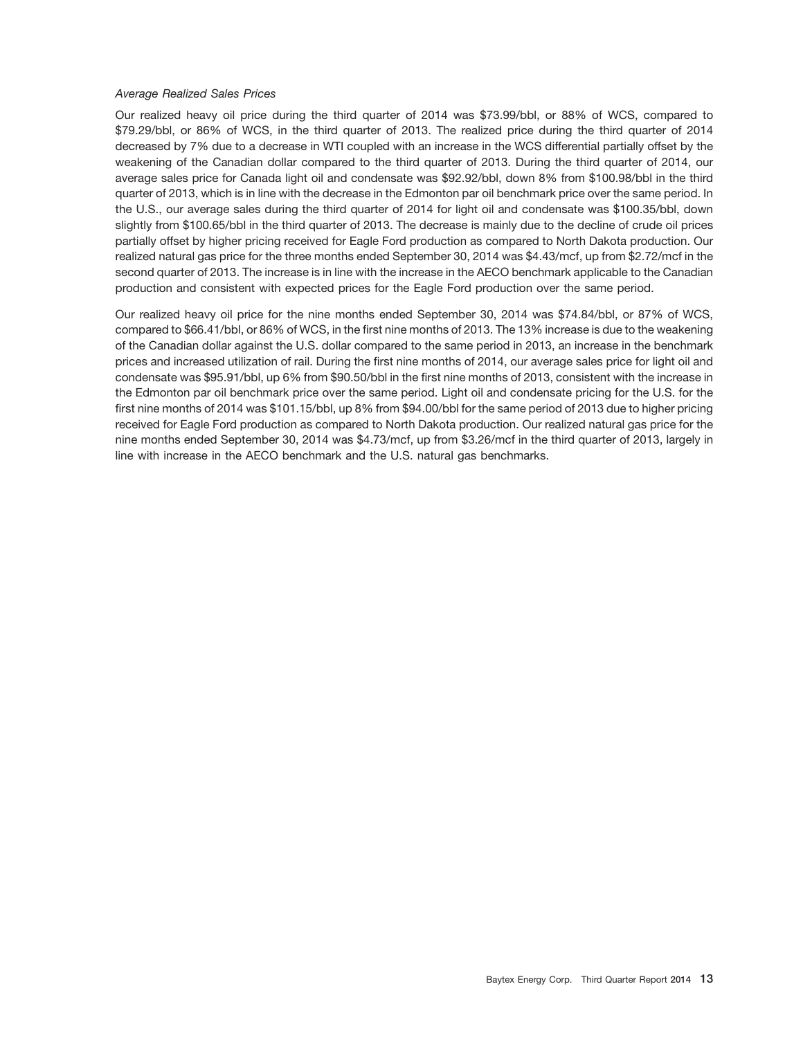*Average Realized Sales Prices*

Our realized heavy oil price during the third quarter of 2014 was $73.99/bbl, or 88% of WCS, compared to $79.29/bbl, or 86% of WCS, in the third quarter of 2013. The realized price during the third quarter of 2014 decreased by 7% due to a decrease in WTI coupled with an increase in the WCS differential partially offset by the weakening of the Canadian dollar compared to the third quarter of 2013. During the third quarter of 2014, our average sales price for Canada light oil and condensate was $92.92/bbl, down 8% from $100.98/bbl in the third quarter of 2013, which is in line with the decrease in the Edmonton par oil benchmark price over the same period. In the U.S., our average sales during the third quarter of 2014 for light oil and condensate was $100.35/bbl, down slightly from $100.65/bbl in the third quarter of 2013. The decrease is mainly due to the decline of crude oil prices partially offset by higher pricing received for Eagle Ford production as compared to North Dakota production. Our realized natural gas price for the three months ended September 30, 2014 was $4.43/mcf, up from $2.72/mcf in the second quarter of 2013. The increase is in line with the increase in the AECO benchmark applicable to the Canadian production and consistent with expected prices for the Eagle Ford production over the same period.

Our realized heavy oil price for the nine months ended September 30, 2014 was $74.84/bbl, or 87% of WCS, compared to $66.41/bbl, or 86% of WCS, in the first nine months of 2013. The 13% increase is due to the weakening of the Canadian dollar against the U.S. dollar compared to the same period in 2013, an increase in the benchmark prices and increased utilization of rail. During the first nine months of 2014, our average sales price for light oil and condensate was $95.91/bbl, up 6% from $90.50/bbl in the first nine months of 2013, consistent with the increase in the Edmonton par oil benchmark price over the same period. Light oil and condensate pricing for the U.S. for the first nine months of 2014 was $101.15/bbl, up 8% from $94.00/bbl for the same period of 2013 due to higher pricing received for Eagle Ford production as compared to North Dakota production. Our realized natural gas price for the nine months ended September 30, 2014 was $4.73/mcf, up from $3.26/mcf in the third quarter of 2013, largely in line with increase in the AECO benchmark and the U.S. natural gas benchmarks.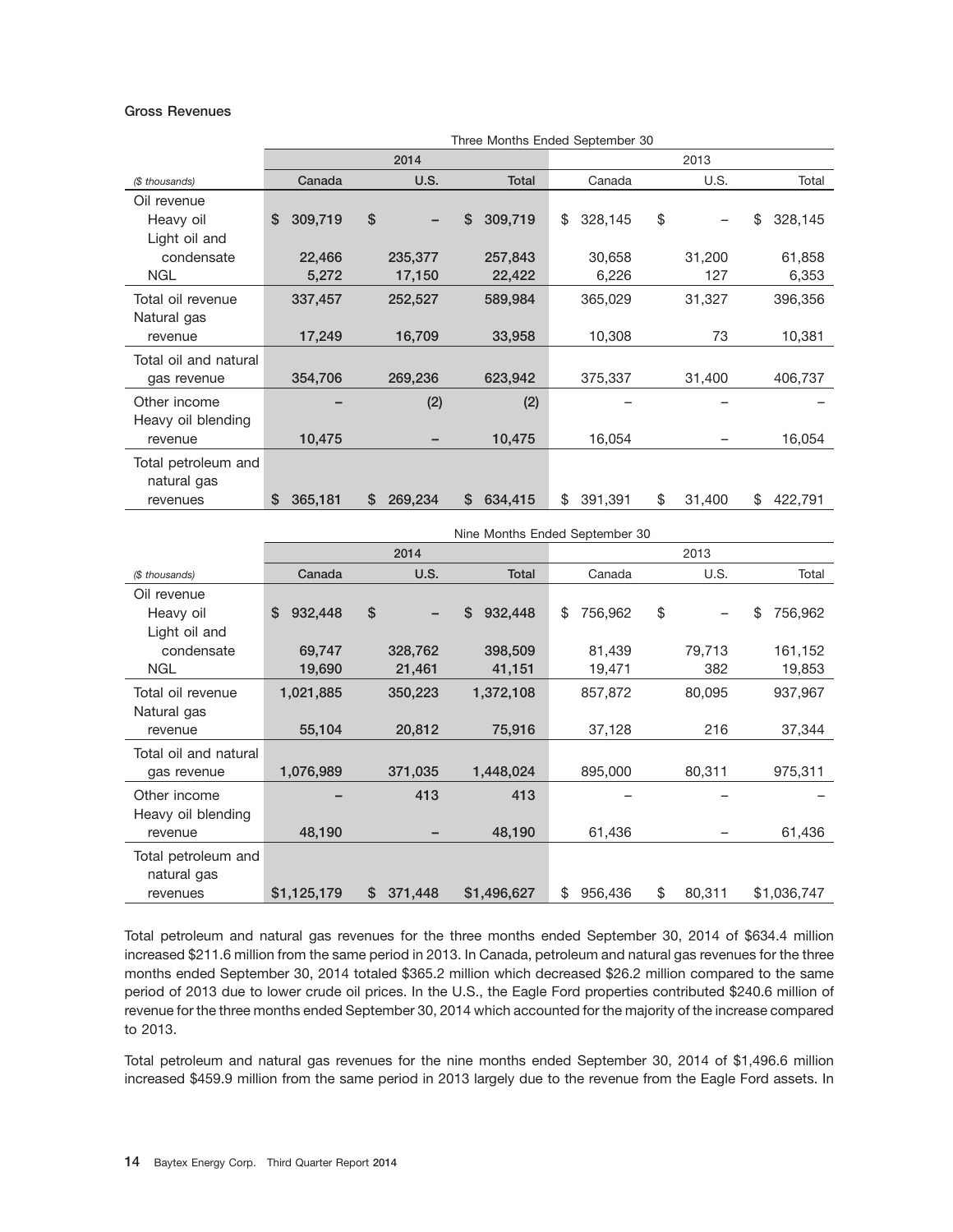**Gross Revenues**

| | Three Months Ended September 30 | | | | | |
|---|---|---|---|---|---|---|
| | 2014 | | | 2013 | | |
| *($ thousands)* | Canada | U.S. | Total | Canada | U.S. | Total |
| Oil revenue | | | | | | |
| Heavy oil | $ 309,719 | $ – | $ 309,719 | $ 328,145 | $ – | $ 328,145 |
| Light oil and condensate | 22,466 | 235,377 | 257,843 | 30,658 | 31,200 | 61,858 |
| NGL | 5,272 | 17,150 | 22,422 | 6,226 | 127 | 6,353 |
| Total oil revenue | 337,457 | 252,527 | 589,984 | 365,029 | 31,327 | 396,356 |
| Natural gas revenue | 17,249 | 16,709 | 33,958 | 10,308 | 73 | 10,381 |
| Total oil and natural gas revenue | 354,706 | 269,236 | 623,942 | 375,337 | 31,400 | 406,737 |
| Other income | – | (2) | (2) | – | – | – |
| Heavy oil blending revenue | 10,475 | – | 10,475 | 16,054 | – | 16,054 |
| Total petroleum and natural gas revenues | $ 365,181 | $ 269,234 | $ 634,415 | $ 391,391 | $ 31,400 | $ 422,791 |

| | Nine Months Ended September 30 | | | | | |
|---|---|---|---|---|---|---|
| | 2014 | | | 2013 | | |
| *($ thousands)* | Canada | U.S. | Total | Canada | U.S. | Total |
| Oil revenue | | | | | | |
| Heavy oil | $ 932,448 | $ – | $ 932,448 | $ 756,962 | $ – | $ 756,962 |
| Light oil and condensate | 69,747 | 328,762 | 398,509 | 81,439 | 79,713 | 161,152 |
| NGL | 19,690 | 21,461 | 41,151 | 19,471 | 382 | 19,853 |
| Total oil revenue | 1,021,885 | 350,223 | 1,372,108 | 857,872 | 80,095 | 937,967 |
| Natural gas revenue | 55,104 | 20,812 | 75,916 | 37,128 | 216 | 37,344 |
| Total oil and natural gas revenue | 1,076,989 | 371,035 | 1,448,024 | 895,000 | 80,311 | 975,311 |
| Other income | – | 413 | 413 | – | – | – |
| Heavy oil blending revenue | 48,190 | – | 48,190 | 61,436 | – | 61,436 |
| Total petroleum and natural gas revenues | $1,125,179 | $ 371,448 | $1,496,627 | $ 956,436 | $ 80,311 | $1,036,747 |

Total petroleum and natural gas revenues for the three months ended September 30, 2014 of $634.4 million increased $211.6 million from the same period in 2013. In Canada, petroleum and natural gas revenues for the three months ended September 30, 2014 totaled $365.2 million which decreased $26.2 million compared to the same period of 2013 due to lower crude oil prices. In the U.S., the Eagle Ford properties contributed $240.6 million of revenue for the three months ended September 30, 2014 which accounted for the majority of the increase compared to 2013.

Total petroleum and natural gas revenues for the nine months ended September 30, 2014 of $1,496.6 million increased $459.9 million from the same period in 2013 largely due to the revenue from the Eagle Ford assets. In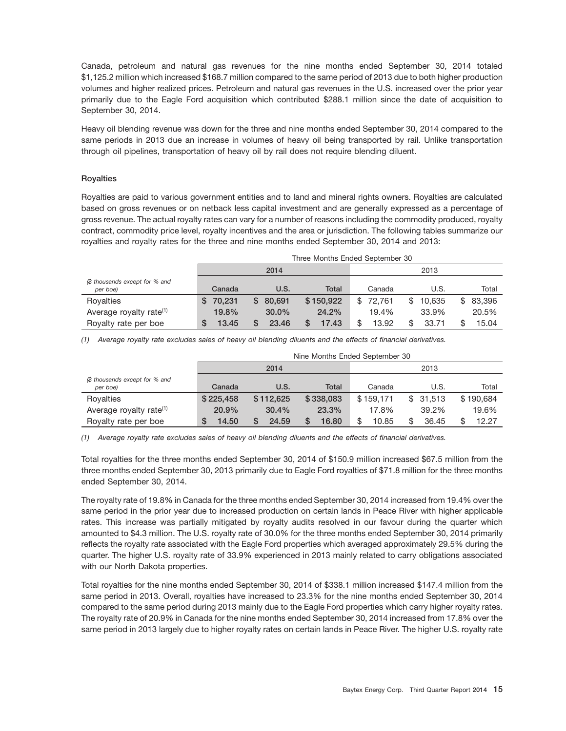Canada, petroleum and natural gas revenues for the nine months ended September 30, 2014 totaled $1,125.2 million which increased $168.7 million compared to the same period of 2013 due to both higher production volumes and higher realized prices. Petroleum and natural gas revenues in the U.S. increased over the prior year primarily due to the Eagle Ford acquisition which contributed $288.1 million since the date of acquisition to September 30, 2014.

Heavy oil blending revenue was down for the three and nine months ended September 30, 2014 compared to the same periods in 2013 due an increase in volumes of heavy oil being transported by rail. Unlike transportation through oil pipelines, transportation of heavy oil by rail does not require blending diluent.

### Royalties

Royalties are paid to various government entities and to land and mineral rights owners. Royalties are calculated based on gross revenues or on netback less capital investment and are generally expressed as a percentage of gross revenue. The actual royalty rates can vary for a number of reasons including the commodity produced, royalty contract, commodity price level, royalty incentives and the area or jurisdiction. The following tables summarize our royalties and royalty rates for the three and nine months ended September 30, 2014 and 2013:

| | Three Months Ended September 30 | | | | | |
|---|---|---|---|---|---|---|
| | 2014 | | | 2013 | | |
| *($ thousands except for % and per boe)* | **Canada** | **U.S.** | **Total** | Canada | U.S. | Total |
| Royalties | **$ 70,231** | **$ 80,691** | **$ 150,922** | $ 72,761 | $ 10,635 | $ 83,396 |
| Average royalty rate[(1)] | **19.8%** | **30.0%** | **24.2%** | 19.4% | 33.9% | 20.5% |
| Royalty rate per boe | **$ 13.45** | **$ 23.46** | **$ 17.43** | $ 13.92 | $ 33.71 | $ 15.04 |

*(1) Average royalty rate excludes sales of heavy oil blending diluents and the effects of financial derivatives.*

| | Nine Months Ended September 30 | | | | | |
|---|---|---|---|---|---|---|
| | 2014 | | | 2013 | | |
| *($ thousands except for % and per boe)* | **Canada** | **U.S.** | **Total** | Canada | U.S. | Total |
| Royalties | **$ 225,458** | **$ 112,625** | **$ 338,083** | $ 159,171 | $ 31,513 | $ 190,684 |
| Average royalty rate[(1)] | **20.9%** | **30.4%** | **23.3%** | 17.8% | 39.2% | 19.6% |
| Royalty rate per boe | **$ 14.50** | **$ 24.59** | **$ 16.80** | $ 10.85 | $ 36.45 | $ 12.27 |

*(1) Average royalty rate excludes sales of heavy oil blending diluents and the effects of financial derivatives.*

Total royalties for the three months ended September 30, 2014 of $150.9 million increased $67.5 million from the three months ended September 30, 2013 primarily due to Eagle Ford royalties of $71.8 million for the three months ended September 30, 2014.

The royalty rate of 19.8% in Canada for the three months ended September 30, 2014 increased from 19.4% over the same period in the prior year due to increased production on certain lands in Peace River with higher applicable rates. This increase was partially mitigated by royalty audits resolved in our favour during the quarter which amounted to $4.3 million. The U.S. royalty rate of 30.0% for the three months ended September 30, 2014 primarily reflects the royalty rate associated with the Eagle Ford properties which averaged approximately 29.5% during the quarter. The higher U.S. royalty rate of 33.9% experienced in 2013 mainly related to carry obligations associated with our North Dakota properties.

Total royalties for the nine months ended September 30, 2014 of $338.1 million increased $147.4 million from the same period in 2013. Overall, royalties have increased to 23.3% for the nine months ended September 30, 2014 compared to the same period during 2013 mainly due to the Eagle Ford properties which carry higher royalty rates. The royalty rate of 20.9% in Canada for the nine months ended September 30, 2014 increased from 17.8% over the same period in 2013 largely due to higher royalty rates on certain lands in Peace River. The higher U.S. royalty rate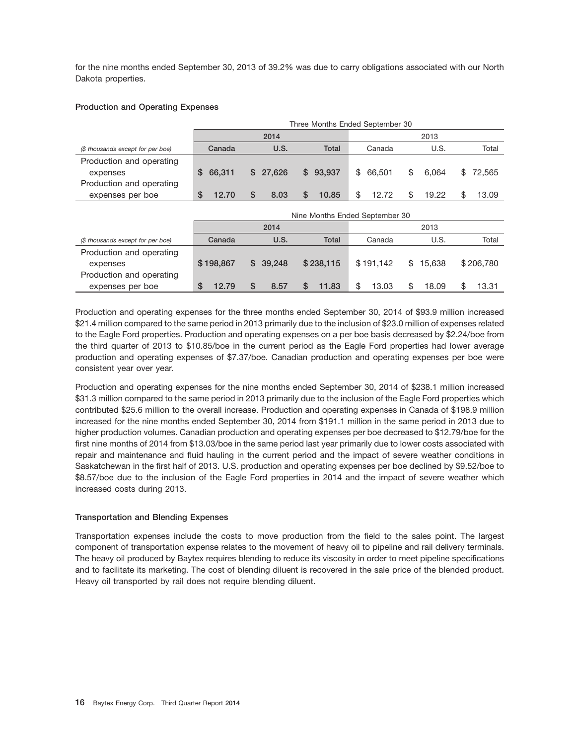for the nine months ended September 30, 2013 of 39.2% was due to carry obligations associated with our North Dakota properties.

### Production and Operating Expenses

| | Three Months Ended September 30 | | | | | |
|---|---|---|---|---|---|---|
| | 2014 | | | 2013 | | |
| *($ thousands except for per boe)* | Canada | U.S. | Total | Canada | U.S. | Total |
| Production and operating expenses | $ 66,311 | $ 27,626 | $ 93,937 | $ 66,501 | $ 6,064 | $ 72,565 |
| Production and operating expenses per boe | $ 12.70 | $ 8.03 | $ 10.85 | $ 12.72 | $ 19.22 | $ 13.09 |

| | Nine Months Ended September 30 | | | | | |
|---|---|---|---|---|---|---|
| | 2014 | | | 2013 | | |
| *($ thousands except for per boe)* | Canada | U.S. | Total | Canada | U.S. | Total |
| Production and operating expenses | $ 198,867 | $ 39,248 | $ 238,115 | $ 191,142 | $ 15,638 | $ 206,780 |
| Production and operating expenses per boe | $ 12.79 | $ 8.57 | $ 11.83 | $ 13.03 | $ 18.09 | $ 13.31 |

Production and operating expenses for the three months ended September 30, 2014 of $93.9 million increased $21.4 million compared to the same period in 2013 primarily due to the inclusion of $23.0 million of expenses related to the Eagle Ford properties. Production and operating expenses on a per boe basis decreased by $2.24/boe from the third quarter of 2013 to $10.85/boe in the current period as the Eagle Ford properties had lower average production and operating expenses of $7.37/boe. Canadian production and operating expenses per boe were consistent year over year.

Production and operating expenses for the nine months ended September 30, 2014 of $238.1 million increased $31.3 million compared to the same period in 2013 primarily due to the inclusion of the Eagle Ford properties which contributed $25.6 million to the overall increase. Production and operating expenses in Canada of $198.9 million increased for the nine months ended September 30, 2014 from $191.1 million in the same period in 2013 due to higher production volumes. Canadian production and operating expenses per boe decreased to $12.79/boe for the first nine months of 2014 from $13.03/boe in the same period last year primarily due to lower costs associated with repair and maintenance and fluid hauling in the current period and the impact of severe weather conditions in Saskatchewan in the first half of 2013. U.S. production and operating expenses per boe declined by $9.52/boe to $8.57/boe due to the inclusion of the Eagle Ford properties in 2014 and the impact of severe weather which increased costs during 2013.

### Transportation and Blending Expenses

Transportation expenses include the costs to move production from the field to the sales point. The largest component of transportation expense relates to the movement of heavy oil to pipeline and rail delivery terminals. The heavy oil produced by Baytex requires blending to reduce its viscosity in order to meet pipeline specifications and to facilitate its marketing. The cost of blending diluent is recovered in the sale price of the blended product. Heavy oil transported by rail does not require blending diluent.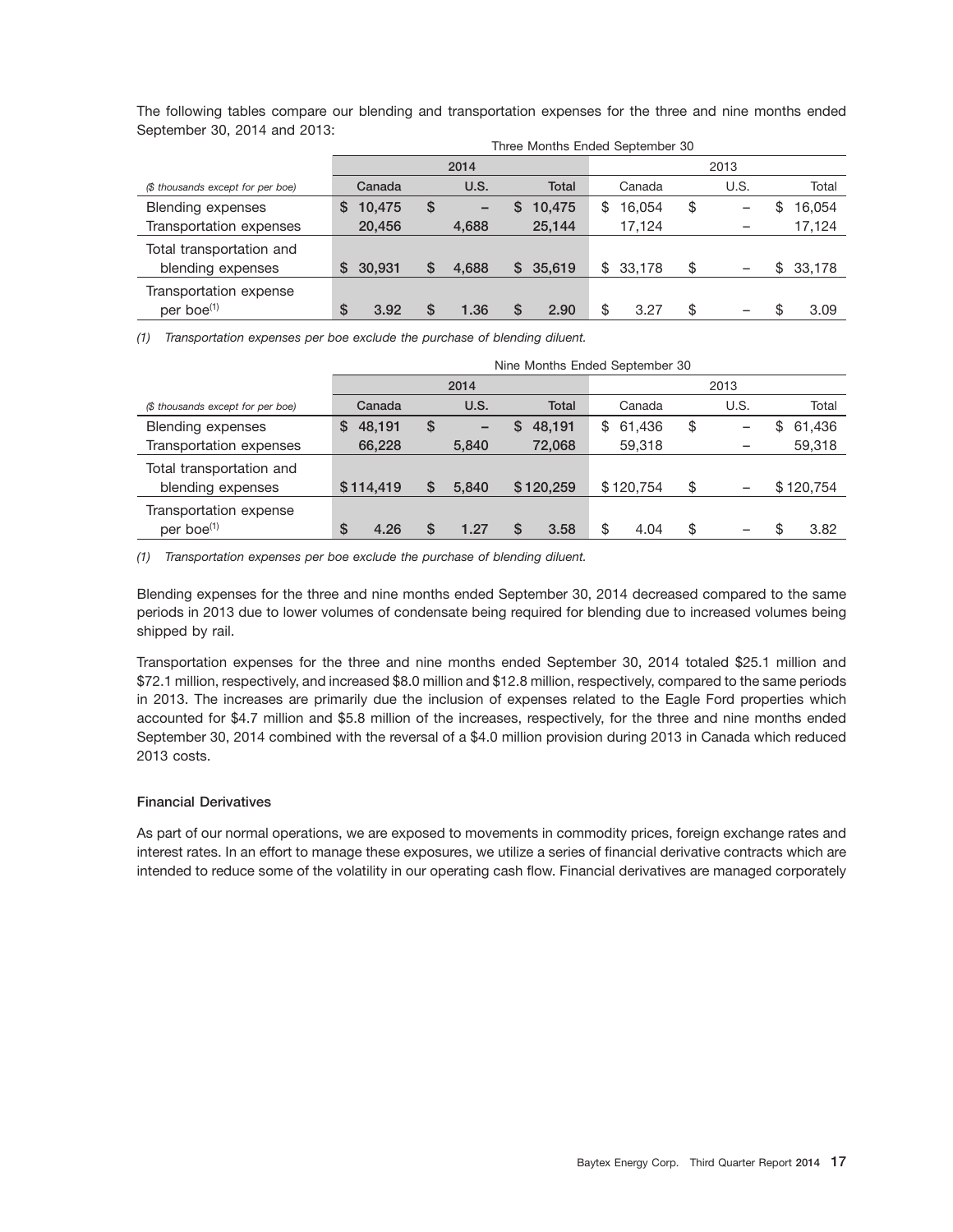The following tables compare our blending and transportation expenses for the three and nine months ended September 30, 2014 and 2013:

| | Three Months Ended September 30 | | | | | |
|---|---|---|---|---|---|---|
| | 2014 | | | 2013 | | |
| *($ thousands except for per boe)* | **Canada** | **U.S.** | **Total** | Canada | U.S. | Total |
| Blending expenses | $ 10,475 | $ – | $ 10,475 | $ 16,054 | $ – | $ 16,054 |
| Transportation expenses | 20,456 | 4,688 | 25,144 | 17,124 | – | 17,124 |
| Total transportation and blending expenses | $ 30,931 | $ 4,688 | $ 35,619 | $ 33,178 | $ – | $ 33,178 |
| Transportation expense per boe[(1)] | $ 3.92 | $ 1.36 | $ 2.90 | $ 3.27 | $ – | $ 3.09 |

*(1) Transportation expenses per boe exclude the purchase of blending diluent.*

| | Nine Months Ended September 30 | | | | | |
|---|---|---|---|---|---|---|
| | 2014 | | | 2013 | | |
| *($ thousands except for per boe)* | **Canada** | **U.S.** | **Total** | Canada | U.S. | Total |
| Blending expenses | $ 48,191 | $ – | $ 48,191 | $ 61,436 | $ – | $ 61,436 |
| Transportation expenses | 66,228 | 5,840 | 72,068 | 59,318 | – | 59,318 |
| Total transportation and blending expenses | $114,419 | $ 5,840 | $120,259 | $120,754 | $ – | $120,754 |
| Transportation expense per boe[(1)] | $ 4.26 | $ 1.27 | $ 3.58 | $ 4.04 | $ – | $ 3.82 |

*(1) Transportation expenses per boe exclude the purchase of blending diluent.*

Blending expenses for the three and nine months ended September 30, 2014 decreased compared to the same periods in 2013 due to lower volumes of condensate being required for blending due to increased volumes being shipped by rail.

Transportation expenses for the three and nine months ended September 30, 2014 totaled $25.1 million and $72.1 million, respectively, and increased $8.0 million and $12.8 million, respectively, compared to the same periods in 2013. The increases are primarily due the inclusion of expenses related to the Eagle Ford properties which accounted for $4.7 million and $5.8 million of the increases, respectively, for the three and nine months ended September 30, 2014 combined with the reversal of a $4.0 million provision during 2013 in Canada which reduced 2013 costs.

### Financial Derivatives

As part of our normal operations, we are exposed to movements in commodity prices, foreign exchange rates and interest rates. In an effort to manage these exposures, we utilize a series of financial derivative contracts which are intended to reduce some of the volatility in our operating cash flow. Financial derivatives are managed corporately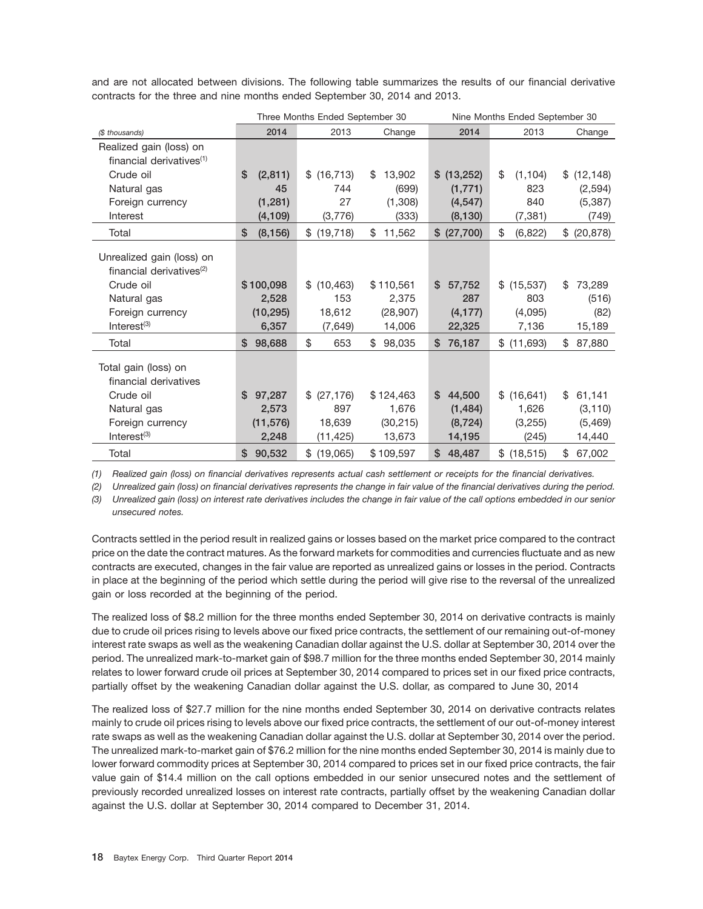and are not allocated between divisions. The following table summarizes the results of our financial derivative contracts for the three and nine months ended September 30, 2014 and 2013.

| ($ thousands) | Three Months Ended September 30 | | | Nine Months Ended September 30 | | |
|---|---|---|---|---|---|---|
| | 2014 | 2013 | Change | 2014 | 2013 | Change |
| Realized gain (loss) on financial derivatives[(1)] | | | | | | |
| Crude oil | $ (2,811) | $ (16,713) | $ 13,902 | $ (13,252) | $ (1,104) | $ (12,148) |
| Natural gas | 45 | 744 | (699) | (1,771) | 823 | (2,594) |
| Foreign currency | (1,281) | 27 | (1,308) | (4,547) | 840 | (5,387) |
| Interest | (4,109) | (3,776) | (333) | (8,130) | (7,381) | (749) |
| Total | $ (8,156) | $ (19,718) | $ 11,562 | $ (27,700) | $ (6,822) | $ (20,878) |
| Unrealized gain (loss) on financial derivatives[(2)] | | | | | | |
| Crude oil | $ 100,098 | $ (10,463) | $ 110,561 | $ 57,752 | $ (15,537) | $ 73,289 |
| Natural gas | 2,528 | 153 | 2,375 | 287 | 803 | (516) |
| Foreign currency | (10,295) | 18,612 | (28,907) | (4,177) | (4,095) | (82) |
| Interest[(3)] | 6,357 | (7,649) | 14,006 | 22,325 | 7,136 | 15,189 |
| Total | $ 98,688 | $ 653 | $ 98,035 | $ 76,187 | $ (11,693) | $ 87,880 |
| Total gain (loss) on financial derivatives | | | | | | |
| Crude oil | $ 97,287 | $ (27,176) | $ 124,463 | $ 44,500 | $ (16,641) | $ 61,141 |
| Natural gas | 2,573 | 897 | 1,676 | (1,484) | 1,626 | (3,110) |
| Foreign currency | (11,576) | 18,639 | (30,215) | (8,724) | (3,255) | (5,469) |
| Interest[(3)] | 2,248 | (11,425) | 13,673 | 14,195 | (245) | 14,440 |
| Total | $ 90,532 | $ (19,065) | $ 109,597 | $ 48,487 | $ (18,515) | $ 67,002 |

*(1) Realized gain (loss) on financial derivatives represents actual cash settlement or receipts for the financial derivatives.*

*(2) Unrealized gain (loss) on financial derivatives represents the change in fair value of the financial derivatives during the period.*

*(3) Unrealized gain (loss) on interest rate derivatives includes the change in fair value of the call options embedded in our senior unsecured notes.*

Contracts settled in the period result in realized gains or losses based on the market price compared to the contract price on the date the contract matures. As the forward markets for commodities and currencies fluctuate and as new contracts are executed, changes in the fair value are reported as unrealized gains or losses in the period. Contracts in place at the beginning of the period which settle during the period will give rise to the reversal of the unrealized gain or loss recorded at the beginning of the period.

The realized loss of $8.2 million for the three months ended September 30, 2014 on derivative contracts is mainly due to crude oil prices rising to levels above our fixed price contracts, the settlement of our remaining out-of-money interest rate swaps as well as the weakening Canadian dollar against the U.S. dollar at September 30, 2014 over the period. The unrealized mark-to-market gain of $98.7 million for the three months ended September 30, 2014 mainly relates to lower forward crude oil prices at September 30, 2014 compared to prices set in our fixed price contracts, partially offset by the weakening Canadian dollar against the U.S. dollar, as compared to June 30, 2014

The realized loss of $27.7 million for the nine months ended September 30, 2014 on derivative contracts relates mainly to crude oil prices rising to levels above our fixed price contracts, the settlement of our out-of-money interest rate swaps as well as the weakening Canadian dollar against the U.S. dollar at September 30, 2014 over the period. The unrealized mark-to-market gain of $76.2 million for the nine months ended September 30, 2014 is mainly due to lower forward commodity prices at September 30, 2014 compared to prices set in our fixed price contracts, the fair value gain of $14.4 million on the call options embedded in our senior unsecured notes and the settlement of previously recorded unrealized losses on interest rate contracts, partially offset by the weakening Canadian dollar against the U.S. dollar at September 30, 2014 compared to December 31, 2014.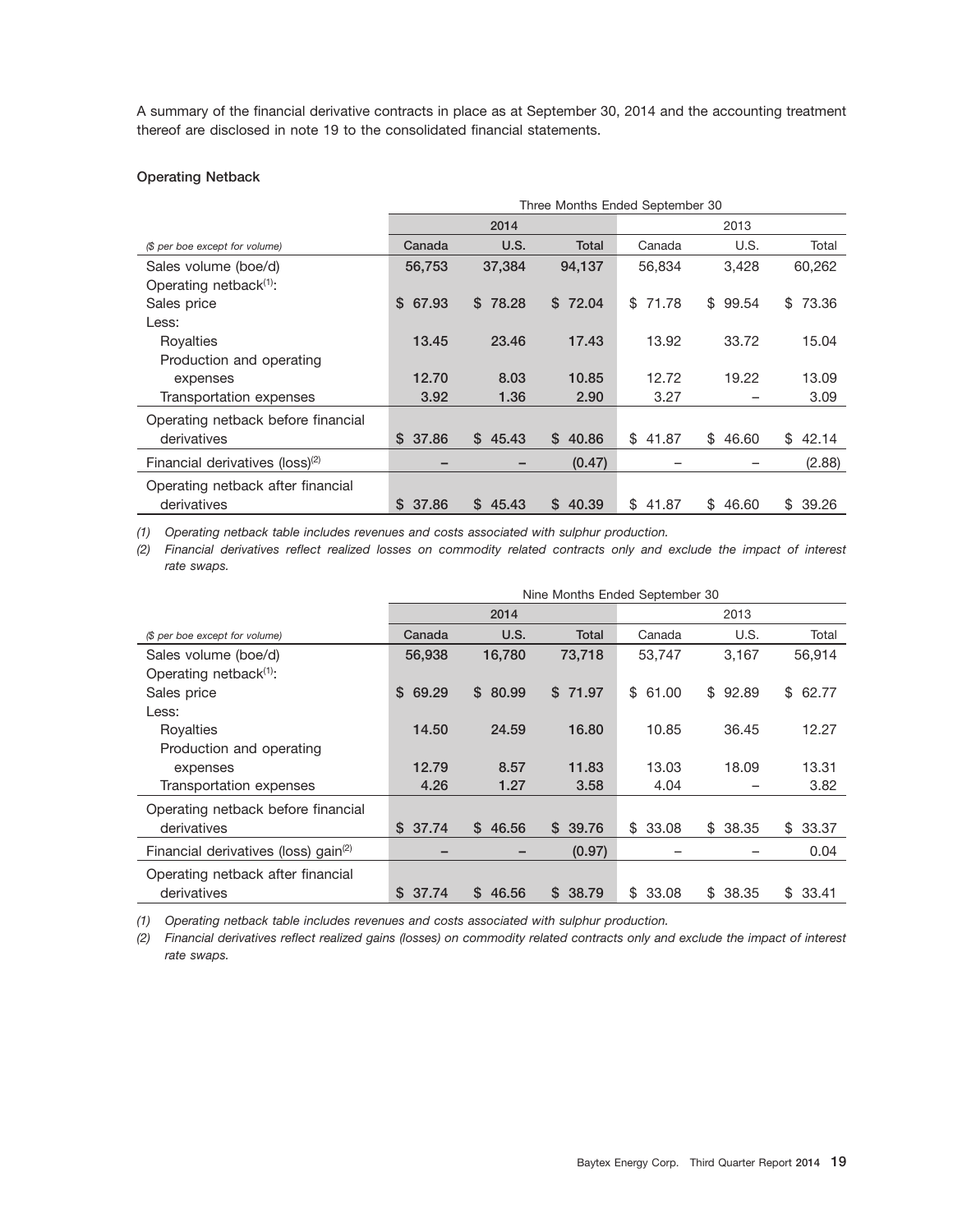A summary of the financial derivative contracts in place as at September 30, 2014 and the accounting treatment thereof are disclosed in note 19 to the consolidated financial statements.

**Operating Netback**

| | Three Months Ended September 30 | | | | | |
|---|---|---|---|---|---|---|
| | 2014 | | | 2013 | | |
| *($ per boe except for volume)* | Canada | U.S. | Total | Canada | U.S. | Total |
| Sales volume (boe/d) | 56,753 | 37,384 | 94,137 | 56,834 | 3,428 | 60,262 |
| Operating netback[(1)]: | | | | | | |
| Sales price | $ 67.93 | $ 78.28 | $ 72.04 | $ 71.78 | $ 99.54 | $ 73.36 |
| Less: | | | | | | |
| Royalties | 13.45 | 23.46 | 17.43 | 13.92 | 33.72 | 15.04 |
| Production and operating expenses | 12.70 | 8.03 | 10.85 | 12.72 | 19.22 | 13.09 |
| Transportation expenses | 3.92 | 1.36 | 2.90 | 3.27 | – | 3.09 |
| Operating netback before financial derivatives | $ 37.86 | $ 45.43 | $ 40.86 | $ 41.87 | $ 46.60 | $ 42.14 |
| Financial derivatives (loss)[(2)] | – | – | (0.47) | – | – | (2.88) |
| Operating netback after financial derivatives | $ 37.86 | $ 45.43 | $ 40.39 | $ 41.87 | $ 46.60 | $ 39.26 |

*(1) Operating netback table includes revenues and costs associated with sulphur production.*

*(2) Financial derivatives reflect realized losses on commodity related contracts only and exclude the impact of interest rate swaps.*

| | Nine Months Ended September 30 | | | | | |
|---|---|---|---|---|---|---|
| | 2014 | | | 2013 | | |
| *($ per boe except for volume)* | Canada | U.S. | Total | Canada | U.S. | Total |
| Sales volume (boe/d) | 56,938 | 16,780 | 73,718 | 53,747 | 3,167 | 56,914 |
| Operating netback[(1)]: | | | | | | |
| Sales price | $ 69.29 | $ 80.99 | $ 71.97 | $ 61.00 | $ 92.89 | $ 62.77 |
| Less: | | | | | | |
| Royalties | 14.50 | 24.59 | 16.80 | 10.85 | 36.45 | 12.27 |
| Production and operating expenses | 12.79 | 8.57 | 11.83 | 13.03 | 18.09 | 13.31 |
| Transportation expenses | 4.26 | 1.27 | 3.58 | 4.04 | – | 3.82 |
| Operating netback before financial derivatives | $ 37.74 | $ 46.56 | $ 39.76 | $ 33.08 | $ 38.35 | $ 33.37 |
| Financial derivatives (loss) gain[(2)] | – | – | (0.97) | – | – | 0.04 |
| Operating netback after financial derivatives | $ 37.74 | $ 46.56 | $ 38.79 | $ 33.08 | $ 38.35 | $ 33.41 |

*(1) Operating netback table includes revenues and costs associated with sulphur production.*

*(2) Financial derivatives reflect realized gains (losses) on commodity related contracts only and exclude the impact of interest rate swaps.*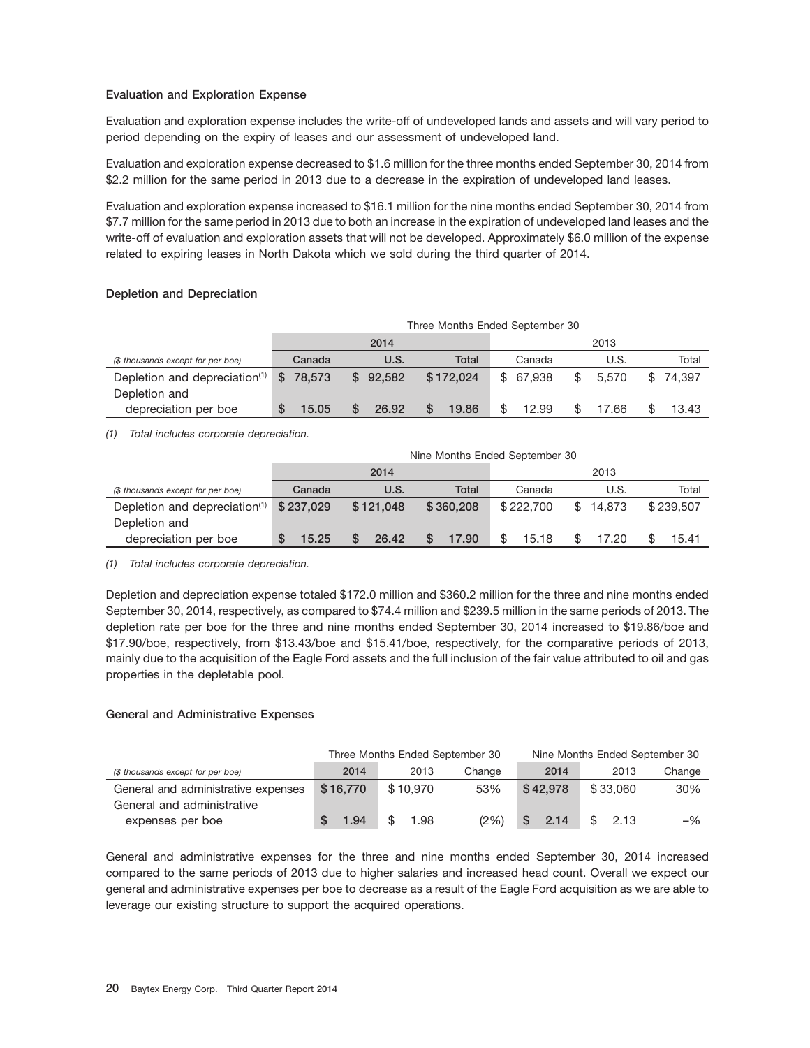### Evaluation and Exploration Expense

Evaluation and exploration expense includes the write-off of undeveloped lands and assets and will vary period to period depending on the expiry of leases and our assessment of undeveloped land.

Evaluation and exploration expense decreased to $1.6 million for the three months ended September 30, 2014 from $2.2 million for the same period in 2013 due to a decrease in the expiration of undeveloped land leases.

Evaluation and exploration expense increased to $16.1 million for the nine months ended September 30, 2014 from $7.7 million for the same period in 2013 due to both an increase in the expiration of undeveloped land leases and the write-off of evaluation and exploration assets that will not be developed. Approximately $6.0 million of the expense related to expiring leases in North Dakota which we sold during the third quarter of 2014.

### Depletion and Depreciation

| | Three Months Ended September 30 | | | | | |
|---|---|---|---|---|---|---|
| | 2014 | | | 2013 | | |
| *($ thousands except for per boe)* | **Canada** | **U.S.** | **Total** | Canada | U.S. | Total |
| Depletion and depreciation[(1)] | **$ 78,573** | **$ 92,582** | **$ 172,024** | $ 67,938 | $ 5,570 | $ 74,397 |
| Depletion and depreciation per boe | **$ 15.05** | **$ 26.92** | **$ 19.86** | $ 12.99 | $ 17.66 | $ 13.43 |

*(1) Total includes corporate depreciation.*

| | Nine Months Ended September 30 | | | | | |
|---|---|---|---|---|---|---|
| | 2014 | | | 2013 | | |
| *($ thousands except for per boe)* | **Canada** | **U.S.** | **Total** | Canada | U.S. | Total |
| Depletion and depreciation[(1)] | **$ 237,029** | **$ 121,048** | **$ 360,208** | $ 222,700 | $ 14,873 | $ 239,507 |
| Depletion and depreciation per boe | **$ 15.25** | **$ 26.42** | **$ 17.90** | $ 15.18 | $ 17.20 | $ 15.41 |

*(1) Total includes corporate depreciation.*

Depletion and depreciation expense totaled $172.0 million and $360.2 million for the three and nine months ended September 30, 2014, respectively, as compared to $74.4 million and $239.5 million in the same periods of 2013. The depletion rate per boe for the three and nine months ended September 30, 2014 increased to $19.86/boe and $17.90/boe, respectively, from $13.43/boe and $15.41/boe, respectively, for the comparative periods of 2013, mainly due to the acquisition of the Eagle Ford assets and the full inclusion of the fair value attributed to oil and gas properties in the depletable pool.

### General and Administrative Expenses

| | Three Months Ended September 30 | | | Nine Months Ended September 30 | | |
|---|---|---|---|---|---|---|
| *($ thousands except for per boe)* | **2014** | 2013 | Change | **2014** | 2013 | Change |
| General and administrative expenses | **$ 16,770** | $ 10,970 | 53% | **$ 42,978** | $ 33,060 | 30% |
| General and administrative expenses per boe | **$ 1.94** | $ 1.98 | (2%) | **$ 2.14** | $ 2.13 | –% |

General and administrative expenses for the three and nine months ended September 30, 2014 increased compared to the same periods of 2013 due to higher salaries and increased head count. Overall we expect our general and administrative expenses per boe to decrease as a result of the Eagle Ford acquisition as we are able to leverage our existing structure to support the acquired operations.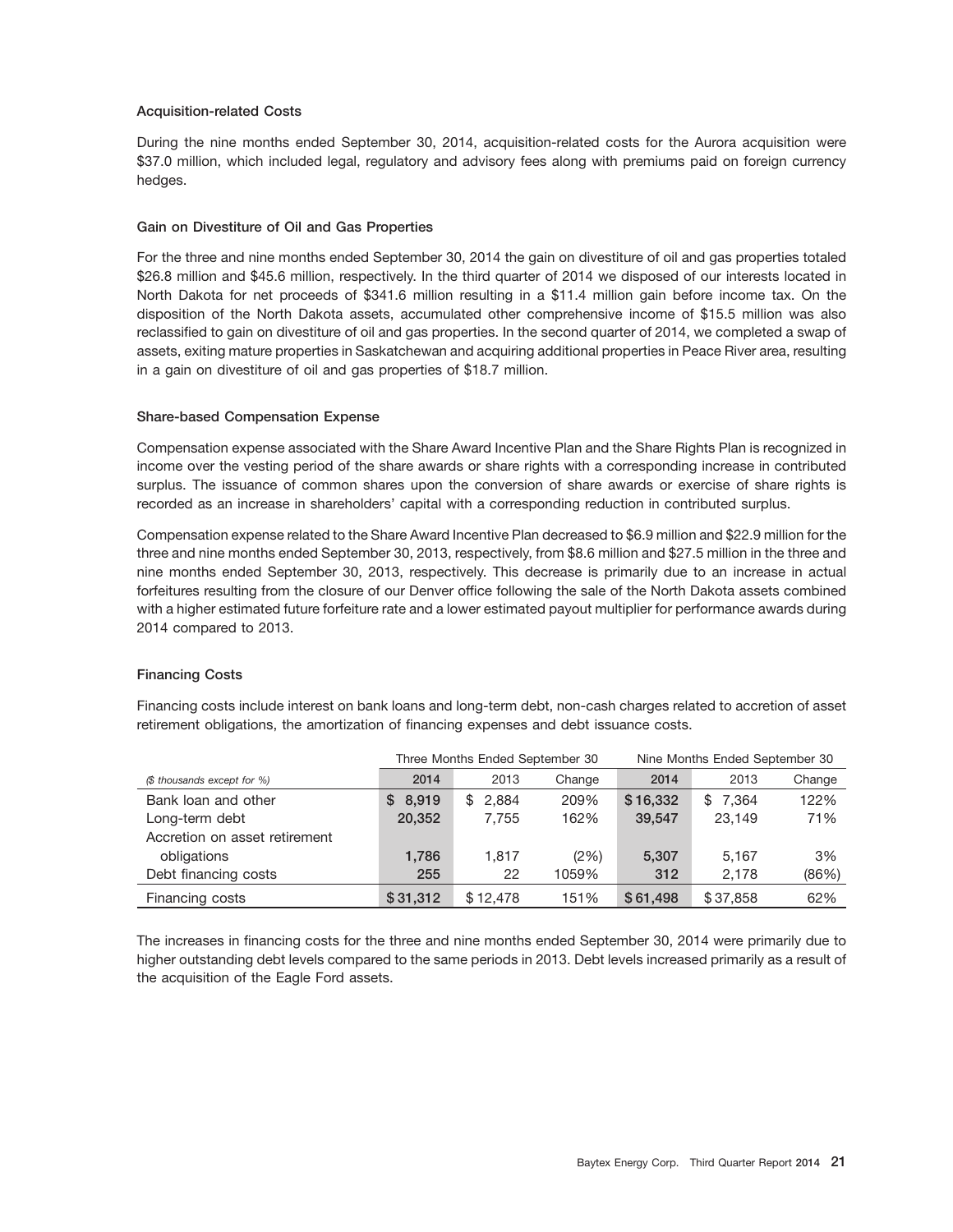### Acquisition-related Costs

During the nine months ended September 30, 2014, acquisition-related costs for the Aurora acquisition were $37.0 million, which included legal, regulatory and advisory fees along with premiums paid on foreign currency hedges.

### Gain on Divestiture of Oil and Gas Properties

For the three and nine months ended September 30, 2014 the gain on divestiture of oil and gas properties totaled $26.8 million and $45.6 million, respectively. In the third quarter of 2014 we disposed of our interests located in North Dakota for net proceeds of $341.6 million resulting in a $11.4 million gain before income tax. On the disposition of the North Dakota assets, accumulated other comprehensive income of $15.5 million was also reclassified to gain on divestiture of oil and gas properties. In the second quarter of 2014, we completed a swap of assets, exiting mature properties in Saskatchewan and acquiring additional properties in Peace River area, resulting in a gain on divestiture of oil and gas properties of $18.7 million.

### Share-based Compensation Expense

Compensation expense associated with the Share Award Incentive Plan and the Share Rights Plan is recognized in income over the vesting period of the share awards or share rights with a corresponding increase in contributed surplus. The issuance of common shares upon the conversion of share awards or exercise of share rights is recorded as an increase in shareholders' capital with a corresponding reduction in contributed surplus.

Compensation expense related to the Share Award Incentive Plan decreased to $6.9 million and $22.9 million for the three and nine months ended September 30, 2013, respectively, from $8.6 million and $27.5 million in the three and nine months ended September 30, 2013, respectively. This decrease is primarily due to an increase in actual forfeitures resulting from the closure of our Denver office following the sale of the North Dakota assets combined with a higher estimated future forfeiture rate and a lower estimated payout multiplier for performance awards during 2014 compared to 2013.

### Financing Costs

Financing costs include interest on bank loans and long-term debt, non-cash charges related to accretion of asset retirement obligations, the amortization of financing expenses and debt issuance costs.

| | Three Months Ended September 30 | | | Nine Months Ended September 30 | | |
|---|---|---|---|---|---|---|
| *($ thousands except for %)* | **2014** | 2013 | Change | **2014** | 2013 | Change |
| Bank loan and other | **$ 8,919** | $ 2,884 | 209% | **$ 16,332** | $ 7,364 | 122% |
| Long-term debt | **20,352** | 7,755 | 162% | **39,547** | 23,149 | 71% |
| Accretion on asset retirement obligations | **1,786** | 1,817 | (2%) | **5,307** | 5,167 | 3% |
| Debt financing costs | **255** | 22 | 1059% | **312** | 2,178 | (86%) |
| Financing costs | **$ 31,312** | $ 12,478 | 151% | **$ 61,498** | $ 37,858 | 62% |

The increases in financing costs for the three and nine months ended September 30, 2014 were primarily due to higher outstanding debt levels compared to the same periods in 2013. Debt levels increased primarily as a result of the acquisition of the Eagle Ford assets.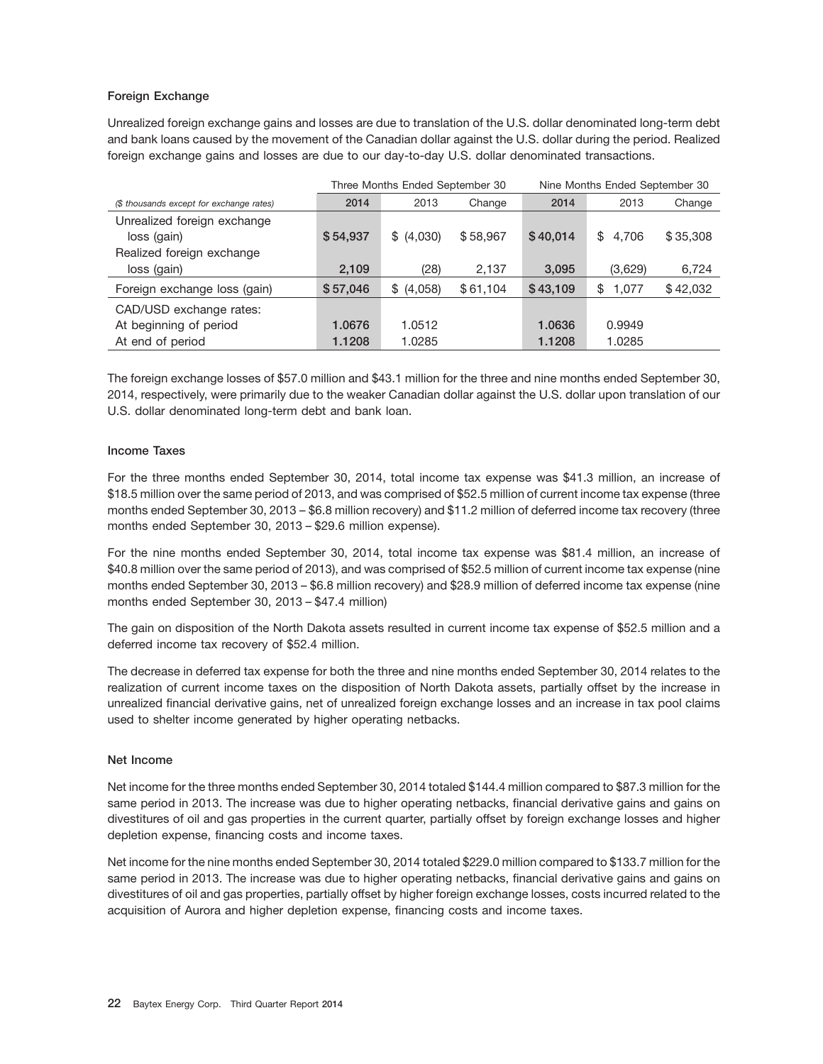### Foreign Exchange

Unrealized foreign exchange gains and losses are due to translation of the U.S. dollar denominated long-term debt and bank loans caused by the movement of the Canadian dollar against the U.S. dollar during the period. Realized foreign exchange gains and losses are due to our day-to-day U.S. dollar denominated transactions.

| | Three Months Ended September 30 | | | Nine Months Ended September 30 | | |
|---|---|---|---|---|---|---|
| *($ thousands except for exchange rates)* | **2014** | 2013 | Change | **2014** | 2013 | Change |
| Unrealized foreign exchange loss (gain) | **$ 54,937** | $ (4,030) | $ 58,967 | **$ 40,014** | $ 4,706 | $ 35,308 |
| Realized foreign exchange loss (gain) | **2,109** | (28) | 2,137 | **3,095** | (3,629) | 6,724 |
| Foreign exchange loss (gain) | **$ 57,046** | $ (4,058) | $ 61,104 | **$ 43,109** | $ 1,077 | $ 42,032 |
| CAD/USD exchange rates: | | | | | | |
| At beginning of period | **1.0676** | 1.0512 | | **1.0636** | 0.9949 | |
| At end of period | **1.1208** | 1.0285 | | **1.1208** | 1.0285 | |

The foreign exchange losses of $57.0 million and $43.1 million for the three and nine months ended September 30, 2014, respectively, were primarily due to the weaker Canadian dollar against the U.S. dollar upon translation of our U.S. dollar denominated long-term debt and bank loan.

### Income Taxes

For the three months ended September 30, 2014, total income tax expense was $41.3 million, an increase of $18.5 million over the same period of 2013, and was comprised of $52.5 million of current income tax expense (three months ended September 30, 2013 – $6.8 million recovery) and $11.2 million of deferred income tax recovery (three months ended September 30, 2013 – $29.6 million expense).

For the nine months ended September 30, 2014, total income tax expense was $81.4 million, an increase of $40.8 million over the same period of 2013), and was comprised of $52.5 million of current income tax expense (nine months ended September 30, 2013 – $6.8 million recovery) and $28.9 million of deferred income tax expense (nine months ended September 30, 2013 – $47.4 million)

The gain on disposition of the North Dakota assets resulted in current income tax expense of $52.5 million and a deferred income tax recovery of $52.4 million.

The decrease in deferred tax expense for both the three and nine months ended September 30, 2014 relates to the realization of current income taxes on the disposition of North Dakota assets, partially offset by the increase in unrealized financial derivative gains, net of unrealized foreign exchange losses and an increase in tax pool claims used to shelter income generated by higher operating netbacks.

### Net Income

Net income for the three months ended September 30, 2014 totaled $144.4 million compared to $87.3 million for the same period in 2013. The increase was due to higher operating netbacks, financial derivative gains and gains on divestitures of oil and gas properties in the current quarter, partially offset by foreign exchange losses and higher depletion expense, financing costs and income taxes.

Net income for the nine months ended September 30, 2014 totaled $229.0 million compared to $133.7 million for the same period in 2013. The increase was due to higher operating netbacks, financial derivative gains and gains on divestitures of oil and gas properties, partially offset by higher foreign exchange losses, costs incurred related to the acquisition of Aurora and higher depletion expense, financing costs and income taxes.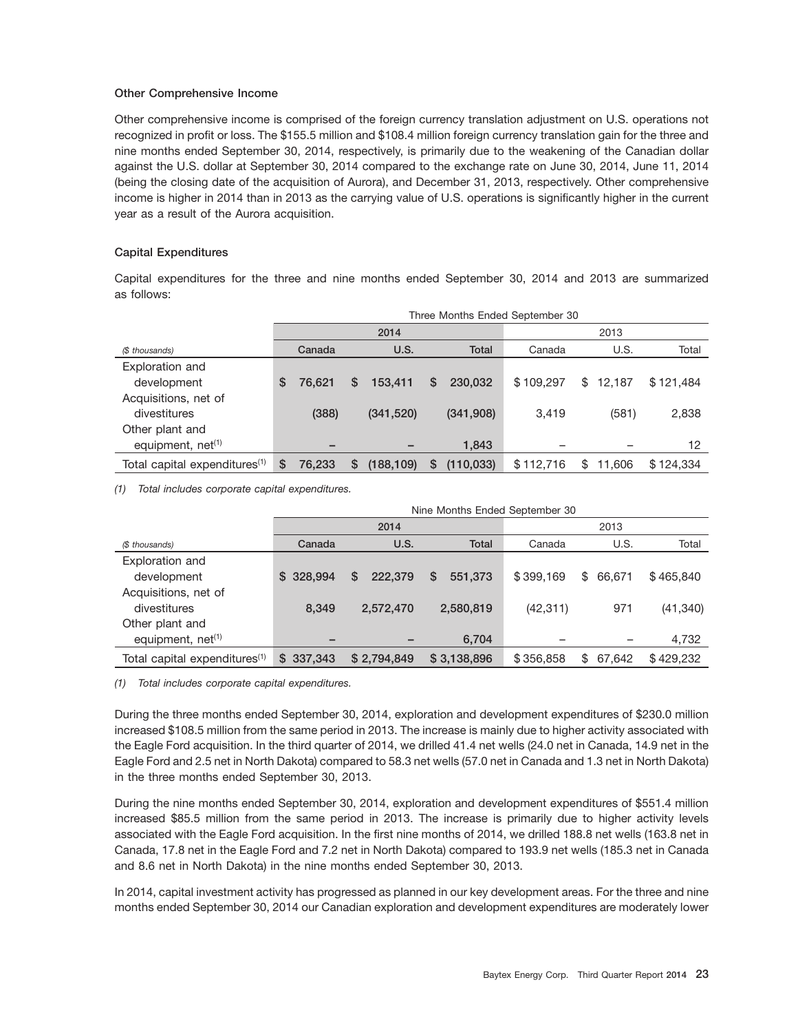**Other Comprehensive Income**

Other comprehensive income is comprised of the foreign currency translation adjustment on U.S. operations not recognized in profit or loss. The $155.5 million and $108.4 million foreign currency translation gain for the three and nine months ended September 30, 2014, respectively, is primarily due to the weakening of the Canadian dollar against the U.S. dollar at September 30, 2014 compared to the exchange rate on June 30, 2014, June 11, 2014 (being the closing date of the acquisition of Aurora), and December 31, 2013, respectively. Other comprehensive income is higher in 2014 than in 2013 as the carrying value of U.S. operations is significantly higher in the current year as a result of the Aurora acquisition.

**Capital Expenditures**

Capital expenditures for the three and nine months ended September 30, 2014 and 2013 are summarized as follows:

| | Three Months Ended September 30 | | | | | |
|---|---|---|---|---|---|---|
| | 2014 | | | 2013 | | |
| *($ thousands)* | Canada | U.S. | Total | Canada | U.S. | Total |
| Exploration and development | $ 76,621 | $ 153,411 | $ 230,032 | $ 109,297 | $ 12,187 | $ 121,484 |
| Acquisitions, net of divestitures | (388) | (341,520) | (341,908) | 3,419 | (581) | 2,838 |
| Other plant and equipment, net[(1)] | – | – | 1,843 | – | – | 12 |
| Total capital expenditures[(1)] | $ 76,233 | $ (188,109) | $ (110,033) | $ 112,716 | $ 11,606 | $ 124,334 |

*(1) Total includes corporate capital expenditures.*

| | Nine Months Ended September 30 | | | | | |
|---|---|---|---|---|---|---|
| | 2014 | | | 2013 | | |
| *($ thousands)* | Canada | U.S. | Total | Canada | U.S. | Total |
| Exploration and development | $ 328,994 | $ 222,379 | $ 551,373 | $ 399,169 | $ 66,671 | $ 465,840 |
| Acquisitions, net of divestitures | 8,349 | 2,572,470 | 2,580,819 | (42,311) | 971 | (41,340) |
| Other plant and equipment, net[(1)] | – | – | 6,704 | – | – | 4,732 |
| Total capital expenditures[(1)] | $ 337,343 | $ 2,794,849 | $ 3,138,896 | $ 356,858 | $ 67,642 | $ 429,232 |

*(1) Total includes corporate capital expenditures.*

During the three months ended September 30, 2014, exploration and development expenditures of $230.0 million increased $108.5 million from the same period in 2013. The increase is mainly due to higher activity associated with the Eagle Ford acquisition. In the third quarter of 2014, we drilled 41.4 net wells (24.0 net in Canada, 14.9 net in the Eagle Ford and 2.5 net in North Dakota) compared to 58.3 net wells (57.0 net in Canada and 1.3 net in North Dakota) in the three months ended September 30, 2013.

During the nine months ended September 30, 2014, exploration and development expenditures of $551.4 million increased $85.5 million from the same period in 2013. The increase is primarily due to higher activity levels associated with the Eagle Ford acquisition. In the first nine months of 2014, we drilled 188.8 net wells (163.8 net in Canada, 17.8 net in the Eagle Ford and 7.2 net in North Dakota) compared to 193.9 net wells (185.3 net in Canada and 8.6 net in North Dakota) in the nine months ended September 30, 2013.

In 2014, capital investment activity has progressed as planned in our key development areas. For the three and nine months ended September 30, 2014 our Canadian exploration and development expenditures are moderately lower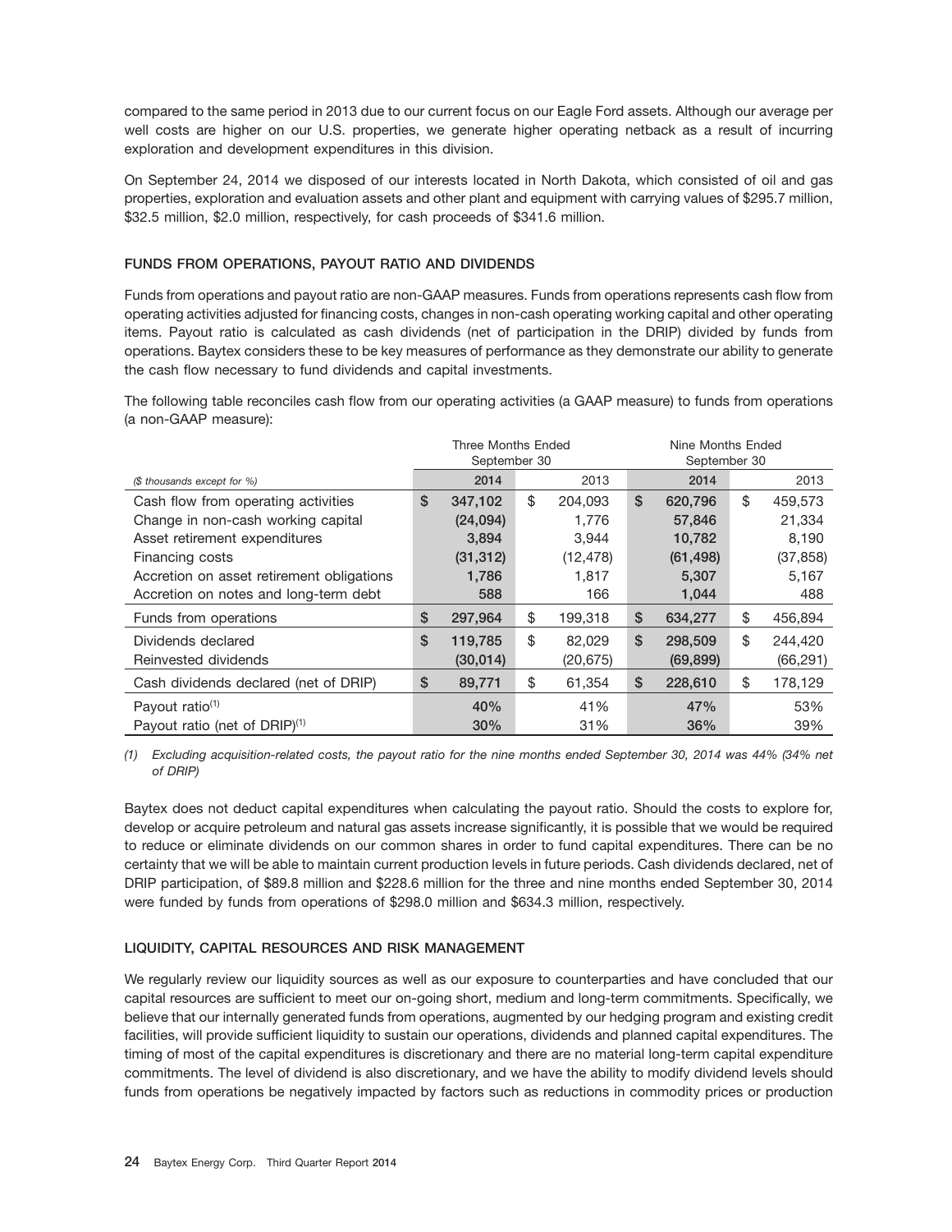compared to the same period in 2013 due to our current focus on our Eagle Ford assets. Although our average per well costs are higher on our U.S. properties, we generate higher operating netback as a result of incurring exploration and development expenditures in this division.

On September 24, 2014 we disposed of our interests located in North Dakota, which consisted of oil and gas properties, exploration and evaluation assets and other plant and equipment with carrying values of $295.7 million, $32.5 million, $2.0 million, respectively, for cash proceeds of $341.6 million.

### FUNDS FROM OPERATIONS, PAYOUT RATIO AND DIVIDENDS

Funds from operations and payout ratio are non-GAAP measures. Funds from operations represents cash flow from operating activities adjusted for financing costs, changes in non-cash operating working capital and other operating items. Payout ratio is calculated as cash dividends (net of participation in the DRIP) divided by funds from operations. Baytex considers these to be key measures of performance as they demonstrate our ability to generate the cash flow necessary to fund dividends and capital investments.

The following table reconciles cash flow from our operating activities (a GAAP measure) to funds from operations (a non-GAAP measure):

| | Three Months Ended September 30 | | Nine Months Ended September 30 | |
|---|---|---|---|---|
| *($ thousands except for %)* | **2014** | 2013 | **2014** | 2013 |
| Cash flow from operating activities | **$ 347,102** | $ 204,093 | **$ 620,796** | $ 459,573 |
| Change in non-cash working capital | **(24,094)** | 1,776 | **57,846** | 21,334 |
| Asset retirement expenditures | **3,894** | 3,944 | **10,782** | 8,190 |
| Financing costs | **(31,312)** | (12,478) | **(61,498)** | (37,858) |
| Accretion on asset retirement obligations | **1,786** | 1,817 | **5,307** | 5,167 |
| Accretion on notes and long-term debt | **588** | 166 | **1,044** | 488 |
| Funds from operations | **$ 297,964** | $ 199,318 | **$ 634,277** | $ 456,894 |
| Dividends declared | **$ 119,785** | $ 82,029 | **$ 298,509** | $ 244,420 |
| Reinvested dividends | **(30,014)** | (20,675) | **(69,899)** | (66,291) |
| Cash dividends declared (net of DRIP) | **$ 89,771** | $ 61,354 | **$ 228,610** | $ 178,129 |
| Payout ratio[(1)] | **40%** | 41% | **47%** | 53% |
| Payout ratio (net of DRIP)[(1)] | **30%** | 31% | **36%** | 39% |

*(1) Excluding acquisition-related costs, the payout ratio for the nine months ended September 30, 2014 was 44% (34% net of DRIP)*

Baytex does not deduct capital expenditures when calculating the payout ratio. Should the costs to explore for, develop or acquire petroleum and natural gas assets increase significantly, it is possible that we would be required to reduce or eliminate dividends on our common shares in order to fund capital expenditures. There can be no certainty that we will be able to maintain current production levels in future periods. Cash dividends declared, net of DRIP participation, of $89.8 million and $228.6 million for the three and nine months ended September 30, 2014 were funded by funds from operations of $298.0 million and $634.3 million, respectively.

### LIQUIDITY, CAPITAL RESOURCES AND RISK MANAGEMENT

We regularly review our liquidity sources as well as our exposure to counterparties and have concluded that our capital resources are sufficient to meet our on-going short, medium and long-term commitments. Specifically, we believe that our internally generated funds from operations, augmented by our hedging program and existing credit facilities, will provide sufficient liquidity to sustain our operations, dividends and planned capital expenditures. The timing of most of the capital expenditures is discretionary and there are no material long-term capital expenditure commitments. The level of dividend is also discretionary, and we have the ability to modify dividend levels should funds from operations be negatively impacted by factors such as reductions in commodity prices or production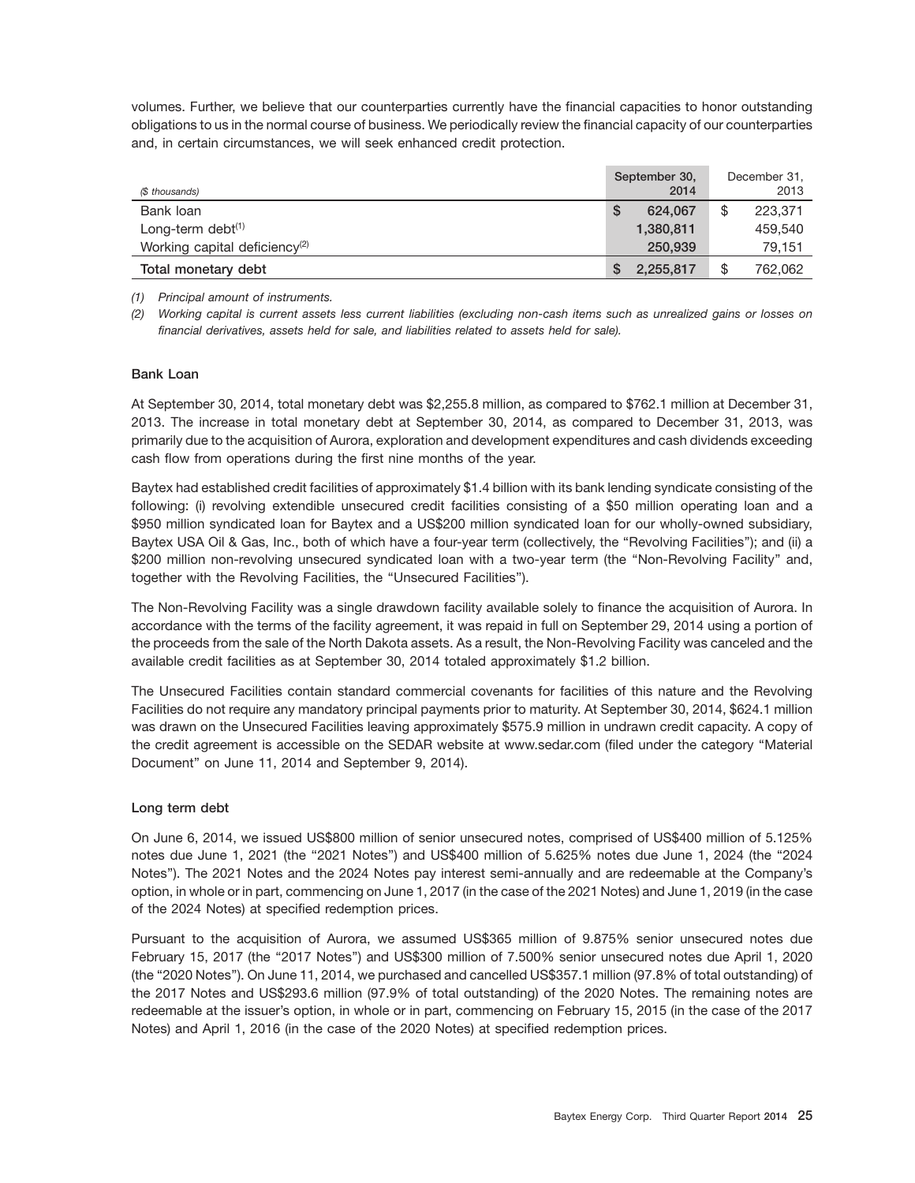volumes. Further, we believe that our counterparties currently have the financial capacities to honor outstanding obligations to us in the normal course of business. We periodically review the financial capacity of our counterparties and, in certain circumstances, we will seek enhanced credit protection.

| *($ thousands)* | September 30, 2014 | December 31, 2013 |
|---|---|---|
| Bank loan | $ 624,067 | $ 223,371 |
| Long-term debt[(1)] | 1,380,811 | 459,540 |
| Working capital deficiency[(2)] | 250,939 | 79,151 |
| **Total monetary debt** | $ 2,255,817 | $ 762,062 |

*(1) Principal amount of instruments.*

*(2) Working capital is current assets less current liabilities (excluding non-cash items such as unrealized gains or losses on financial derivatives, assets held for sale, and liabilities related to assets held for sale).*

### Bank Loan

At September 30, 2014, total monetary debt was $2,255.8 million, as compared to $762.1 million at December 31, 2013. The increase in total monetary debt at September 30, 2014, as compared to December 31, 2013, was primarily due to the acquisition of Aurora, exploration and development expenditures and cash dividends exceeding cash flow from operations during the first nine months of the year.

Baytex had established credit facilities of approximately $1.4 billion with its bank lending syndicate consisting of the following: (i) revolving extendible unsecured credit facilities consisting of a $50 million operating loan and a $950 million syndicated loan for Baytex and a US$200 million syndicated loan for our wholly-owned subsidiary, Baytex USA Oil & Gas, Inc., both of which have a four-year term (collectively, the "Revolving Facilities"); and (ii) a $200 million non-revolving unsecured syndicated loan with a two-year term (the "Non-Revolving Facility" and, together with the Revolving Facilities, the "Unsecured Facilities").

The Non-Revolving Facility was a single drawdown facility available solely to finance the acquisition of Aurora. In accordance with the terms of the facility agreement, it was repaid in full on September 29, 2014 using a portion of the proceeds from the sale of the North Dakota assets. As a result, the Non-Revolving Facility was canceled and the available credit facilities as at September 30, 2014 totaled approximately $1.2 billion.

The Unsecured Facilities contain standard commercial covenants for facilities of this nature and the Revolving Facilities do not require any mandatory principal payments prior to maturity. At September 30, 2014, $624.1 million was drawn on the Unsecured Facilities leaving approximately $575.9 million in undrawn credit capacity. A copy of the credit agreement is accessible on the SEDAR website at www.sedar.com (filed under the category "Material Document" on June 11, 2014 and September 9, 2014).

### Long term debt

On June 6, 2014, we issued US$800 million of senior unsecured notes, comprised of US$400 million of 5.125% notes due June 1, 2021 (the "2021 Notes") and US$400 million of 5.625% notes due June 1, 2024 (the "2024 Notes"). The 2021 Notes and the 2024 Notes pay interest semi-annually and are redeemable at the Company's option, in whole or in part, commencing on June 1, 2017 (in the case of the 2021 Notes) and June 1, 2019 (in the case of the 2024 Notes) at specified redemption prices.

Pursuant to the acquisition of Aurora, we assumed US$365 million of 9.875% senior unsecured notes due February 15, 2017 (the "2017 Notes") and US$300 million of 7.500% senior unsecured notes due April 1, 2020 (the "2020 Notes"). On June 11, 2014, we purchased and cancelled US$357.1 million (97.8% of total outstanding) of the 2017 Notes and US$293.6 million (97.9% of total outstanding) of the 2020 Notes. The remaining notes are redeemable at the issuer's option, in whole or in part, commencing on February 15, 2015 (in the case of the 2017 Notes) and April 1, 2016 (in the case of the 2020 Notes) at specified redemption prices.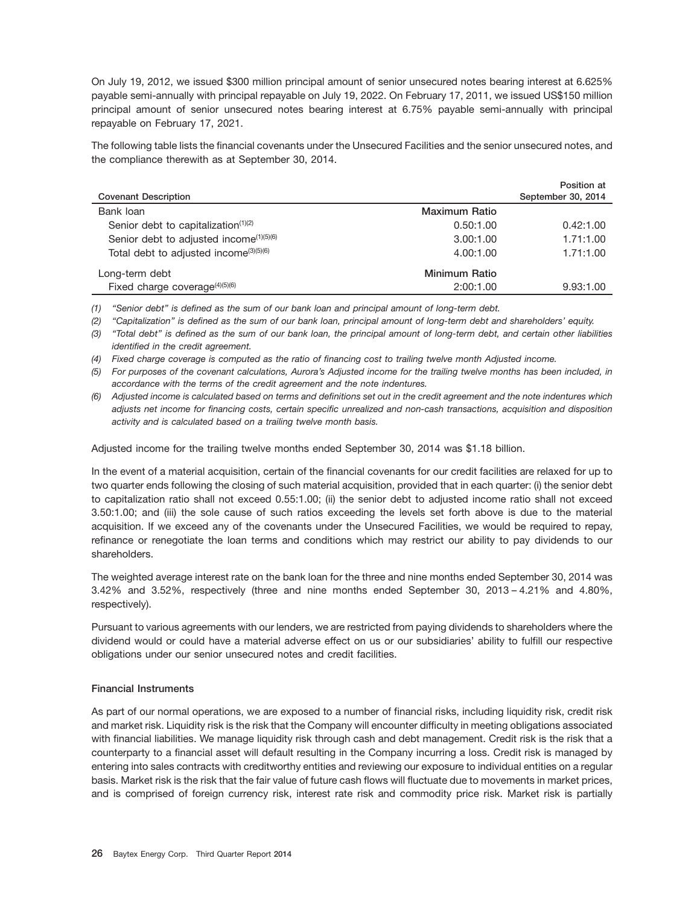On July 19, 2012, we issued $300 million principal amount of senior unsecured notes bearing interest at 6.625% payable semi-annually with principal repayable on July 19, 2022. On February 17, 2011, we issued US$150 million principal amount of senior unsecured notes bearing interest at 6.75% payable semi-annually with principal repayable on February 17, 2021.

The following table lists the financial covenants under the Unsecured Facilities and the senior unsecured notes, and the compliance therewith as at September 30, 2014.

| Covenant Description | | Position at September 30, 2014 |
|---|---|---|
| Bank loan | Maximum Ratio | |
| Senior debt to capitalization[(1)(2)] | 0.50:1.00 | 0.42:1.00 |
| Senior debt to adjusted income[(1)(5)(6)] | 3.00:1.00 | 1.71:1.00 |
| Total debt to adjusted income[(3)(5)(6)] | 4.00:1.00 | 1.71:1.00 |
| Long-term debt | Minimum Ratio | |
| Fixed charge coverage[(4)(5)(6)] | 2:00:1.00 | 9.93:1.00 |

*(1) "Senior debt" is defined as the sum of our bank loan and principal amount of long-term debt.*

*(2) "Capitalization" is defined as the sum of our bank loan, principal amount of long-term debt and shareholders' equity.*

*(3) "Total debt" is defined as the sum of our bank loan, the principal amount of long-term debt, and certain other liabilities identified in the credit agreement.*

*(4) Fixed charge coverage is computed as the ratio of financing cost to trailing twelve month Adjusted income.*

*(5) For purposes of the covenant calculations, Aurora's Adjusted income for the trailing twelve months has been included, in accordance with the terms of the credit agreement and the note indentures.*

*(6) Adjusted income is calculated based on terms and definitions set out in the credit agreement and the note indentures which adjusts net income for financing costs, certain specific unrealized and non-cash transactions, acquisition and disposition activity and is calculated based on a trailing twelve month basis.*

Adjusted income for the trailing twelve months ended September 30, 2014 was $1.18 billion.

In the event of a material acquisition, certain of the financial covenants for our credit facilities are relaxed for up to two quarter ends following the closing of such material acquisition, provided that in each quarter: (i) the senior debt to capitalization ratio shall not exceed 0.55:1.00; (ii) the senior debt to adjusted income ratio shall not exceed 3.50:1.00; and (iii) the sole cause of such ratios exceeding the levels set forth above is due to the material acquisition. If we exceed any of the covenants under the Unsecured Facilities, we would be required to repay, refinance or renegotiate the loan terms and conditions which may restrict our ability to pay dividends to our shareholders.

The weighted average interest rate on the bank loan for the three and nine months ended September 30, 2014 was 3.42% and 3.52%, respectively (three and nine months ended September 30, 2013 – 4.21% and 4.80%, respectively).

Pursuant to various agreements with our lenders, we are restricted from paying dividends to shareholders where the dividend would or could have a material adverse effect on us or our subsidiaries' ability to fulfill our respective obligations under our senior unsecured notes and credit facilities.

### Financial Instruments

As part of our normal operations, we are exposed to a number of financial risks, including liquidity risk, credit risk and market risk. Liquidity risk is the risk that the Company will encounter difficulty in meeting obligations associated with financial liabilities. We manage liquidity risk through cash and debt management. Credit risk is the risk that a counterparty to a financial asset will default resulting in the Company incurring a loss. Credit risk is managed by entering into sales contracts with creditworthy entities and reviewing our exposure to individual entities on a regular basis. Market risk is the risk that the fair value of future cash flows will fluctuate due to movements in market prices, and is comprised of foreign currency risk, interest rate risk and commodity price risk. Market risk is partially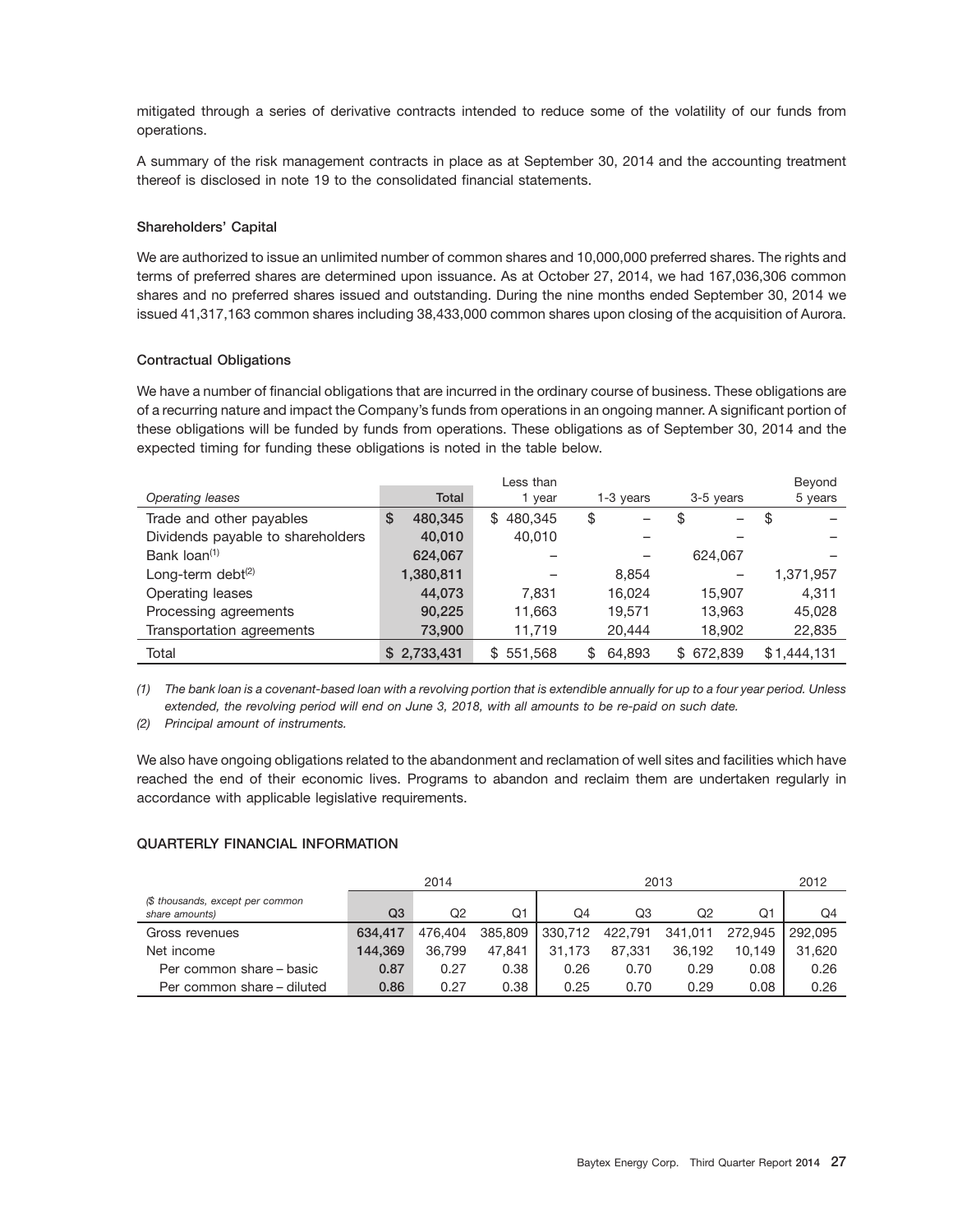mitigated through a series of derivative contracts intended to reduce some of the volatility of our funds from operations.

A summary of the risk management contracts in place as at September 30, 2014 and the accounting treatment thereof is disclosed in note 19 to the consolidated financial statements.

### Shareholders' Capital

We are authorized to issue an unlimited number of common shares and 10,000,000 preferred shares. The rights and terms of preferred shares are determined upon issuance. As at October 27, 2014, we had 167,036,306 common shares and no preferred shares issued and outstanding. During the nine months ended September 30, 2014 we issued 41,317,163 common shares including 38,433,000 common shares upon closing of the acquisition of Aurora.

### Contractual Obligations

We have a number of financial obligations that are incurred in the ordinary course of business. These obligations are of a recurring nature and impact the Company's funds from operations in an ongoing manner. A significant portion of these obligations will be funded by funds from operations. These obligations as of September 30, 2014 and the expected timing for funding these obligations is noted in the table below.

| *Operating leases* | Total | Less than 1 year | 1-3 years | 3-5 years | Beyond 5 years |
|---|---|---|---|---|---|
| Trade and other payables | $ 480,345 | $ 480,345 | $ – | $ – | $ – |
| Dividends payable to shareholders | 40,010 | 40,010 | – | – | – |
| Bank loan[(1)] | 624,067 | – | – | 624,067 | – |
| Long-term debt[(2)] | 1,380,811 | – | 8,854 | – | 1,371,957 |
| Operating leases | 44,073 | 7,831 | 16,024 | 15,907 | 4,311 |
| Processing agreements | 90,225 | 11,663 | 19,571 | 13,963 | 45,028 |
| Transportation agreements | 73,900 | 11,719 | 20,444 | 18,902 | 22,835 |
| Total | $ 2,733,431 | $ 551,568 | $ 64,893 | $ 672,839 | $1,444,131 |

*(1) The bank loan is a covenant-based loan with a revolving portion that is extendible annually for up to a four year period. Unless extended, the revolving period will end on June 3, 2018, with all amounts to be re-paid on such date.*

*(2) Principal amount of instruments.*

We also have ongoing obligations related to the abandonment and reclamation of well sites and facilities which have reached the end of their economic lives. Programs to abandon and reclaim them are undertaken regularly in accordance with applicable legislative requirements.

## QUARTERLY FINANCIAL INFORMATION

| | 2014 | | | 2013 | | | | 2012 |
|---|---|---|---|---|---|---|---|---|
| *($ thousands, except per common share amounts)* | Q3 | Q2 | Q1 | Q4 | Q3 | Q2 | Q1 | Q4 |
| Gross revenues | 634,417 | 476,404 | 385,809 | 330,712 | 422,791 | 341,011 | 272,945 | 292,095 |
| Net income | 144,369 | 36,799 | 47,841 | 31,173 | 87,331 | 36,192 | 10,149 | 31,620 |
| Per common share – basic | 0.87 | 0.27 | 0.38 | 0.26 | 0.70 | 0.29 | 0.08 | 0.26 |
| Per common share – diluted | 0.86 | 0.27 | 0.38 | 0.25 | 0.70 | 0.29 | 0.08 | 0.26 |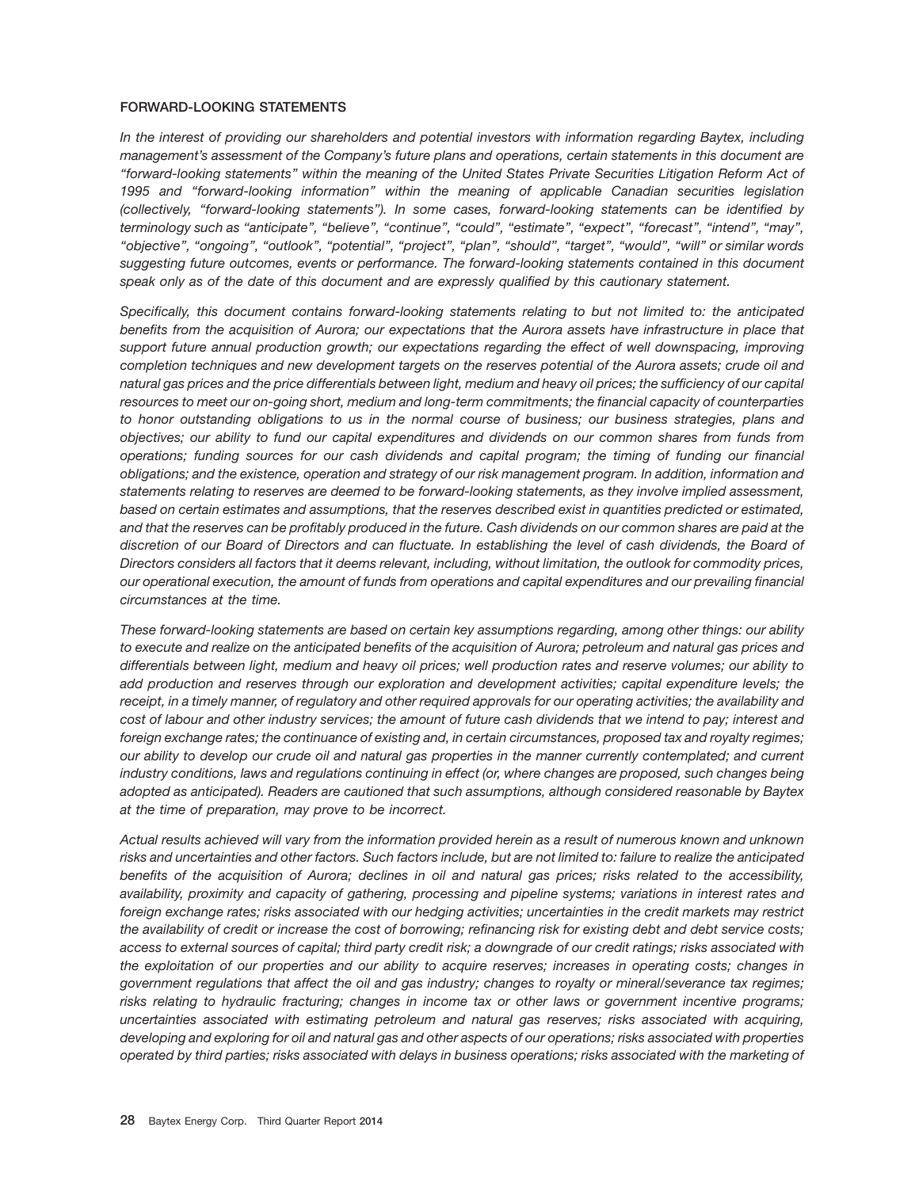## FORWARD-LOOKING STATEMENTS

*In the interest of providing our shareholders and potential investors with information regarding Baytex, including management's assessment of the Company's future plans and operations, certain statements in this document are "forward-looking statements" within the meaning of the United States Private Securities Litigation Reform Act of 1995 and "forward-looking information" within the meaning of applicable Canadian securities legislation (collectively, "forward-looking statements"). In some cases, forward-looking statements can be identified by terminology such as "anticipate", "believe", "continue", "could", "estimate", "expect", "forecast", "intend", "may", "objective", "ongoing", "outlook", "potential", "project", "plan", "should", "target", "would", "will" or similar words suggesting future outcomes, events or performance. The forward-looking statements contained in this document speak only as of the date of this document and are expressly qualified by this cautionary statement.*

*Specifically, this document contains forward-looking statements relating to but not limited to: the anticipated benefits from the acquisition of Aurora; our expectations that the Aurora assets have infrastructure in place that support future annual production growth; our expectations regarding the effect of well downspacing, improving completion techniques and new development targets on the reserves potential of the Aurora assets; crude oil and natural gas prices and the price differentials between light, medium and heavy oil prices; the sufficiency of our capital resources to meet our on-going short, medium and long-term commitments; the financial capacity of counterparties to honor outstanding obligations to us in the normal course of business; our business strategies, plans and objectives; our ability to fund our capital expenditures and dividends on our common shares from funds from operations; funding sources for our cash dividends and capital program; the timing of funding our financial obligations; and the existence, operation and strategy of our risk management program. In addition, information and statements relating to reserves are deemed to be forward-looking statements, as they involve implied assessment, based on certain estimates and assumptions, that the reserves described exist in quantities predicted or estimated, and that the reserves can be profitably produced in the future. Cash dividends on our common shares are paid at the discretion of our Board of Directors and can fluctuate. In establishing the level of cash dividends, the Board of Directors considers all factors that it deems relevant, including, without limitation, the outlook for commodity prices, our operational execution, the amount of funds from operations and capital expenditures and our prevailing financial circumstances at the time.*

*These forward-looking statements are based on certain key assumptions regarding, among other things: our ability to execute and realize on the anticipated benefits of the acquisition of Aurora; petroleum and natural gas prices and differentials between light, medium and heavy oil prices; well production rates and reserve volumes; our ability to add production and reserves through our exploration and development activities; capital expenditure levels; the receipt, in a timely manner, of regulatory and other required approvals for our operating activities; the availability and cost of labour and other industry services; the amount of future cash dividends that we intend to pay; interest and foreign exchange rates; the continuance of existing and, in certain circumstances, proposed tax and royalty regimes; our ability to develop our crude oil and natural gas properties in the manner currently contemplated; and current industry conditions, laws and regulations continuing in effect (or, where changes are proposed, such changes being adopted as anticipated). Readers are cautioned that such assumptions, although considered reasonable by Baytex at the time of preparation, may prove to be incorrect.*

*Actual results achieved will vary from the information provided herein as a result of numerous known and unknown risks and uncertainties and other factors. Such factors include, but are not limited to: failure to realize the anticipated benefits of the acquisition of Aurora; declines in oil and natural gas prices; risks related to the accessibility, availability, proximity and capacity of gathering, processing and pipeline systems; variations in interest rates and foreign exchange rates; risks associated with our hedging activities; uncertainties in the credit markets may restrict the availability of credit or increase the cost of borrowing; refinancing risk for existing debt and debt service costs; access to external sources of capital; third party credit risk; a downgrade of our credit ratings; risks associated with the exploitation of our properties and our ability to acquire reserves; increases in operating costs; changes in government regulations that affect the oil and gas industry; changes to royalty or mineral/severance tax regimes; risks relating to hydraulic fracturing; changes in income tax or other laws or government incentive programs; uncertainties associated with estimating petroleum and natural gas reserves; risks associated with acquiring, developing and exploring for oil and natural gas and other aspects of our operations; risks associated with properties operated by third parties; risks associated with delays in business operations; risks associated with the marketing of*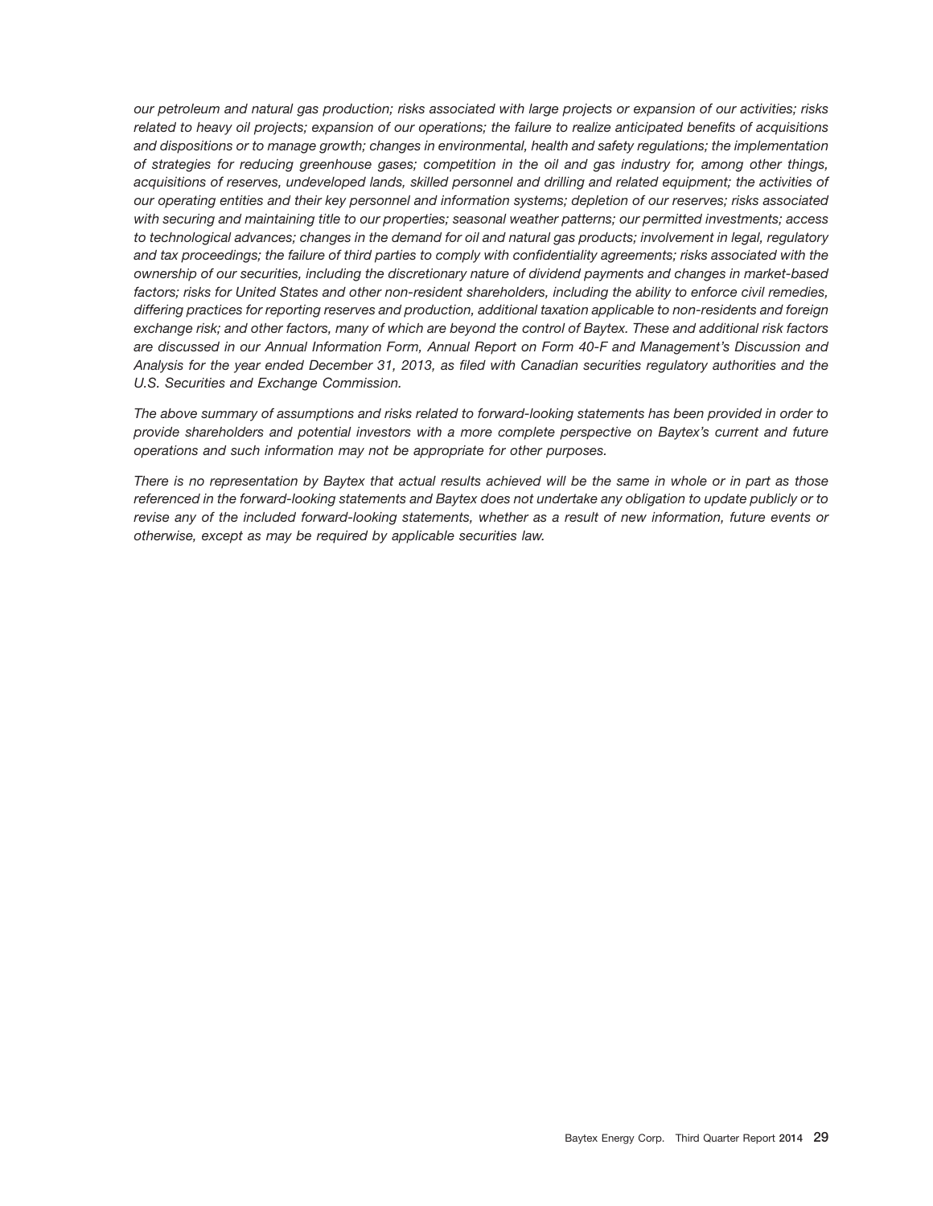*our petroleum and natural gas production; risks associated with large projects or expansion of our activities; risks related to heavy oil projects; expansion of our operations; the failure to realize anticipated benefits of acquisitions and dispositions or to manage growth; changes in environmental, health and safety regulations; the implementation of strategies for reducing greenhouse gases; competition in the oil and gas industry for, among other things, acquisitions of reserves, undeveloped lands, skilled personnel and drilling and related equipment; the activities of our operating entities and their key personnel and information systems; depletion of our reserves; risks associated with securing and maintaining title to our properties; seasonal weather patterns; our permitted investments; access to technological advances; changes in the demand for oil and natural gas products; involvement in legal, regulatory and tax proceedings; the failure of third parties to comply with confidentiality agreements; risks associated with the ownership of our securities, including the discretionary nature of dividend payments and changes in market-based factors; risks for United States and other non-resident shareholders, including the ability to enforce civil remedies, differing practices for reporting reserves and production, additional taxation applicable to non-residents and foreign exchange risk; and other factors, many of which are beyond the control of Baytex. These and additional risk factors are discussed in our Annual Information Form, Annual Report on Form 40-F and Management's Discussion and Analysis for the year ended December 31, 2013, as filed with Canadian securities regulatory authorities and the U.S. Securities and Exchange Commission.*

*The above summary of assumptions and risks related to forward-looking statements has been provided in order to provide shareholders and potential investors with a more complete perspective on Baytex's current and future operations and such information may not be appropriate for other purposes.*

*There is no representation by Baytex that actual results achieved will be the same in whole or in part as those referenced in the forward-looking statements and Baytex does not undertake any obligation to update publicly or to revise any of the included forward-looking statements, whether as a result of new information, future events or otherwise, except as may be required by applicable securities law.*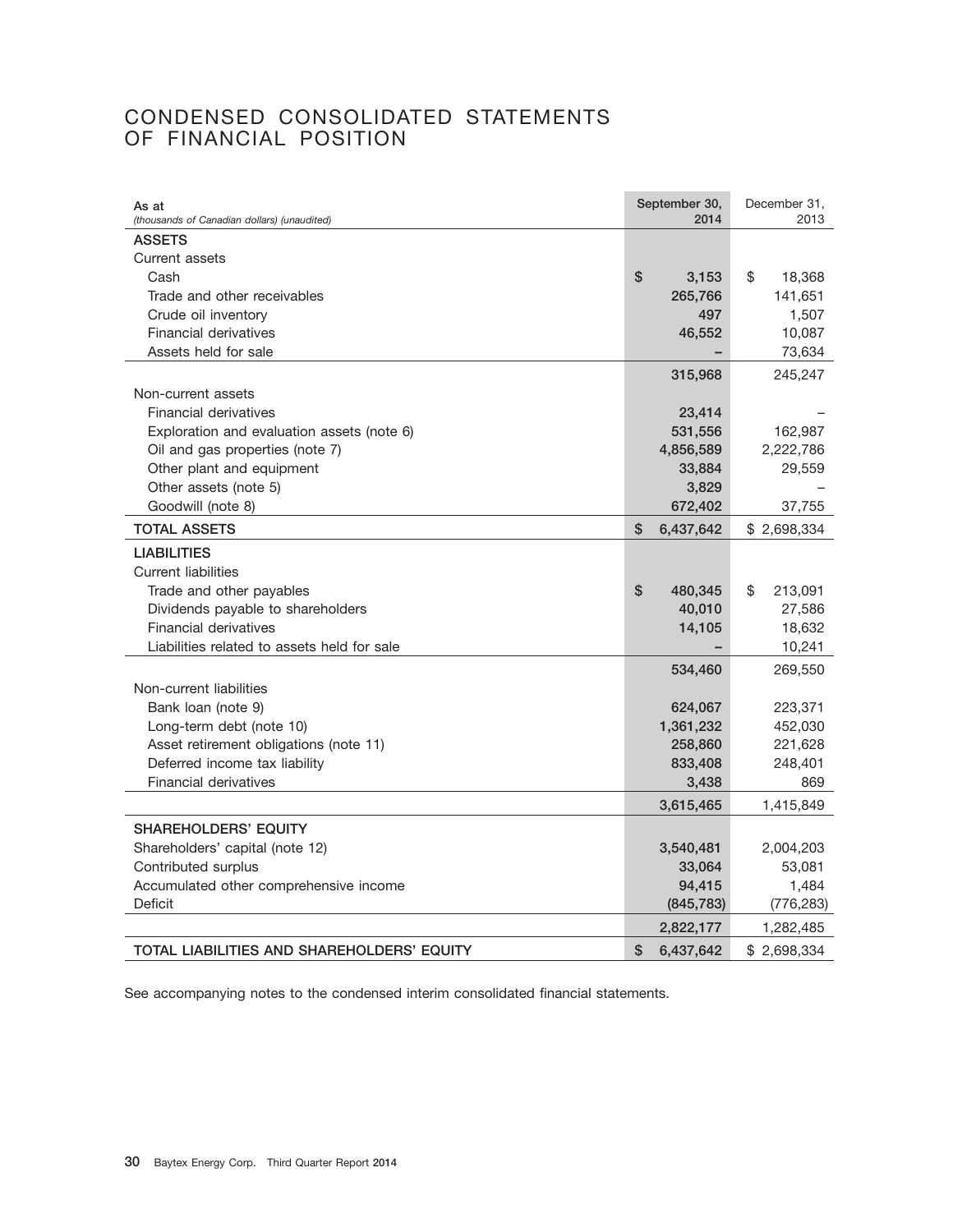# CONDENSED CONSOLIDATED STATEMENTS OF FINANCIAL POSITION

| As at<br>*(thousands of Canadian dollars) (unaudited)* | September 30, 2014 | December 31, 2013 |
|---|---|---|
| **ASSETS** | | |
| Current assets | | |
| Cash | $ 3,153 | $ 18,368 |
| Trade and other receivables | 265,766 | 141,651 |
| Crude oil inventory | 497 | 1,507 |
| Financial derivatives | 46,552 | 10,087 |
| Assets held for sale | – | 73,634 |
| | 315,968 | 245,247 |
| Non-current assets | | |
| Financial derivatives | 23,414 | – |
| Exploration and evaluation assets (note 6) | 531,556 | 162,987 |
| Oil and gas properties (note 7) | 4,856,589 | 2,222,786 |
| Other plant and equipment | 33,884 | 29,559 |
| Other assets (note 5) | 3,829 | – |
| Goodwill (note 8) | 672,402 | 37,755 |
| **TOTAL ASSETS** | $ 6,437,642 | $ 2,698,334 |
| **LIABILITIES** | | |
| Current liabilities | | |
| Trade and other payables | $ 480,345 | $ 213,091 |
| Dividends payable to shareholders | 40,010 | 27,586 |
| Financial derivatives | 14,105 | 18,632 |
| Liabilities related to assets held for sale | – | 10,241 |
| | 534,460 | 269,550 |
| Non-current liabilities | | |
| Bank loan (note 9) | 624,067 | 223,371 |
| Long-term debt (note 10) | 1,361,232 | 452,030 |
| Asset retirement obligations (note 11) | 258,860 | 221,628 |
| Deferred income tax liability | 833,408 | 248,401 |
| Financial derivatives | 3,438 | 869 |
| | 3,615,465 | 1,415,849 |
| **SHAREHOLDERS' EQUITY** | | |
| Shareholders' capital (note 12) | 3,540,481 | 2,004,203 |
| Contributed surplus | 33,064 | 53,081 |
| Accumulated other comprehensive income | 94,415 | 1,484 |
| Deficit | (845,783) | (776,283) |
| | 2,822,177 | 1,282,485 |
| **TOTAL LIABILITIES AND SHAREHOLDERS' EQUITY** | $ 6,437,642 | $ 2,698,334 |

See accompanying notes to the condensed interim consolidated financial statements.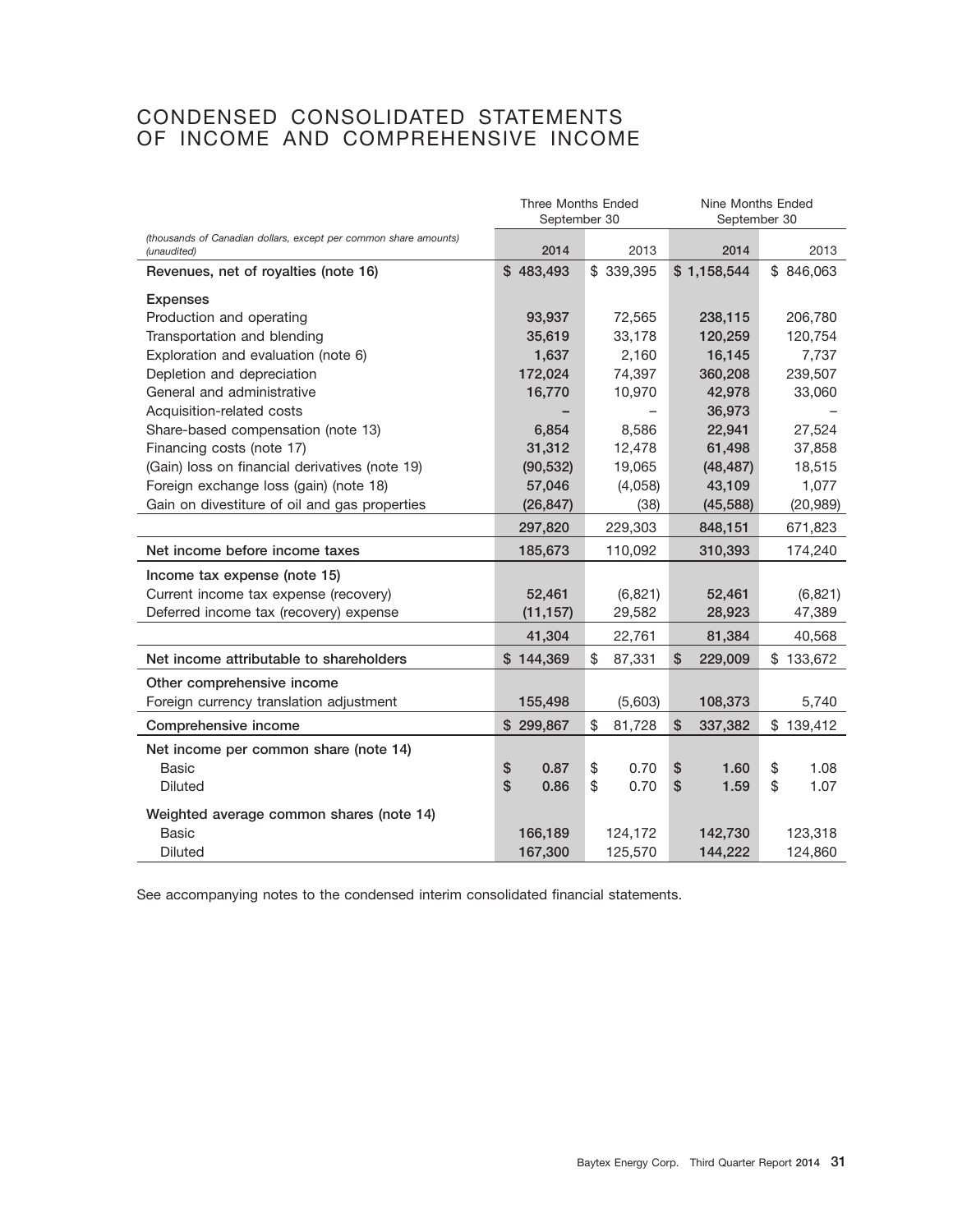# CONDENSED CONSOLIDATED STATEMENTS OF INCOME AND COMPREHENSIVE INCOME

| *(thousands of Canadian dollars, except per common share amounts) (unaudited)* | Three Months Ended September 30 2014 | Three Months Ended September 30 2013 | Nine Months Ended September 30 2014 | Nine Months Ended September 30 2013 |
|---|---|---|---|---|
| **Revenues, net of royalties (note 16)** | $ 483,493 | $ 339,395 | $ 1,158,544 | $ 846,063 |
| **Expenses** | | | | |
| Production and operating | 93,937 | 72,565 | 238,115 | 206,780 |
| Transportation and blending | 35,619 | 33,178 | 120,259 | 120,754 |
| Exploration and evaluation (note 6) | 1,637 | 2,160 | 16,145 | 7,737 |
| Depletion and depreciation | 172,024 | 74,397 | 360,208 | 239,507 |
| General and administrative | 16,770 | 10,970 | 42,978 | 33,060 |
| Acquisition-related costs | – | – | 36,973 | – |
| Share-based compensation (note 13) | 6,854 | 8,586 | 22,941 | 27,524 |
| Financing costs (note 17) | 31,312 | 12,478 | 61,498 | 37,858 |
| (Gain) loss on financial derivatives (note 19) | (90,532) | 19,065 | (48,487) | 18,515 |
| Foreign exchange loss (gain) (note 18) | 57,046 | (4,058) | 43,109 | 1,077 |
| Gain on divestiture of oil and gas properties | (26,847) | (38) | (45,588) | (20,989) |
| | 297,820 | 229,303 | 848,151 | 671,823 |
| **Net income before income taxes** | 185,673 | 110,092 | 310,393 | 174,240 |
| **Income tax expense (note 15)** | | | | |
| Current income tax expense (recovery) | 52,461 | (6,821) | 52,461 | (6,821) |
| Deferred income tax (recovery) expense | (11,157) | 29,582 | 28,923 | 47,389 |
| | 41,304 | 22,761 | 81,384 | 40,568 |
| **Net income attributable to shareholders** | $ 144,369 | $ 87,331 | $ 229,009 | $ 133,672 |
| **Other comprehensive income** | | | | |
| Foreign currency translation adjustment | 155,498 | (5,603) | 108,373 | 5,740 |
| **Comprehensive income** | $ 299,867 | $ 81,728 | $ 337,382 | $ 139,412 |
| **Net income per common share (note 14)** | | | | |
| Basic | $ 0.87 | $ 0.70 | $ 1.60 | $ 1.08 |
| Diluted | $ 0.86 | $ 0.70 | $ 1.59 | $ 1.07 |
| **Weighted average common shares (note 14)** | | | | |
| Basic | 166,189 | 124,172 | 142,730 | 123,318 |
| Diluted | 167,300 | 125,570 | 144,222 | 124,860 |

See accompanying notes to the condensed interim consolidated financial statements.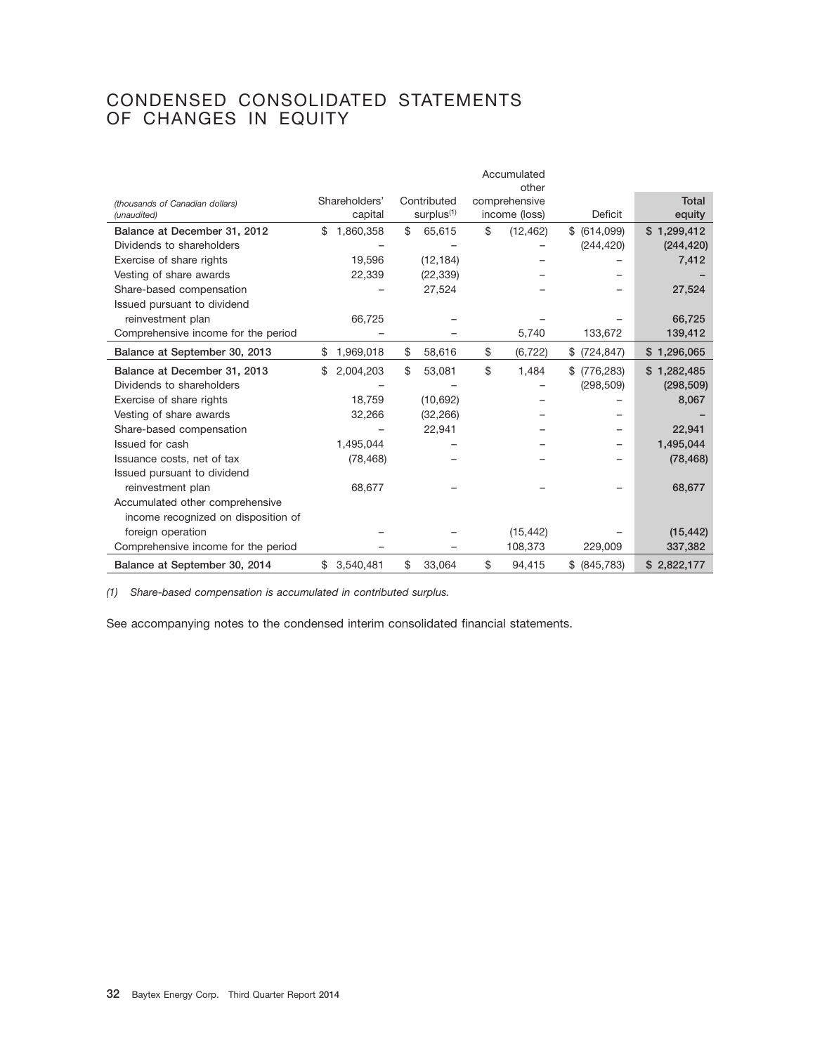# CONDENSED CONSOLIDATED STATEMENTS OF CHANGES IN EQUITY

| *(thousands of Canadian dollars)* *(unaudited)* | Shareholders' capital | Contributed surplus[(1)] | Accumulated other comprehensive income (loss) | Deficit | Total equity |
|---|---|---|---|---|---|
| **Balance at December 31, 2012** | $ 1,860,358 | $ 65,615 | $ (12,462) | $ (614,099) | **$ 1,299,412** |
| Dividends to shareholders | – | – | – | (244,420) | **(244,420)** |
| Exercise of share rights | 19,596 | (12,184) | – | – | **7,412** |
| Vesting of share awards | 22,339 | (22,339) | – | – | **–** |
| Share-based compensation | – | 27,524 | – | – | **27,524** |
| Issued pursuant to dividend reinvestment plan | 66,725 | – | – | – | **66,725** |
| Comprehensive income for the period | – | – | 5,740 | 133,672 | **139,412** |
| **Balance at September 30, 2013** | $ 1,969,018 | $ 58,616 | $ (6,722) | $ (724,847) | **$ 1,296,065** |
| **Balance at December 31, 2013** | $ 2,004,203 | $ 53,081 | $ 1,484 | $ (776,283) | **$ 1,282,485** |
| Dividends to shareholders | – | – | – | (298,509) | **(298,509)** |
| Exercise of share rights | 18,759 | (10,692) | – | – | **8,067** |
| Vesting of share awards | 32,266 | (32,266) | – | – | **–** |
| Share-based compensation | – | 22,941 | – | – | **22,941** |
| Issued for cash | 1,495,044 | – | – | – | **1,495,044** |
| Issuance costs, net of tax | (78,468) | – | – | – | **(78,468)** |
| Issued pursuant to dividend reinvestment plan | 68,677 | – | – | – | **68,677** |
| Accumulated other comprehensive income recognized on disposition of foreign operation | – | – | (15,442) | – | **(15,442)** |
| Comprehensive income for the period | – | – | 108,373 | 229,009 | **337,382** |
| **Balance at September 30, 2014** | $ 3,540,481 | $ 33,064 | $ 94,415 | $ (845,783) | **$ 2,822,177** |

*(1) Share-based compensation is accumulated in contributed surplus.*

See accompanying notes to the condensed interim consolidated financial statements.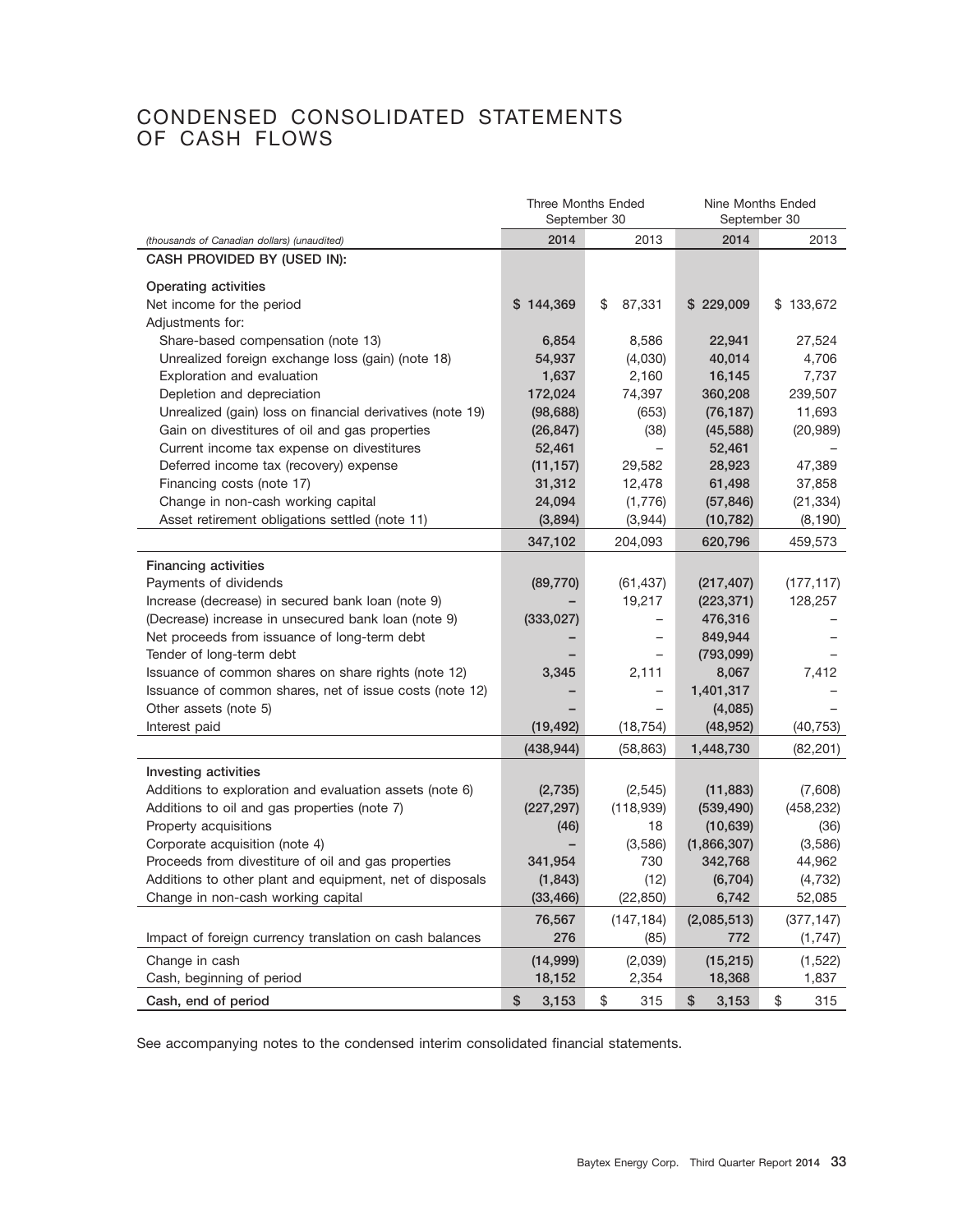# CONDENSED CONSOLIDATED STATEMENTS OF CASH FLOWS

| *(thousands of Canadian dollars) (unaudited)* | Three Months Ended September 30 2014 | Three Months Ended September 30 2013 | Nine Months Ended September 30 2014 | Nine Months Ended September 30 2013 |
|---|---|---|---|---|
| **CASH PROVIDED BY (USED IN):** | | | | |
| **Operating activities** | | | | |
| Net income for the period | $ 144,369 | $ 87,331 | $ 229,009 | $ 133,672 |
| Adjustments for: | | | | |
| Share-based compensation (note 13) | 6,854 | 8,586 | 22,941 | 27,524 |
| Unrealized foreign exchange loss (gain) (note 18) | 54,937 | (4,030) | 40,014 | 4,706 |
| Exploration and evaluation | 1,637 | 2,160 | 16,145 | 7,737 |
| Depletion and depreciation | 172,024 | 74,397 | 360,208 | 239,507 |
| Unrealized (gain) loss on financial derivatives (note 19) | (98,688) | (653) | (76,187) | 11,693 |
| Gain on divestitures of oil and gas properties | (26,847) | (38) | (45,588) | (20,989) |
| Current income tax expense on divestitures | 52,461 | – | 52,461 | – |
| Deferred income tax (recovery) expense | (11,157) | 29,582 | 28,923 | 47,389 |
| Financing costs (note 17) | 31,312 | 12,478 | 61,498 | 37,858 |
| Change in non-cash working capital | 24,094 | (1,776) | (57,846) | (21,334) |
| Asset retirement obligations settled (note 11) | (3,894) | (3,944) | (10,782) | (8,190) |
| | 347,102 | 204,093 | 620,796 | 459,573 |
| **Financing activities** | | | | |
| Payments of dividends | (89,770) | (61,437) | (217,407) | (177,117) |
| Increase (decrease) in secured bank loan (note 9) | – | 19,217 | (223,371) | 128,257 |
| (Decrease) increase in unsecured bank loan (note 9) | (333,027) | – | 476,316 | – |
| Net proceeds from issuance of long-term debt | – | – | 849,944 | – |
| Tender of long-term debt | – | – | (793,099) | – |
| Issuance of common shares on share rights (note 12) | 3,345 | 2,111 | 8,067 | 7,412 |
| Issuance of common shares, net of issue costs (note 12) | – | – | 1,401,317 | – |
| Other assets (note 5) | – | – | (4,085) | – |
| Interest paid | (19,492) | (18,754) | (48,952) | (40,753) |
| | (438,944) | (58,863) | 1,448,730 | (82,201) |
| **Investing activities** | | | | |
| Additions to exploration and evaluation assets (note 6) | (2,735) | (2,545) | (11,883) | (7,608) |
| Additions to oil and gas properties (note 7) | (227,297) | (118,939) | (539,490) | (458,232) |
| Property acquisitions | (46) | 18 | (10,639) | (36) |
| Corporate acquisition (note 4) | – | (3,586) | (1,866,307) | (3,586) |
| Proceeds from divestiture of oil and gas properties | 341,954 | 730 | 342,768 | 44,962 |
| Additions to other plant and equipment, net of disposals | (1,843) | (12) | (6,704) | (4,732) |
| Change in non-cash working capital | (33,466) | (22,850) | 6,742 | 52,085 |
| | 76,567 | (147,184) | (2,085,513) | (377,147) |
| Impact of foreign currency translation on cash balances | 276 | (85) | 772 | (1,747) |
| Change in cash | (14,999) | (2,039) | (15,215) | (1,522) |
| Cash, beginning of period | 18,152 | 2,354 | 18,368 | 1,837 |
| **Cash, end of period** | $ 3,153 | $ 315 | $ 3,153 | $ 315 |

See accompanying notes to the condensed interim consolidated financial statements.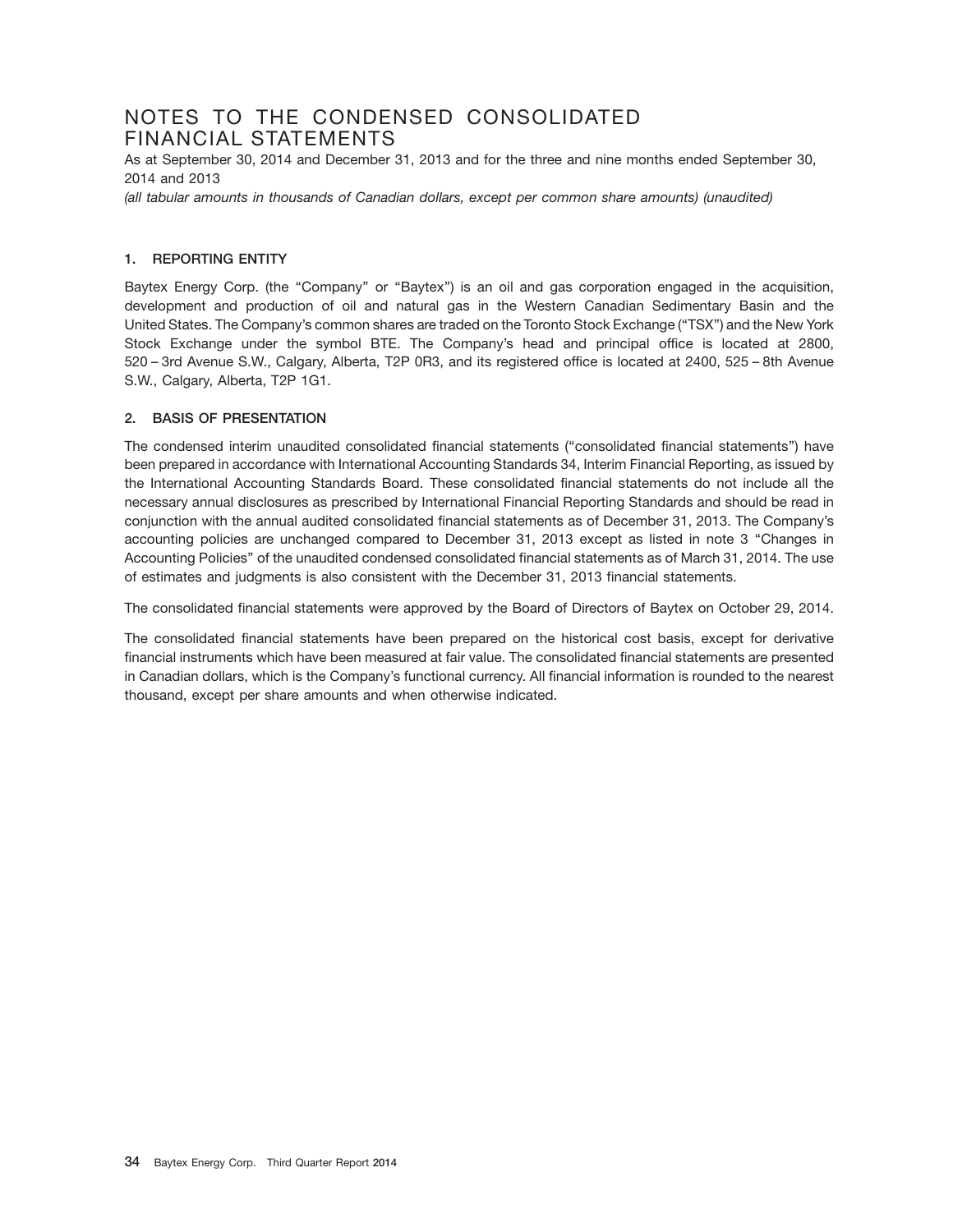# NOTES TO THE CONDENSED CONSOLIDATED FINANCIAL STATEMENTS

As at September 30, 2014 and December 31, 2013 and for the three and nine months ended September 30, 2014 and 2013

*(all tabular amounts in thousands of Canadian dollars, except per common share amounts) (unaudited)*

## 1. REPORTING ENTITY

Baytex Energy Corp. (the "Company" or "Baytex") is an oil and gas corporation engaged in the acquisition, development and production of oil and natural gas in the Western Canadian Sedimentary Basin and the United States. The Company's common shares are traded on the Toronto Stock Exchange ("TSX") and the New York Stock Exchange under the symbol BTE. The Company's head and principal office is located at 2800, 520 – 3rd Avenue S.W., Calgary, Alberta, T2P 0R3, and its registered office is located at 2400, 525 – 8th Avenue S.W., Calgary, Alberta, T2P 1G1.

## 2. BASIS OF PRESENTATION

The condensed interim unaudited consolidated financial statements ("consolidated financial statements") have been prepared in accordance with International Accounting Standards 34, Interim Financial Reporting, as issued by the International Accounting Standards Board. These consolidated financial statements do not include all the necessary annual disclosures as prescribed by International Financial Reporting Standards and should be read in conjunction with the annual audited consolidated financial statements as of December 31, 2013. The Company's accounting policies are unchanged compared to December 31, 2013 except as listed in note 3 "Changes in Accounting Policies" of the unaudited condensed consolidated financial statements as of March 31, 2014. The use of estimates and judgments is also consistent with the December 31, 2013 financial statements.

The consolidated financial statements were approved by the Board of Directors of Baytex on October 29, 2014.

The consolidated financial statements have been prepared on the historical cost basis, except for derivative financial instruments which have been measured at fair value. The consolidated financial statements are presented in Canadian dollars, which is the Company's functional currency. All financial information is rounded to the nearest thousand, except per share amounts and when otherwise indicated.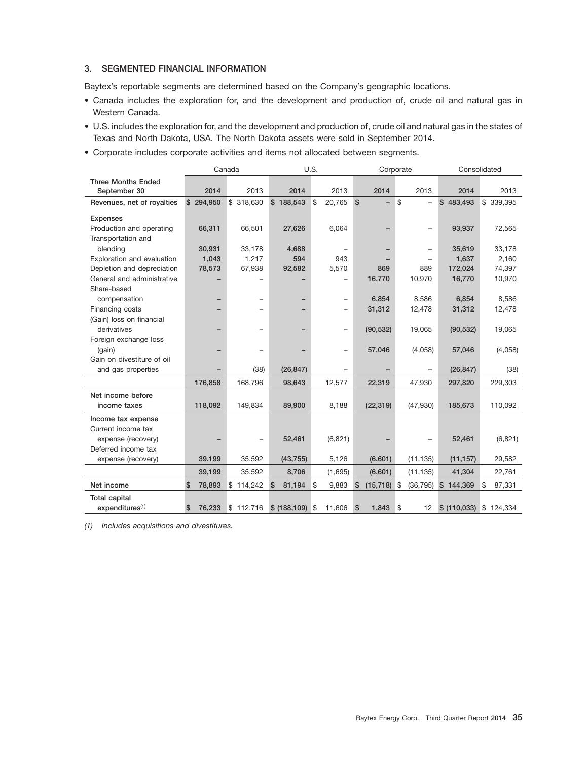### 3. SEGMENTED FINANCIAL INFORMATION

Baytex's reportable segments are determined based on the Company's geographic locations.

- Canada includes the exploration for, and the development and production of, crude oil and natural gas in Western Canada.
- U.S. includes the exploration for, and the development and production of, crude oil and natural gas in the states of Texas and North Dakota, USA. The North Dakota assets were sold in September 2014.
- Corporate includes corporate activities and items not allocated between segments.

| | Canada | | U.S. | | Corporate | | Consolidated | |
|---|---|---|---|---|---|---|---|---|
| **Three Months Ended September 30** | **2014** | 2013 | **2014** | 2013 | **2014** | 2013 | **2014** | 2013 |
| **Revenues, net of royalties** | **$ 294,950** | $ 318,630 | **$ 188,543** | $ 20,765 | **$ –** | $ – | **$ 483,493** | $ 339,395 |
| **Expenses** | | | | | | | | |
| Production and operating | **66,311** | 66,501 | **27,626** | 6,064 | **–** | – | **93,937** | 72,565 |
| Transportation and blending | **30,931** | 33,178 | **4,688** | – | **–** | – | **35,619** | 33,178 |
| Exploration and evaluation | **1,043** | 1,217 | **594** | 943 | **–** | – | **1,637** | 2,160 |
| Depletion and depreciation | **78,573** | 67,938 | **92,582** | 5,570 | **869** | 889 | **172,024** | 74,397 |
| General and administrative | **–** | – | **–** | – | **16,770** | 10,970 | **16,770** | 10,970 |
| Share-based compensation | **–** | – | **–** | – | **6,854** | 8,586 | **6,854** | 8,586 |
| Financing costs | **–** | – | **–** | – | **31,312** | 12,478 | **31,312** | 12,478 |
| (Gain) loss on financial derivatives | **–** | – | **–** | – | **(90,532)** | 19,065 | **(90,532)** | 19,065 |
| Foreign exchange loss (gain) | **–** | – | **–** | – | **57,046** | (4,058) | **57,046** | (4,058) |
| Gain on divestiture of oil and gas properties | **–** | (38) | **(26,847)** | – | **–** | – | **(26,847)** | (38) |
| | **176,858** | 168,796 | **98,643** | 12,577 | **22,319** | 47,930 | **297,820** | 229,303 |
| **Net income before income taxes** | **118,092** | 149,834 | **89,900** | 8,188 | **(22,319)** | (47,930) | **185,673** | 110,092 |
| **Income tax expense** | | | | | | | | |
| Current income tax expense (recovery) | **–** | – | **52,461** | (6,821) | **–** | – | **52,461** | (6,821) |
| Deferred income tax expense (recovery) | **39,199** | 35,592 | **(43,755)** | 5,126 | **(6,601)** | (11,135) | **(11,157)** | 29,582 |
| | **39,199** | 35,592 | **8,706** | (1,695) | **(6,601)** | (11,135) | **41,304** | 22,761 |
| **Net income** | **$ 78,893** | $ 114,242 | **$ 81,194** | $ 9,883 | **$ (15,718)** | $ (36,795) | **$ 144,369** | $ 87,331 |
| **Total capital expenditures[(1)]** | **$ 76,233** | $ 112,716 | **$ (188,109)** | $ 11,606 | **$ 1,843** | $ 12 | **$ (110,033)** | $ 124,334 |

*(1) Includes acquisitions and divestitures.*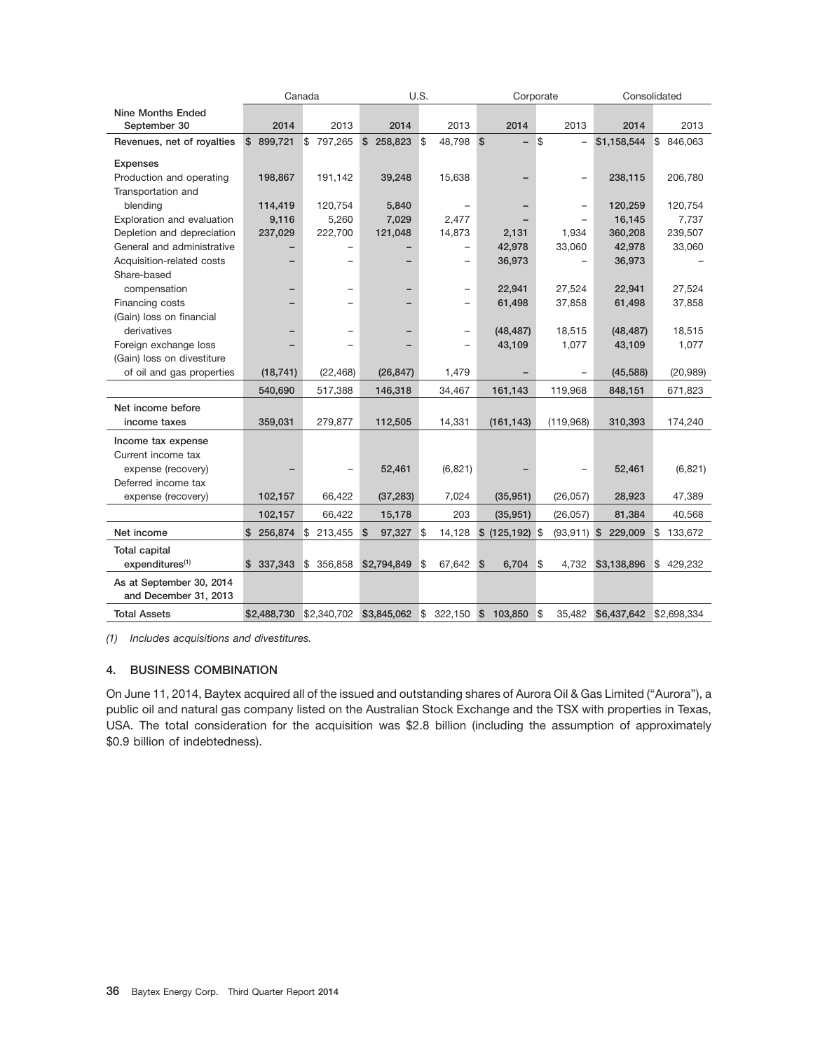| Nine Months Ended September 30 | Canada 2014 | Canada 2013 | U.S. 2014 | U.S. 2013 | Corporate 2014 | Corporate 2013 | Consolidated 2014 | Consolidated 2013 |
|---|---|---|---|---|---|---|---|---|
| **Revenues, net of royalties** | $ 899,721 | $ 797,265 | $ 258,823 | $ 48,798 | $ – | $ – | $1,158,544 | $ 846,063 |
| **Expenses** | | | | | | | | |
| Production and operating | 198,867 | 191,142 | 39,248 | 15,638 | – | – | 238,115 | 206,780 |
| Transportation and blending | 114,419 | 120,754 | 5,840 | – | – | – | 120,259 | 120,754 |
| Exploration and evaluation | 9,116 | 5,260 | 7,029 | 2,477 | – | – | 16,145 | 7,737 |
| Depletion and depreciation | 237,029 | 222,700 | 121,048 | 14,873 | 2,131 | 1,934 | 360,208 | 239,507 |
| General and administrative | – | – | – | – | 42,978 | 33,060 | 42,978 | 33,060 |
| Acquisition-related costs | – | – | – | – | 36,973 | – | 36,973 | – |
| Share-based compensation | – | – | – | – | 22,941 | 27,524 | 22,941 | 27,524 |
| Financing costs | – | – | – | – | 61,498 | 37,858 | 61,498 | 37,858 |
| (Gain) loss on financial derivatives | – | – | – | – | (48,487) | 18,515 | (48,487) | 18,515 |
| Foreign exchange loss | – | – | – | – | 43,109 | 1,077 | 43,109 | 1,077 |
| (Gain) loss on divestiture of oil and gas properties | (18,741) | (22,468) | (26,847) | 1,479 | – | – | (45,588) | (20,989) |
| | 540,690 | 517,388 | 146,318 | 34,467 | 161,143 | 119,968 | 848,151 | 671,823 |
| **Net income before income taxes** | 359,031 | 279,877 | 112,505 | 14,331 | (161,143) | (119,968) | 310,393 | 174,240 |
| **Income tax expense** | | | | | | | | |
| Current income tax expense (recovery) | – | – | 52,461 | (6,821) | – | – | 52,461 | (6,821) |
| Deferred income tax expense (recovery) | 102,157 | 66,422 | (37,283) | 7,024 | (35,951) | (26,057) | 28,923 | 47,389 |
| | 102,157 | 66,422 | 15,178 | 203 | (35,951) | (26,057) | 81,384 | 40,568 |
| **Net income** | $ 256,874 | $ 213,455 | $ 97,327 | $ 14,128 | $ (125,192) | $ (93,911) | $ 229,009 | $ 133,672 |
| **Total capital expenditures[(1)]** | $ 337,343 | $ 356,858 | $2,794,849 | $ 67,642 | $ 6,704 | $ 4,732 | $3,138,896 | $ 429,232 |
| **As at September 30, 2014 and December 31, 2013** | | | | | | | | |
| **Total Assets** | $2,488,730 | $2,340,702 | $3,845,062 | $ 322,150 | $ 103,850 | $ 35,482 | $6,437,642 | $2,698,334 |

*(1) Includes acquisitions and divestitures.*

## 4. BUSINESS COMBINATION

On June 11, 2014, Baytex acquired all of the issued and outstanding shares of Aurora Oil & Gas Limited ("Aurora"), a public oil and natural gas company listed on the Australian Stock Exchange and the TSX with properties in Texas, USA. The total consideration for the acquisition was $2.8 billion (including the assumption of approximately $0.9 billion of indebtedness).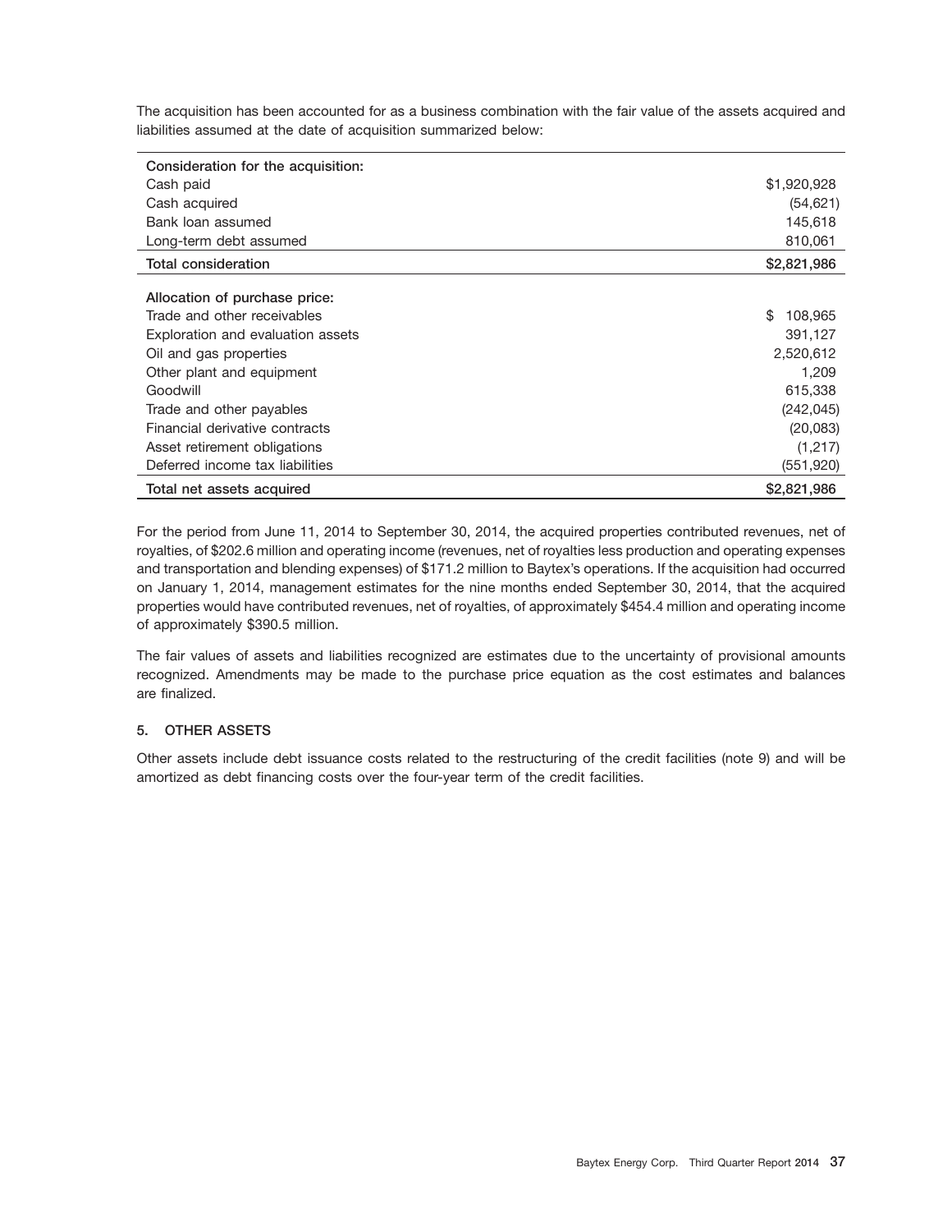The acquisition has been accounted for as a business combination with the fair value of the assets acquired and liabilities assumed at the date of acquisition summarized below:

| | |
|---|---|
| **Consideration for the acquisition:** | |
| Cash paid | $1,920,928 |
| Cash acquired | (54,621) |
| Bank loan assumed | 145,618 |
| Long-term debt assumed | 810,061 |
| **Total consideration** | **$2,821,986** |
| | |
| **Allocation of purchase price:** | |
| Trade and other receivables | $ 108,965 |
| Exploration and evaluation assets | 391,127 |
| Oil and gas properties | 2,520,612 |
| Other plant and equipment | 1,209 |
| Goodwill | 615,338 |
| Trade and other payables | (242,045) |
| Financial derivative contracts | (20,083) |
| Asset retirement obligations | (1,217) |
| Deferred income tax liabilities | (551,920) |
| **Total net assets acquired** | **$2,821,986** |

For the period from June 11, 2014 to September 30, 2014, the acquired properties contributed revenues, net of royalties, of $202.6 million and operating income (revenues, net of royalties less production and operating expenses and transportation and blending expenses) of $171.2 million to Baytex's operations. If the acquisition had occurred on January 1, 2014, management estimates for the nine months ended September 30, 2014, that the acquired properties would have contributed revenues, net of royalties, of approximately $454.4 million and operating income of approximately $390.5 million.

The fair values of assets and liabilities recognized are estimates due to the uncertainty of provisional amounts recognized. Amendments may be made to the purchase price equation as the cost estimates and balances are finalized.

## 5. OTHER ASSETS

Other assets include debt issuance costs related to the restructuring of the credit facilities (note 9) and will be amortized as debt financing costs over the four-year term of the credit facilities.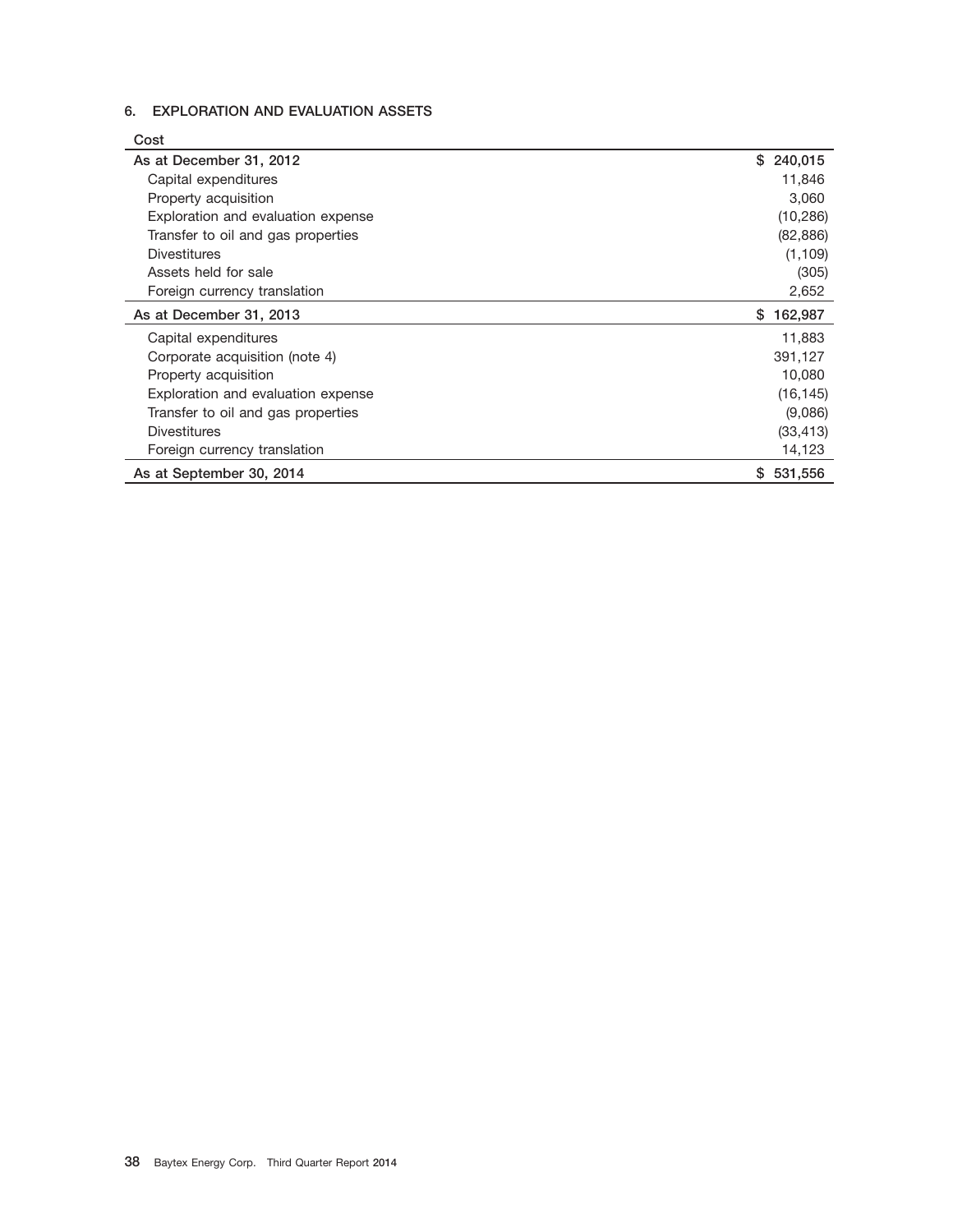## 6. EXPLORATION AND EVALUATION ASSETS

| Cost | |
|---|---|
| As at December 31, 2012 | $ 240,015 |
| Capital expenditures | 11,846 |
| Property acquisition | 3,060 |
| Exploration and evaluation expense | (10,286) |
| Transfer to oil and gas properties | (82,886) |
| Divestitures | (1,109) |
| Assets held for sale | (305) |
| Foreign currency translation | 2,652 |
| As at December 31, 2013 | $ 162,987 |
| Capital expenditures | 11,883 |
| Corporate acquisition (note 4) | 391,127 |
| Property acquisition | 10,080 |
| Exploration and evaluation expense | (16,145) |
| Transfer to oil and gas properties | (9,086) |
| Divestitures | (33,413) |
| Foreign currency translation | 14,123 |
| As at September 30, 2014 | $ 531,556 |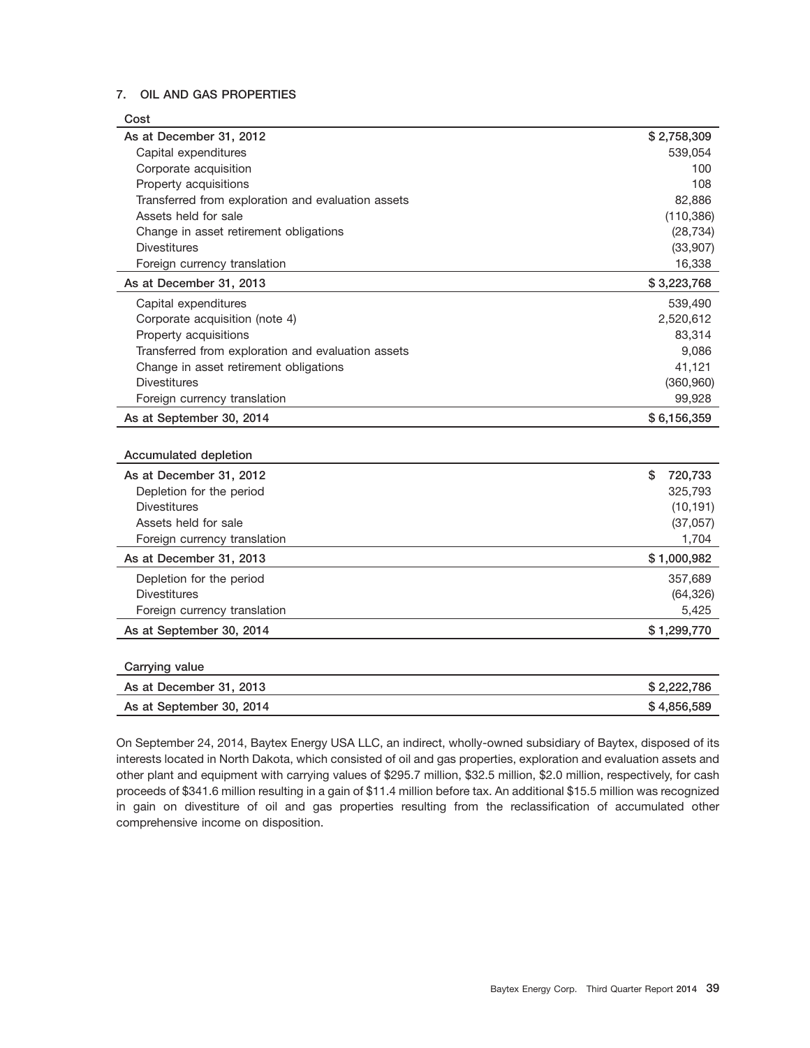## 7. OIL AND GAS PROPERTIES

| Cost | |
|---|---|
| As at December 31, 2012 | $ 2,758,309 |
| Capital expenditures | 539,054 |
| Corporate acquisition | 100 |
| Property acquisitions | 108 |
| Transferred from exploration and evaluation assets | 82,886 |
| Assets held for sale | (110,386) |
| Change in asset retirement obligations | (28,734) |
| Divestitures | (33,907) |
| Foreign currency translation | 16,338 |
| As at December 31, 2013 | $ 3,223,768 |
| Capital expenditures | 539,490 |
| Corporate acquisition (note 4) | 2,520,612 |
| Property acquisitions | 83,314 |
| Transferred from exploration and evaluation assets | 9,086 |
| Change in asset retirement obligations | 41,121 |
| Divestitures | (360,960) |
| Foreign currency translation | 99,928 |
| As at September 30, 2014 | $ 6,156,359 |

| Accumulated depletion | |
|---|---|
| As at December 31, 2012 | $ 720,733 |
| Depletion for the period | 325,793 |
| Divestitures | (10,191) |
| Assets held for sale | (37,057) |
| Foreign currency translation | 1,704 |
| As at December 31, 2013 | $ 1,000,982 |
| Depletion for the period | 357,689 |
| Divestitures | (64,326) |
| Foreign currency translation | 5,425 |
| As at September 30, 2014 | $ 1,299,770 |

| Carrying value | |
|---|---|
| As at December 31, 2013 | $ 2,222,786 |
| As at September 30, 2014 | $ 4,856,589 |

On September 24, 2014, Baytex Energy USA LLC, an indirect, wholly-owned subsidiary of Baytex, disposed of its interests located in North Dakota, which consisted of oil and gas properties, exploration and evaluation assets and other plant and equipment with carrying values of $295.7 million, $32.5 million, $2.0 million, respectively, for cash proceeds of $341.6 million resulting in a gain of $11.4 million before tax. An additional $15.5 million was recognized in gain on divestiture of oil and gas properties resulting from the reclassification of accumulated other comprehensive income on disposition.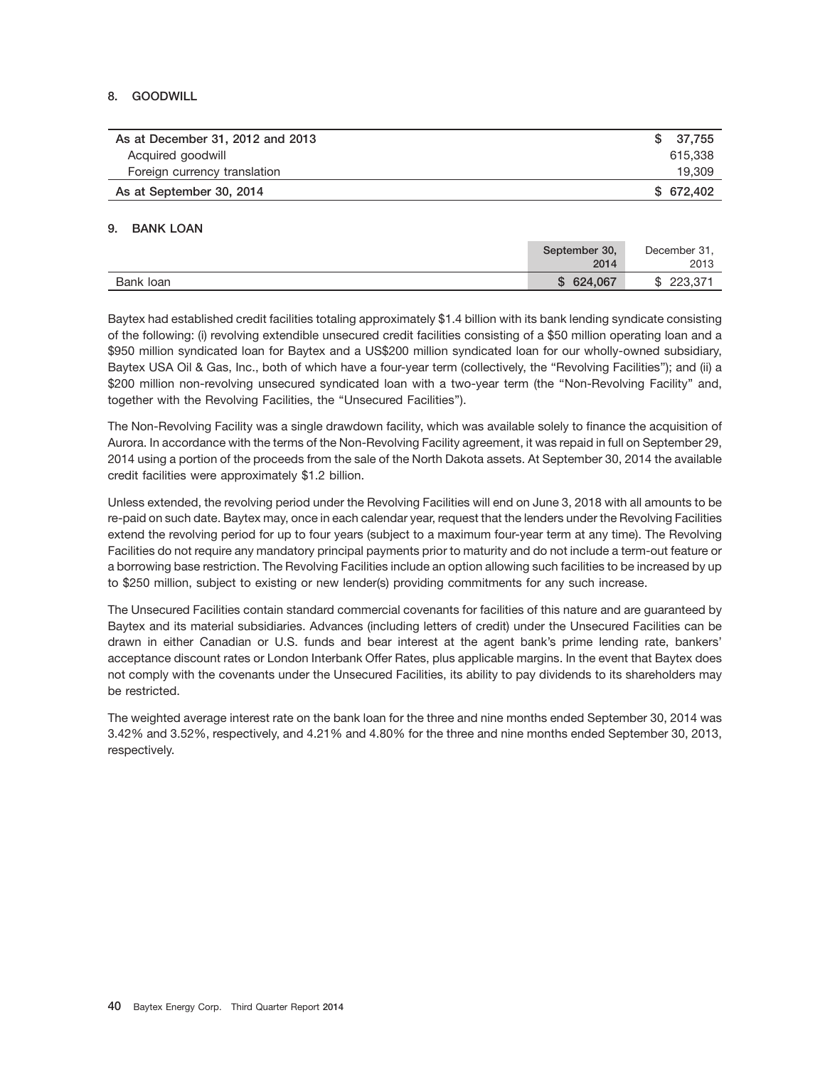## 8. GOODWILL

| | |
|---|---|
| As at December 31, 2012 and 2013 | $ 37,755 |
| Acquired goodwill | 615,338 |
| Foreign currency translation | 19,309 |
| As at September 30, 2014 | $ 672,402 |

## 9. BANK LOAN

| | September 30, 2014 | December 31, 2013 |
|---|---|---|
| Bank loan | $ 624,067 | $ 223,371 |

Baytex had established credit facilities totaling approximately $1.4 billion with its bank lending syndicate consisting of the following: (i) revolving extendible unsecured credit facilities consisting of a $50 million operating loan and a $950 million syndicated loan for Baytex and a US$200 million syndicated loan for our wholly-owned subsidiary, Baytex USA Oil & Gas, Inc., both of which have a four-year term (collectively, the "Revolving Facilities"); and (ii) a $200 million non-revolving unsecured syndicated loan with a two-year term (the "Non-Revolving Facility" and, together with the Revolving Facilities, the "Unsecured Facilities").

The Non-Revolving Facility was a single drawdown facility, which was available solely to finance the acquisition of Aurora. In accordance with the terms of the Non-Revolving Facility agreement, it was repaid in full on September 29, 2014 using a portion of the proceeds from the sale of the North Dakota assets. At September 30, 2014 the available credit facilities were approximately $1.2 billion.

Unless extended, the revolving period under the Revolving Facilities will end on June 3, 2018 with all amounts to be re-paid on such date. Baytex may, once in each calendar year, request that the lenders under the Revolving Facilities extend the revolving period for up to four years (subject to a maximum four-year term at any time). The Revolving Facilities do not require any mandatory principal payments prior to maturity and do not include a term-out feature or a borrowing base restriction. The Revolving Facilities include an option allowing such facilities to be increased by up to $250 million, subject to existing or new lender(s) providing commitments for any such increase.

The Unsecured Facilities contain standard commercial covenants for facilities of this nature and are guaranteed by Baytex and its material subsidiaries. Advances (including letters of credit) under the Unsecured Facilities can be drawn in either Canadian or U.S. funds and bear interest at the agent bank's prime lending rate, bankers' acceptance discount rates or London Interbank Offer Rates, plus applicable margins. In the event that Baytex does not comply with the covenants under the Unsecured Facilities, its ability to pay dividends to its shareholders may be restricted.

The weighted average interest rate on the bank loan for the three and nine months ended September 30, 2014 was 3.42% and 3.52%, respectively, and 4.21% and 4.80% for the three and nine months ended September 30, 2013, respectively.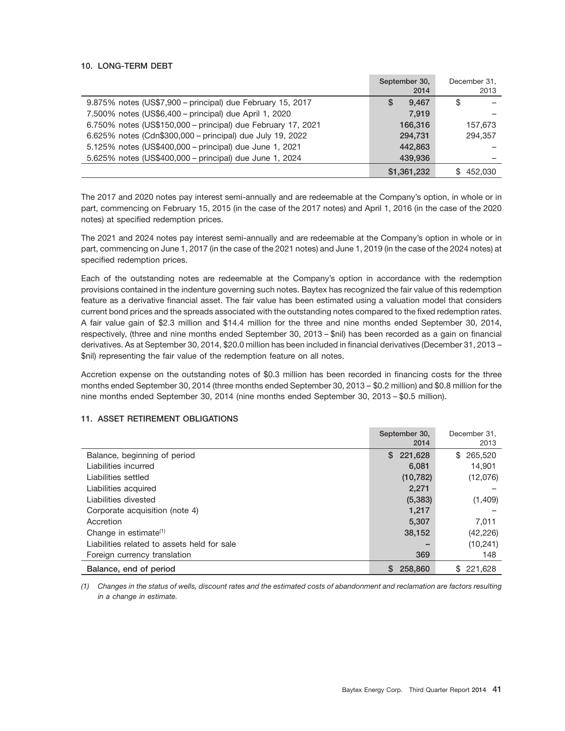### 10. LONG-TERM DEBT

| | September 30, 2014 | December 31, 2013 |
|---|---|---|
| 9.875% notes (US$7,900 – principal) due February 15, 2017 | $ 9,467 | $ – |
| 7.500% notes (US$6,400 – principal) due April 1, 2020 | 7,919 | – |
| 6.750% notes (US$150,000 – principal) due February 17, 2021 | 166,316 | 157,673 |
| 6.625% notes (Cdn$300,000 – principal) due July 19, 2022 | 294,731 | 294,357 |
| 5.125% notes (US$400,000 – principal) due June 1, 2021 | 442,863 | – |
| 5.625% notes (US$400,000 – principal) due June 1, 2024 | 439,936 | – |
| | $1,361,232 | $ 452,030 |

The 2017 and 2020 notes pay interest semi-annually and are redeemable at the Company's option, in whole or in part, commencing on February 15, 2015 (in the case of the 2017 notes) and April 1, 2016 (in the case of the 2020 notes) at specified redemption prices.

The 2021 and 2024 notes pay interest semi-annually and are redeemable at the Company's option in whole or in part, commencing on June 1, 2017 (in the case of the 2021 notes) and June 1, 2019 (in the case of the 2024 notes) at specified redemption prices.

Each of the outstanding notes are redeemable at the Company's option in accordance with the redemption provisions contained in the indenture governing such notes. Baytex has recognized the fair value of this redemption feature as a derivative financial asset. The fair value has been estimated using a valuation model that considers current bond prices and the spreads associated with the outstanding notes compared to the fixed redemption rates. A fair value gain of $2.3 million and $14.4 million for the three and nine months ended September 30, 2014, respectively, (three and nine months ended September 30, 2013 – $nil) has been recorded as a gain on financial derivatives. As at September 30, 2014, $20.0 million has been included in financial derivatives (December 31, 2013 – $nil) representing the fair value of the redemption feature on all notes.

Accretion expense on the outstanding notes of $0.3 million has been recorded in financing costs for the three months ended September 30, 2014 (three months ended September 30, 2013 – $0.2 million) and $0.8 million for the nine months ended September 30, 2014 (nine months ended September 30, 2013 – $0.5 million).

### 11. ASSET RETIREMENT OBLIGATIONS

| | September 30, 2014 | December 31, 2013 |
|---|---|---|
| Balance, beginning of period | $ 221,628 | $ 265,520 |
| Liabilities incurred | 6,081 | 14,901 |
| Liabilities settled | (10,782) | (12,076) |
| Liabilities acquired | 2,271 | – |
| Liabilities divested | (5,383) | (1,409) |
| Corporate acquisition (note 4) | 1,217 | – |
| Accretion | 5,307 | 7,011 |
| Change in estimate[(1)] | 38,152 | (42,226) |
| Liabilities related to assets held for sale | – | (10,241) |
| Foreign currency translation | 369 | 148 |
| **Balance, end of period** | $ 258,860 | $ 221,628 |

*(1) Changes in the status of wells, discount rates and the estimated costs of abandonment and reclamation are factors resulting in a change in estimate.*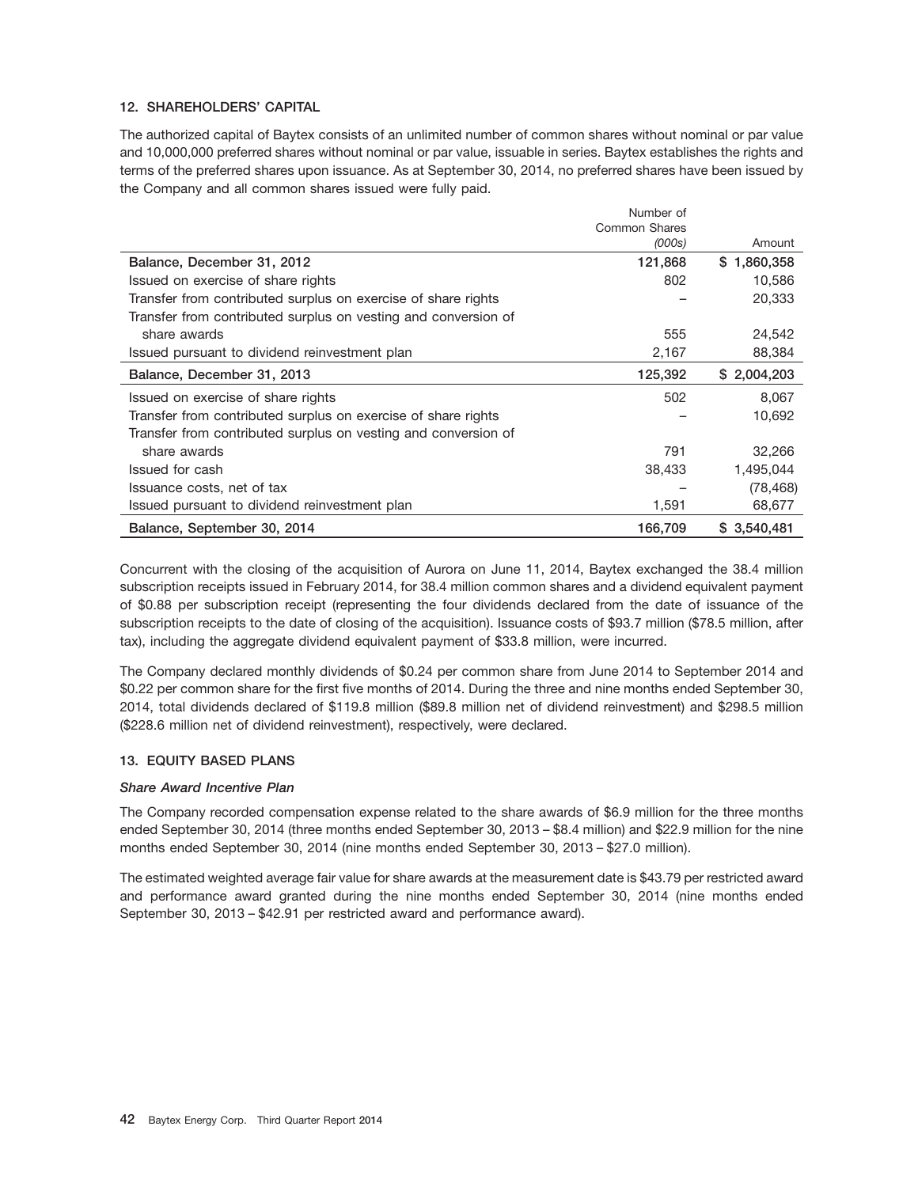### 12. SHAREHOLDERS' CAPITAL

The authorized capital of Baytex consists of an unlimited number of common shares without nominal or par value and 10,000,000 preferred shares without nominal or par value, issuable in series. Baytex establishes the rights and terms of the preferred shares upon issuance. As at September 30, 2014, no preferred shares have been issued by the Company and all common shares issued were fully paid.

| | Number of Common Shares *(000s)* | Amount |
|---|---|---|
| **Balance, December 31, 2012** | **121,868** | **$ 1,860,358** |
| Issued on exercise of share rights | 802 | 10,586 |
| Transfer from contributed surplus on exercise of share rights | – | 20,333 |
| Transfer from contributed surplus on vesting and conversion of share awards | 555 | 24,542 |
| Issued pursuant to dividend reinvestment plan | 2,167 | 88,384 |
| **Balance, December 31, 2013** | **125,392** | **$ 2,004,203** |
| Issued on exercise of share rights | 502 | 8,067 |
| Transfer from contributed surplus on exercise of share rights | – | 10,692 |
| Transfer from contributed surplus on vesting and conversion of share awards | 791 | 32,266 |
| Issued for cash | 38,433 | 1,495,044 |
| Issuance costs, net of tax | – | (78,468) |
| Issued pursuant to dividend reinvestment plan | 1,591 | 68,677 |
| **Balance, September 30, 2014** | **166,709** | **$ 3,540,481** |

Concurrent with the closing of the acquisition of Aurora on June 11, 2014, Baytex exchanged the 38.4 million subscription receipts issued in February 2014, for 38.4 million common shares and a dividend equivalent payment of $0.88 per subscription receipt (representing the four dividends declared from the date of issuance of the subscription receipts to the date of closing of the acquisition). Issuance costs of $93.7 million ($78.5 million, after tax), including the aggregate dividend equivalent payment of $33.8 million, were incurred.

The Company declared monthly dividends of $0.24 per common share from June 2014 to September 2014 and $0.22 per common share for the first five months of 2014. During the three and nine months ended September 30, 2014, total dividends declared of $119.8 million ($89.8 million net of dividend reinvestment) and $298.5 million ($228.6 million net of dividend reinvestment), respectively, were declared.

### 13. EQUITY BASED PLANS

#### *Share Award Incentive Plan*

The Company recorded compensation expense related to the share awards of $6.9 million for the three months ended September 30, 2014 (three months ended September 30, 2013 – $8.4 million) and $22.9 million for the nine months ended September 30, 2014 (nine months ended September 30, 2013 – $27.0 million).

The estimated weighted average fair value for share awards at the measurement date is $43.79 per restricted award and performance award granted during the nine months ended September 30, 2014 (nine months ended September 30, 2013 – $42.91 per restricted award and performance award).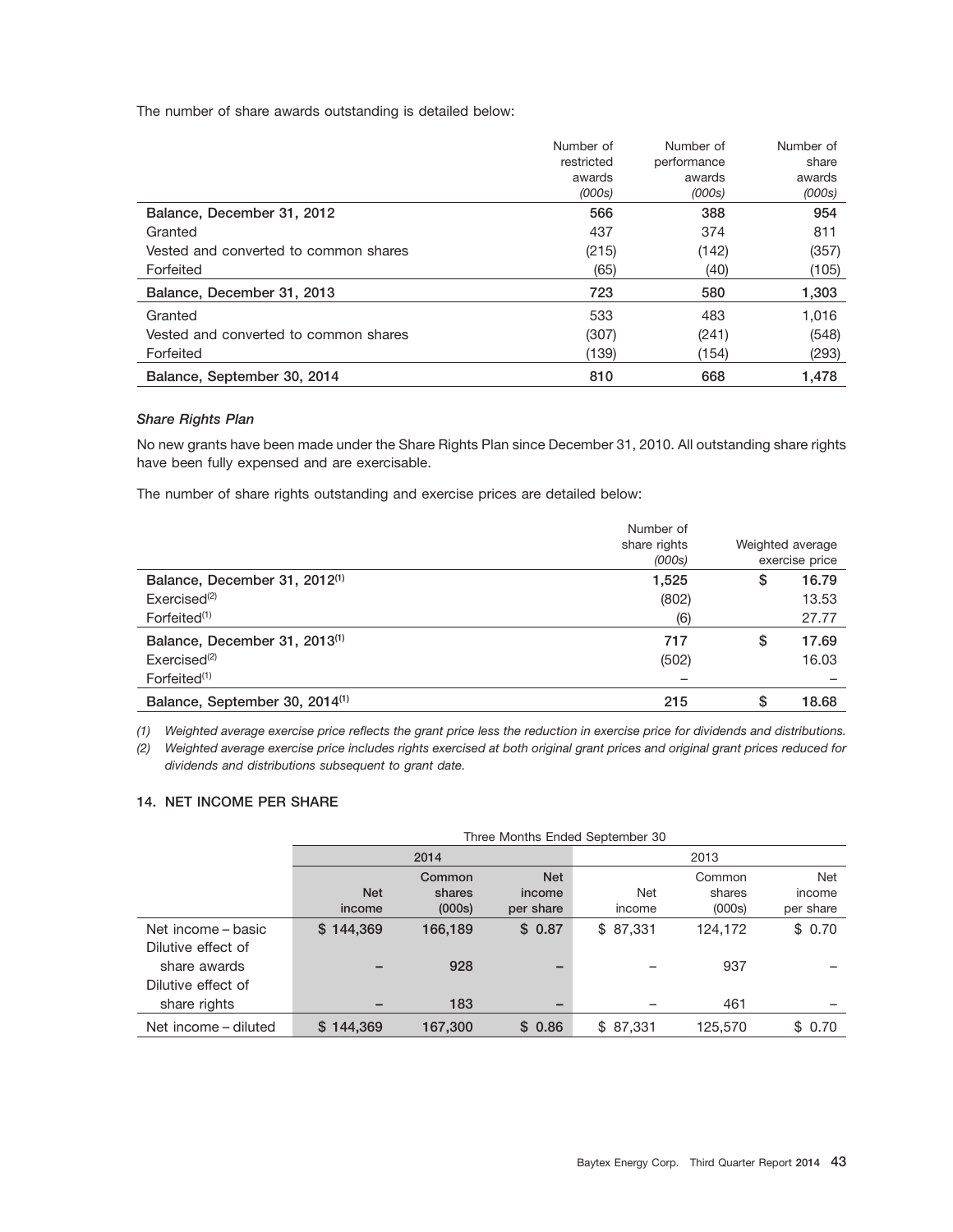The number of share awards outstanding is detailed below:

| | Number of restricted awards *(000s)* | Number of performance awards *(000s)* | Number of share awards *(000s)* |
|---|---|---|---|
| **Balance, December 31, 2012** | **566** | **388** | **954** |
| Granted | 437 | 374 | 811 |
| Vested and converted to common shares | (215) | (142) | (357) |
| Forfeited | (65) | (40) | (105) |
| **Balance, December 31, 2013** | **723** | **580** | **1,303** |
| Granted | 533 | 483 | 1,016 |
| Vested and converted to common shares | (307) | (241) | (548) |
| Forfeited | (139) | (154) | (293) |
| **Balance, September 30, 2014** | **810** | **668** | **1,478** |

***Share Rights Plan***

No new grants have been made under the Share Rights Plan since December 31, 2010. All outstanding share rights have been fully expensed and are exercisable.

The number of share rights outstanding and exercise prices are detailed below:

| | Number of share rights *(000s)* | Weighted average exercise price |
|---|---|---|
| **Balance, December 31, 2012[(1)]** | **1,525** | **$ 16.79** |
| Exercised[(2)] | (802) | 13.53 |
| Forfeited[(1)] | (6) | 27.77 |
| **Balance, December 31, 2013[(1)]** | **717** | **$ 17.69** |
| Exercised[(2)] | (502) | 16.03 |
| Forfeited[(1)] | – | – |
| **Balance, September 30, 2014[(1)]** | **215** | **$ 18.68** |

*(1) Weighted average exercise price reflects the grant price less the reduction in exercise price for dividends and distributions.*

*(2) Weighted average exercise price includes rights exercised at both original grant prices and original grant prices reduced for dividends and distributions subsequent to grant date.*

## 14. NET INCOME PER SHARE

| | Three Months Ended September 30 | | | | | |
|---|---|---|---|---|---|---|
| | 2014 | | | 2013 | | |
| | Net income | Common shares (000s) | Net income per share | Net income | Common shares (000s) | Net income per share |
| Net income – basic | $ 144,369 | 166,189 | $ 0.87 | $ 87,331 | 124,172 | $ 0.70 |
| Dilutive effect of share awards | – | 928 | – | – | 937 | – |
| Dilutive effect of share rights | – | 183 | – | – | 461 | – |
| Net income – diluted | $ 144,369 | 167,300 | $ 0.86 | $ 87,331 | 125,570 | $ 0.70 |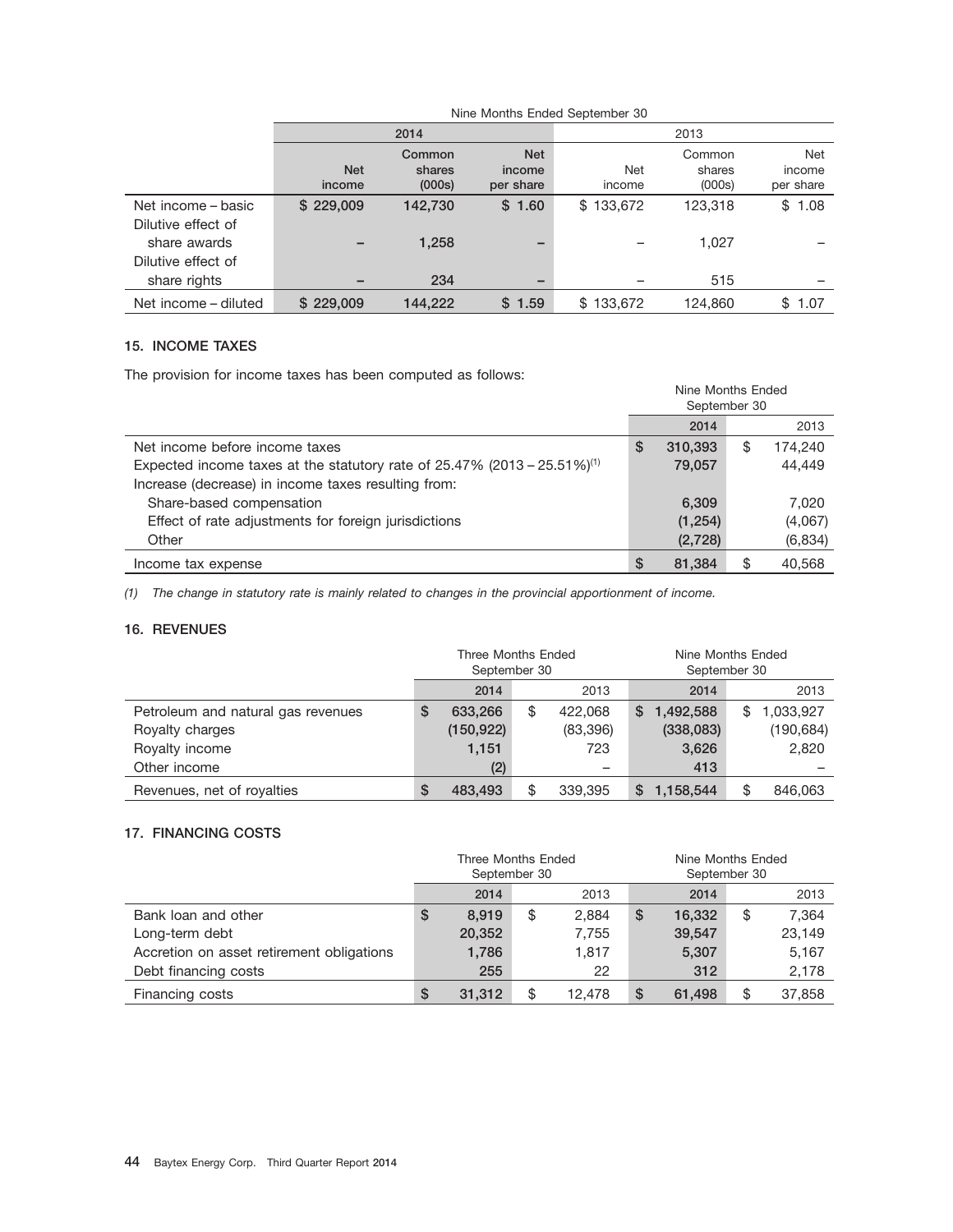| | Nine Months Ended September 30 | | | | | |
|---|---|---|---|---|---|---|
| | 2014 | | | 2013 | | |
| | Net income | Common shares (000s) | Net income per share | Net income | Common shares (000s) | Net income per share |
| Net income – basic | $ 229,009 | 142,730 | $ 1.60 | $ 133,672 | 123,318 | $ 1.08 |
| Dilutive effect of share awards | – | 1,258 | – | – | 1,027 | – |
| Dilutive effect of share rights | – | 234 | – | – | 515 | – |
| Net income – diluted | $ 229,009 | 144,222 | $ 1.59 | $ 133,672 | 124,860 | $ 1.07 |

## 15. INCOME TAXES

The provision for income taxes has been computed as follows:

| | Nine Months Ended September 30 | |
|---|---|---|
| | 2014 | 2013 |
| Net income before income taxes | $ 310,393 | $ 174,240 |
| Expected income taxes at the statutory rate of 25.47% (2013 – 25.51%)[1] | 79,057 | 44,449 |
| Increase (decrease) in income taxes resulting from: | | |
| Share-based compensation | 6,309 | 7,020 |
| Effect of rate adjustments for foreign jurisdictions | (1,254) | (4,067) |
| Other | (2,728) | (6,834) |
| Income tax expense | $ 81,384 | $ 40,568 |

*(1) The change in statutory rate is mainly related to changes in the provincial apportionment of income.*

## 16. REVENUES

| | Three Months Ended September 30 | | Nine Months Ended September 30 | |
|---|---|---|---|---|
| | 2014 | 2013 | 2014 | 2013 |
| Petroleum and natural gas revenues | $ 633,266 | $ 422,068 | $ 1,492,588 | $ 1,033,927 |
| Royalty charges | (150,922) | (83,396) | (338,083) | (190,684) |
| Royalty income | 1,151 | 723 | 3,626 | 2,820 |
| Other income | (2) | – | 413 | – |
| Revenues, net of royalties | $ 483,493 | $ 339,395 | $ 1,158,544 | $ 846,063 |

## 17. FINANCING COSTS

| | Three Months Ended September 30 | | Nine Months Ended September 30 | |
|---|---|---|---|---|
| | 2014 | 2013 | 2014 | 2013 |
| Bank loan and other | $ 8,919 | $ 2,884 | $ 16,332 | $ 7,364 |
| Long-term debt | 20,352 | 7,755 | 39,547 | 23,149 |
| Accretion on asset retirement obligations | 1,786 | 1,817 | 5,307 | 5,167 |
| Debt financing costs | 255 | 22 | 312 | 2,178 |
| Financing costs | $ 31,312 | $ 12,478 | $ 61,498 | $ 37,858 |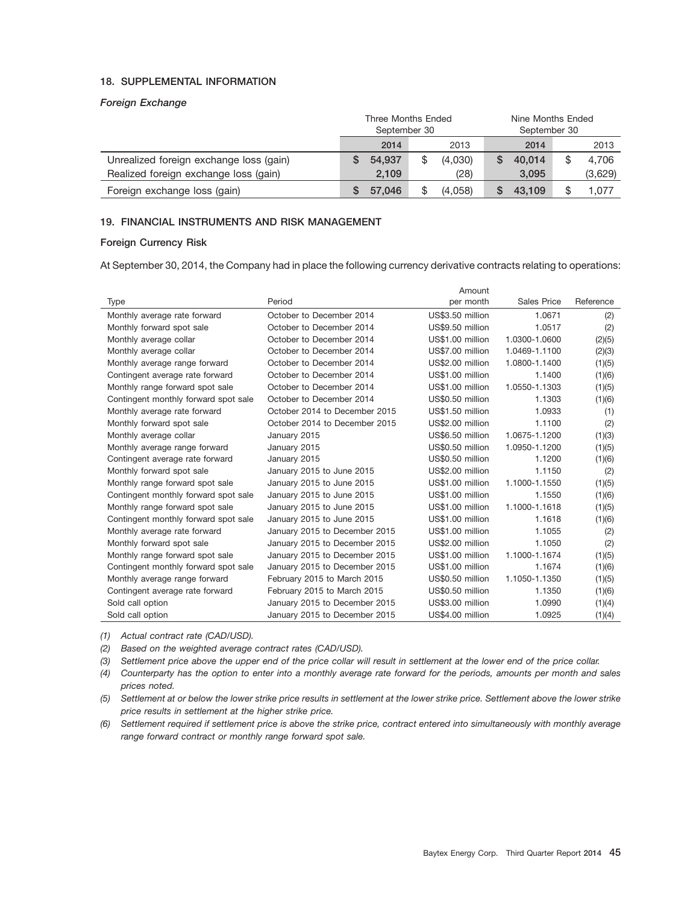## 18. SUPPLEMENTAL INFORMATION

### *Foreign Exchange*

| | Three Months Ended September 30 | | Nine Months Ended September 30 | |
|---|---|---|---|---|
| | **2014** | 2013 | **2014** | 2013 |
| Unrealized foreign exchange loss (gain) | **$ 54,937** | $ (4,030) | **$ 40,014** | $ 4,706 |
| Realized foreign exchange loss (gain) | **2,109** | (28) | **3,095** | (3,629) |
| Foreign exchange loss (gain) | **$ 57,046** | $ (4,058) | **$ 43,109** | $ 1,077 |

## 19. FINANCIAL INSTRUMENTS AND RISK MANAGEMENT

### Foreign Currency Risk

At September 30, 2014, the Company had in place the following currency derivative contracts relating to operations:

| Type | Period | Amount per month | Sales Price | Reference |
|---|---|---|---|---|
| Monthly average rate forward | October to December 2014 | US$3.50 million | 1.0671 | (2) |
| Monthly forward spot sale | October to December 2014 | US$9.50 million | 1.0517 | (2) |
| Monthly average collar | October to December 2014 | US$1.00 million | 1.0300-1.0600 | (2)(5) |
| Monthly average collar | October to December 2014 | US$7.00 million | 1.0469-1.1100 | (2)(3) |
| Monthly average range forward | October to December 2014 | US$2.00 million | 1.0800-1.1400 | (1)(5) |
| Contingent average rate forward | October to December 2014 | US$1.00 million | 1.1400 | (1)(6) |
| Monthly range forward spot sale | October to December 2014 | US$1.00 million | 1.0550-1.1303 | (1)(5) |
| Contingent monthly forward spot sale | October to December 2014 | US$0.50 million | 1.1303 | (1)(6) |
| Monthly average rate forward | October 2014 to December 2015 | US$1.50 million | 1.0933 | (1) |
| Monthly forward spot sale | October 2014 to December 2015 | US$2.00 million | 1.1100 | (2) |
| Monthly average collar | January 2015 | US$6.50 million | 1.0675-1.1200 | (1)(3) |
| Monthly average range forward | January 2015 | US$0.50 million | 1.0950-1.1200 | (1)(5) |
| Contingent average rate forward | January 2015 | US$0.50 million | 1.1200 | (1)(6) |
| Monthly forward spot sale | January 2015 to June 2015 | US$2.00 million | 1.1150 | (2) |
| Monthly range forward spot sale | January 2015 to June 2015 | US$1.00 million | 1.1000-1.1550 | (1)(5) |
| Contingent monthly forward spot sale | January 2015 to June 2015 | US$1.00 million | 1.1550 | (1)(6) |
| Monthly range forward spot sale | January 2015 to June 2015 | US$1.00 million | 1.1000-1.1618 | (1)(5) |
| Contingent monthly forward spot sale | January 2015 to June 2015 | US$1.00 million | 1.1618 | (1)(6) |
| Monthly average rate forward | January 2015 to December 2015 | US$1.00 million | 1.1055 | (2) |
| Monthly forward spot sale | January 2015 to December 2015 | US$2.00 million | 1.1050 | (2) |
| Monthly range forward spot sale | January 2015 to December 2015 | US$1.00 million | 1.1000-1.1674 | (1)(5) |
| Contingent monthly forward spot sale | January 2015 to December 2015 | US$1.00 million | 1.1674 | (1)(6) |
| Monthly average range forward | February 2015 to March 2015 | US$0.50 million | 1.1050-1.1350 | (1)(5) |
| Contingent average rate forward | February 2015 to March 2015 | US$0.50 million | 1.1350 | (1)(6) |
| Sold call option | January 2015 to December 2015 | US$3.00 million | 1.0990 | (1)(4) |
| Sold call option | January 2015 to December 2015 | US$4.00 million | 1.0925 | (1)(4) |

*(1) Actual contract rate (CAD/USD).*

*(2) Based on the weighted average contract rates (CAD/USD).*

*(3) Settlement price above the upper end of the price collar will result in settlement at the lower end of the price collar.*

*(4) Counterparty has the option to enter into a monthly average rate forward for the periods, amounts per month and sales prices noted.*

*(5) Settlement at or below the lower strike price results in settlement at the lower strike price. Settlement above the lower strike price results in settlement at the higher strike price.*

*(6) Settlement required if settlement price is above the strike price, contract entered into simultaneously with monthly average range forward contract or monthly range forward spot sale.*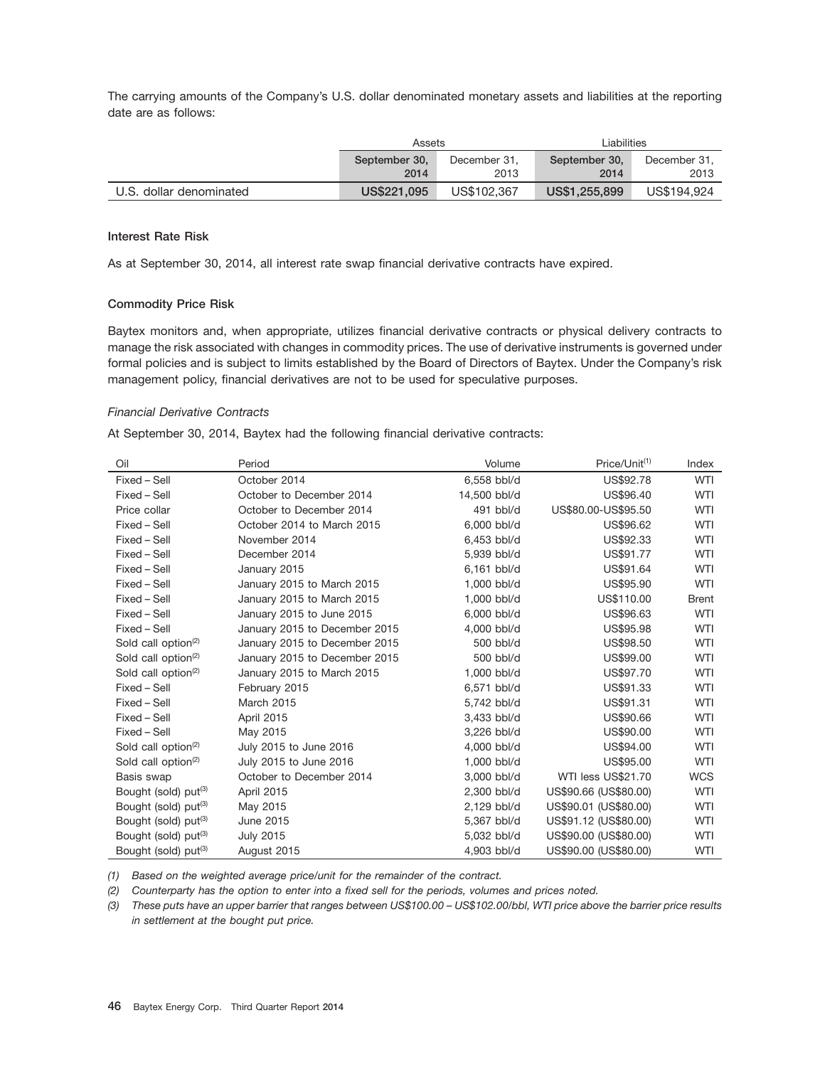The carrying amounts of the Company's U.S. dollar denominated monetary assets and liabilities at the reporting date are as follows:

| | Assets | | Liabilities | |
|---|---|---|---|---|
| | September 30, 2014 | December 31, 2013 | September 30, 2014 | December 31, 2013 |
| U.S. dollar denominated | US$221,095 | US$102,367 | US$1,255,899 | US$194,924 |

### Interest Rate Risk

As at September 30, 2014, all interest rate swap financial derivative contracts have expired.

### Commodity Price Risk

Baytex monitors and, when appropriate, utilizes financial derivative contracts or physical delivery contracts to manage the risk associated with changes in commodity prices. The use of derivative instruments is governed under formal policies and is subject to limits established by the Board of Directors of Baytex. Under the Company's risk management policy, financial derivatives are not to be used for speculative purposes.

#### *Financial Derivative Contracts*

At September 30, 2014, Baytex had the following financial derivative contracts:

| Oil | Period | Volume | Price/Unit[1] | Index |
|---|---|---|---|---|
| Fixed – Sell | October 2014 | 6,558 bbl/d | US$92.78 | WTI |
| Fixed – Sell | October to December 2014 | 14,500 bbl/d | US$96.40 | WTI |
| Price collar | October to December 2014 | 491 bbl/d | US$80.00-US$95.50 | WTI |
| Fixed – Sell | October 2014 to March 2015 | 6,000 bbl/d | US$96.62 | WTI |
| Fixed – Sell | November 2014 | 6,453 bbl/d | US$92.33 | WTI |
| Fixed – Sell | December 2014 | 5,939 bbl/d | US$91.77 | WTI |
| Fixed – Sell | January 2015 | 6,161 bbl/d | US$91.64 | WTI |
| Fixed – Sell | January 2015 to March 2015 | 1,000 bbl/d | US$95.90 | WTI |
| Fixed – Sell | January 2015 to March 2015 | 1,000 bbl/d | US$110.00 | Brent |
| Fixed – Sell | January 2015 to June 2015 | 6,000 bbl/d | US$96.63 | WTI |
| Fixed – Sell | January 2015 to December 2015 | 4,000 bbl/d | US$95.98 | WTI |
| Sold call option[2] | January 2015 to December 2015 | 500 bbl/d | US$98.50 | WTI |
| Sold call option[2] | January 2015 to December 2015 | 500 bbl/d | US$99.00 | WTI |
| Sold call option[2] | January 2015 to March 2015 | 1,000 bbl/d | US$97.70 | WTI |
| Fixed – Sell | February 2015 | 6,571 bbl/d | US$91.33 | WTI |
| Fixed – Sell | March 2015 | 5,742 bbl/d | US$91.31 | WTI |
| Fixed – Sell | April 2015 | 3,433 bbl/d | US$90.66 | WTI |
| Fixed – Sell | May 2015 | 3,226 bbl/d | US$90.00 | WTI |
| Sold call option[2] | July 2015 to June 2016 | 4,000 bbl/d | US$94.00 | WTI |
| Sold call option[2] | July 2015 to June 2016 | 1,000 bbl/d | US$95.00 | WTI |
| Basis swap | October to December 2014 | 3,000 bbl/d | WTI less US$21.70 | WCS |
| Bought (sold) put[3] | April 2015 | 2,300 bbl/d | US$90.66 (US$80.00) | WTI |
| Bought (sold) put[3] | May 2015 | 2,129 bbl/d | US$90.01 (US$80.00) | WTI |
| Bought (sold) put[3] | June 2015 | 5,367 bbl/d | US$91.12 (US$80.00) | WTI |
| Bought (sold) put[3] | July 2015 | 5,032 bbl/d | US$90.00 (US$80.00) | WTI |
| Bought (sold) put[3] | August 2015 | 4,903 bbl/d | US$90.00 (US$80.00) | WTI |

*(1) Based on the weighted average price/unit for the remainder of the contract.*

*(2) Counterparty has the option to enter into a fixed sell for the periods, volumes and prices noted.*

*(3) These puts have an upper barrier that ranges between US$100.00 – US$102.00/bbl, WTI price above the barrier price results in settlement at the bought put price.*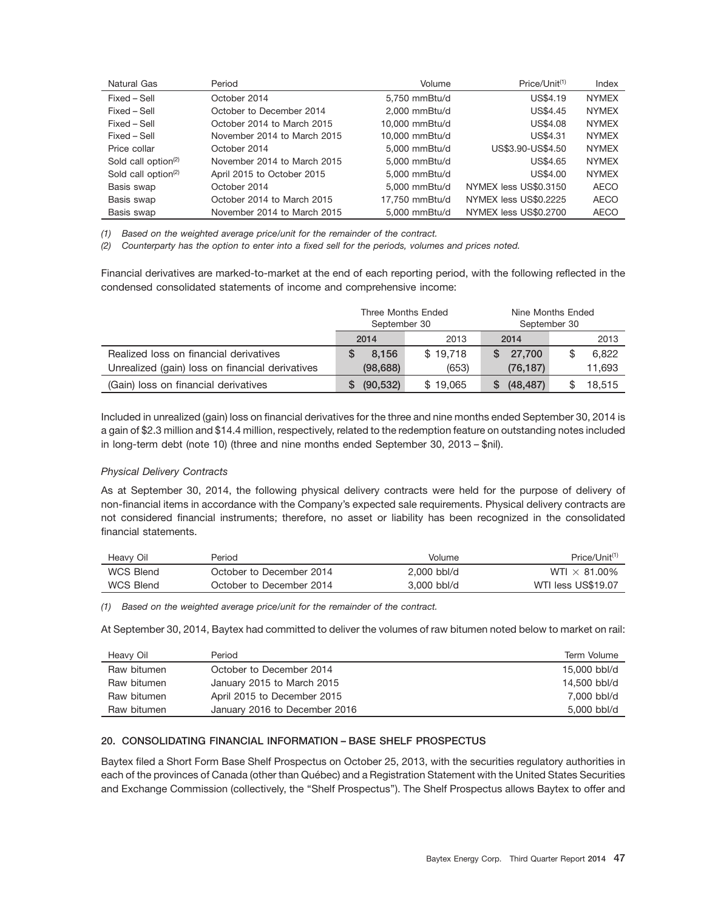| Natural Gas | Period | Volume | Price/Unit[(1)] | Index |
|---|---|---|---|---|
| Fixed – Sell | October 2014 | 5,750 mmBtu/d | US$4.19 | NYMEX |
| Fixed – Sell | October to December 2014 | 2,000 mmBtu/d | US$4.45 | NYMEX |
| Fixed – Sell | October 2014 to March 2015 | 10,000 mmBtu/d | US$4.08 | NYMEX |
| Fixed – Sell | November 2014 to March 2015 | 10,000 mmBtu/d | US$4.31 | NYMEX |
| Price collar | October 2014 | 5,000 mmBtu/d | US$3.90-US$4.50 | NYMEX |
| Sold call option[(2)] | November 2014 to March 2015 | 5,000 mmBtu/d | US$4.65 | NYMEX |
| Sold call option[(2)] | April 2015 to October 2015 | 5,000 mmBtu/d | US$4.00 | NYMEX |
| Basis swap | October 2014 | 5,000 mmBtu/d | NYMEX less US$0.3150 | AECO |
| Basis swap | October 2014 to March 2015 | 17,750 mmBtu/d | NYMEX less US$0.2225 | AECO |
| Basis swap | November 2014 to March 2015 | 5,000 mmBtu/d | NYMEX less US$0.2700 | AECO |

*(1) Based on the weighted average price/unit for the remainder of the contract.*

*(2) Counterparty has the option to enter into a fixed sell for the periods, volumes and prices noted.*

Financial derivatives are marked-to-market at the end of each reporting period, with the following reflected in the condensed consolidated statements of income and comprehensive income:

| | Three Months Ended September 30 | | Nine Months Ended September 30 | |
|---|---|---|---|---|
| | 2014 | 2013 | 2014 | 2013 |
| Realized loss on financial derivatives | $ 8,156 | $ 19,718 | $ 27,700 | $ 6,822 |
| Unrealized (gain) loss on financial derivatives | (98,688) | (653) | (76,187) | 11,693 |
| (Gain) loss on financial derivatives | $ (90,532) | $ 19,065 | $ (48,487) | $ 18,515 |

Included in unrealized (gain) loss on financial derivatives for the three and nine months ended September 30, 2014 is a gain of $2.3 million and $14.4 million, respectively, related to the redemption feature on outstanding notes included in long-term debt (note 10) (three and nine months ended September 30, 2013 – $nil).

*Physical Delivery Contracts*

As at September 30, 2014, the following physical delivery contracts were held for the purpose of delivery of non-financial items in accordance with the Company's expected sale requirements. Physical delivery contracts are not considered financial instruments; therefore, no asset or liability has been recognized in the consolidated financial statements.

| Heavy Oil | Period | Volume | Price/Unit[(1)] |
|---|---|---|---|
| WCS Blend | October to December 2014 | 2,000 bbl/d | WTI × 81.00% |
| WCS Blend | October to December 2014 | 3,000 bbl/d | WTI less US$19.07 |

*(1) Based on the weighted average price/unit for the remainder of the contract.*

At September 30, 2014, Baytex had committed to deliver the volumes of raw bitumen noted below to market on rail:

| Heavy Oil | Period | Term Volume |
|---|---|---|
| Raw bitumen | October to December 2014 | 15,000 bbl/d |
| Raw bitumen | January 2015 to March 2015 | 14,500 bbl/d |
| Raw bitumen | April 2015 to December 2015 | 7,000 bbl/d |
| Raw bitumen | January 2016 to December 2016 | 5,000 bbl/d |

## 20. CONSOLIDATING FINANCIAL INFORMATION – BASE SHELF PROSPECTUS

Baytex filed a Short Form Base Shelf Prospectus on October 25, 2013, with the securities regulatory authorities in each of the provinces of Canada (other than Québec) and a Registration Statement with the United States Securities and Exchange Commission (collectively, the "Shelf Prospectus"). The Shelf Prospectus allows Baytex to offer and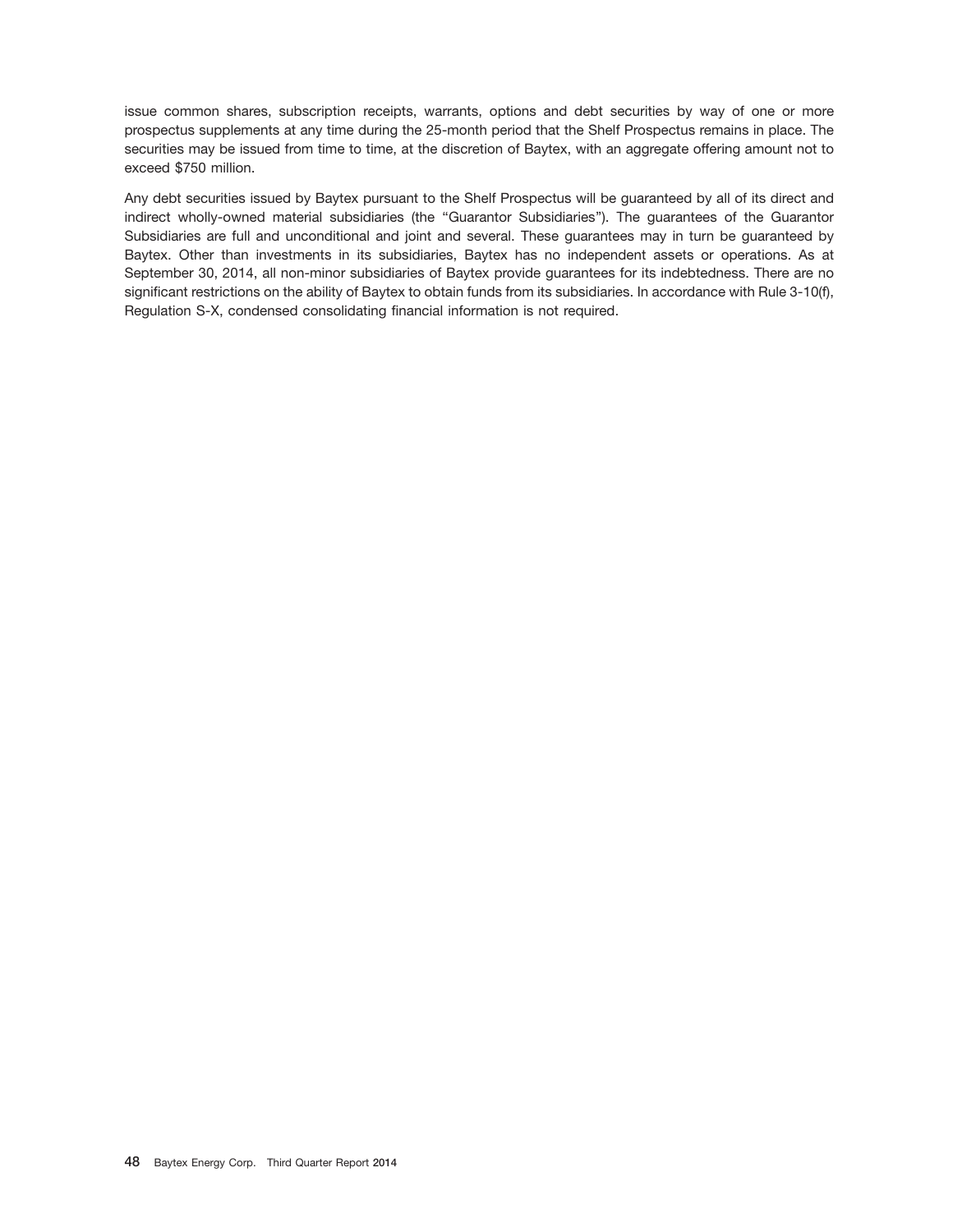issue common shares, subscription receipts, warrants, options and debt securities by way of one or more prospectus supplements at any time during the 25-month period that the Shelf Prospectus remains in place. The securities may be issued from time to time, at the discretion of Baytex, with an aggregate offering amount not to exceed $750 million.

Any debt securities issued by Baytex pursuant to the Shelf Prospectus will be guaranteed by all of its direct and indirect wholly-owned material subsidiaries (the "Guarantor Subsidiaries"). The guarantees of the Guarantor Subsidiaries are full and unconditional and joint and several. These guarantees may in turn be guaranteed by Baytex. Other than investments in its subsidiaries, Baytex has no independent assets or operations. As at September 30, 2014, all non-minor subsidiaries of Baytex provide guarantees for its indebtedness. There are no significant restrictions on the ability of Baytex to obtain funds from its subsidiaries. In accordance with Rule 3-10(f), Regulation S-X, condensed consolidating financial information is not required.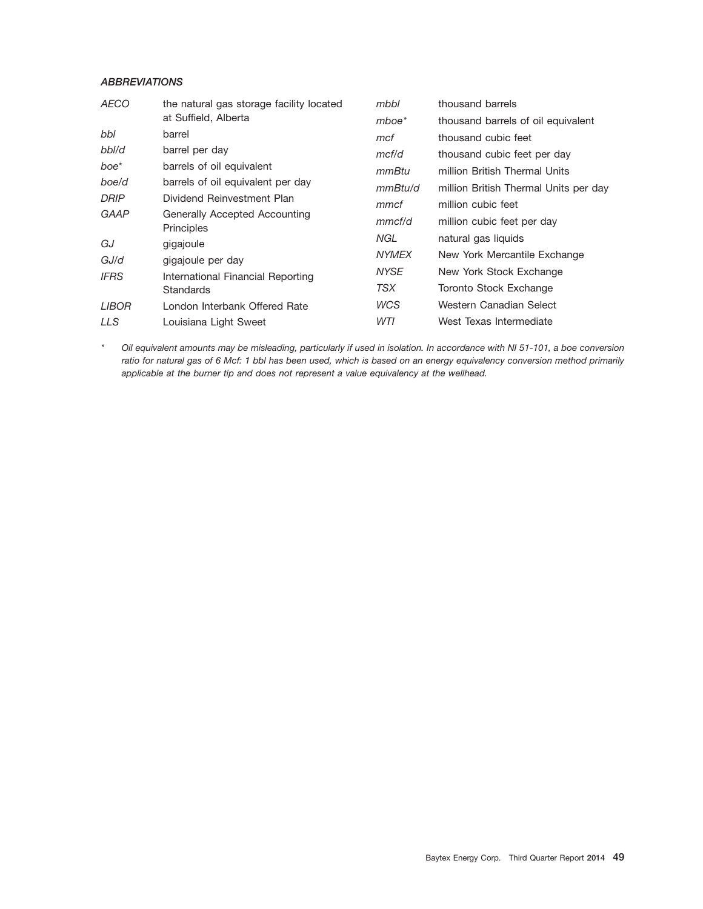### *ABBREVIATIONS*

| | |
|---|---|
| *AECO* | the natural gas storage facility located at Suffield, Alberta |
| *bbl* | barrel |
| *bbl/d* | barrel per day |
| *boe** | barrels of oil equivalent |
| *boe/d* | barrels of oil equivalent per day |
| *DRIP* | Dividend Reinvestment Plan |
| *GAAP* | Generally Accepted Accounting Principles |
| *GJ* | gigajoule |
| *GJ/d* | gigajoule per day |
| *IFRS* | International Financial Reporting Standards |
| *LIBOR* | London Interbank Offered Rate |
| *LLS* | Louisiana Light Sweet |
| *mbbl* | thousand barrels |
| *mboe** | thousand barrels of oil equivalent |
| *mcf* | thousand cubic feet |
| *mcf/d* | thousand cubic feet per day |
| *mmBtu* | million British Thermal Units |
| *mmBtu/d* | million British Thermal Units per day |
| *mmcf* | million cubic feet |
| *mmcf/d* | million cubic feet per day |
| *NGL* | natural gas liquids |
| *NYMEX* | New York Mercantile Exchange |
| *NYSE* | New York Stock Exchange |
| *TSX* | Toronto Stock Exchange |
| *WCS* | Western Canadian Select |
| *WTI* | West Texas Intermediate |

\* *Oil equivalent amounts may be misleading, particularly if used in isolation. In accordance with NI 51-101, a boe conversion ratio for natural gas of 6 Mcf: 1 bbl has been used, which is based on an energy equivalency conversion method primarily applicable at the burner tip and does not represent a value equivalency at the wellhead.*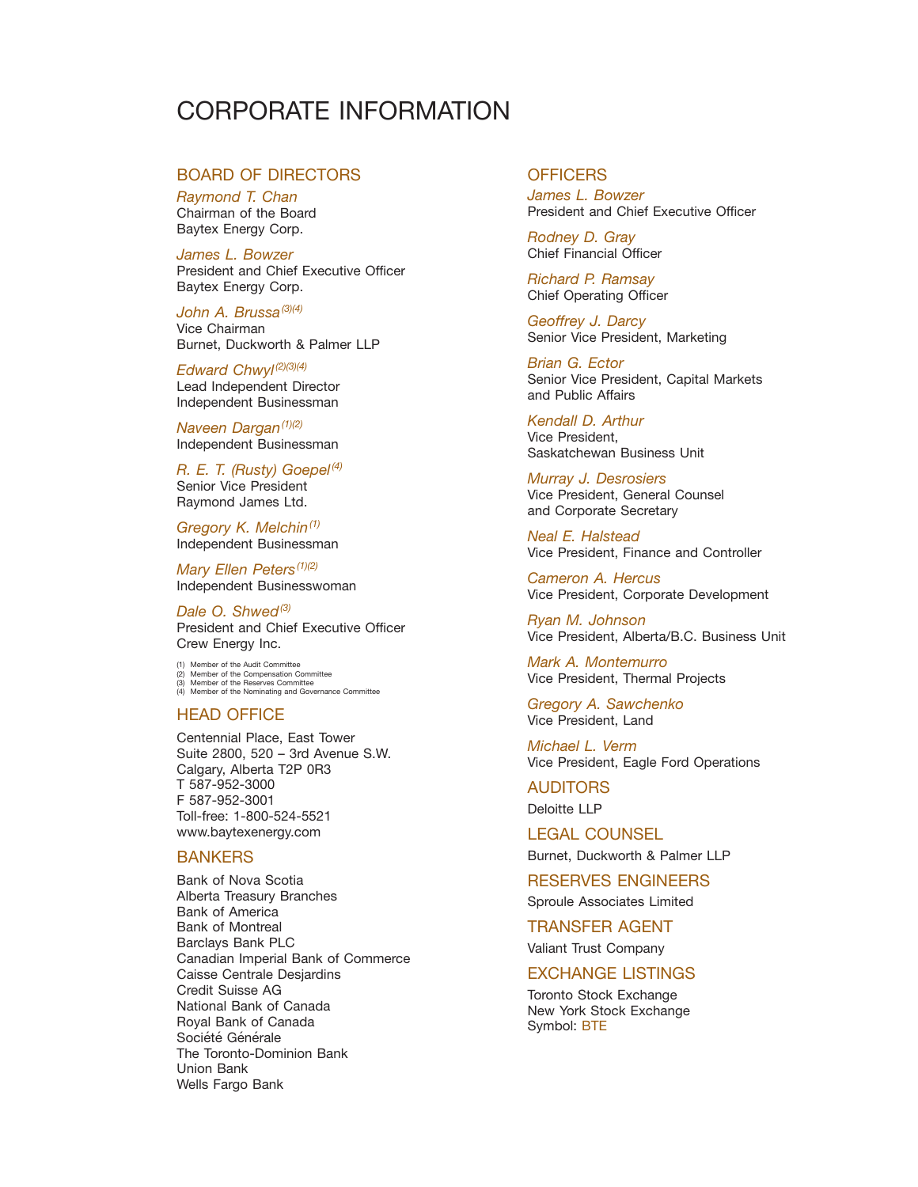# CORPORATE INFORMATION

## BOARD OF DIRECTORS

*Raymond T. Chan*
Chairman of the Board
Baytex Energy Corp.

*James L. Bowzer*
President and Chief Executive Officer
Baytex Energy Corp.

*John A. Brussa*[(3)(4)]
Vice Chairman
Burnet, Duckworth & Palmer LLP

*Edward Chwyl*[(2)(3)(4)]
Lead Independent Director
Independent Businessman

*Naveen Dargan*[(1)(2)]
Independent Businessman

*R. E. T. (Rusty) Goepel*[(4)]
Senior Vice President
Raymond James Ltd.

*Gregory K. Melchin*[(1)]
Independent Businessman

*Mary Ellen Peters*[(1)(2)]
Independent Businesswoman

*Dale O. Shwed*[(3)]
President and Chief Executive Officer
Crew Energy Inc.

(1) Member of the Audit Committee
(2) Member of the Compensation Committee
(3) Member of the Reserves Committee
(4) Member of the Nominating and Governance Committee

## HEAD OFFICE

Centennial Place, East Tower
Suite 2800, 520 – 3rd Avenue S.W.
Calgary, Alberta T2P 0R3
T 587-952-3000
F 587-952-3001
Toll-free: 1-800-524-5521
www.baytexenergy.com

## BANKERS

Bank of Nova Scotia
Alberta Treasury Branches
Bank of America
Bank of Montreal
Barclays Bank PLC
Canadian Imperial Bank of Commerce
Caisse Centrale Desjardins
Credit Suisse AG
National Bank of Canada
Royal Bank of Canada
Société Générale
The Toronto-Dominion Bank
Union Bank
Wells Fargo Bank

## OFFICERS

*James L. Bowzer*
President and Chief Executive Officer

*Rodney D. Gray*
Chief Financial Officer

*Richard P. Ramsay*
Chief Operating Officer

*Geoffrey J. Darcy*
Senior Vice President, Marketing

*Brian G. Ector*
Senior Vice President, Capital Markets and Public Affairs

*Kendall D. Arthur*
Vice President,
Saskatchewan Business Unit

*Murray J. Desrosiers*
Vice President, General Counsel and Corporate Secretary

*Neal E. Halstead*
Vice President, Finance and Controller

*Cameron A. Hercus*
Vice President, Corporate Development

*Ryan M. Johnson*
Vice President, Alberta/B.C. Business Unit

*Mark A. Montemurro*
Vice President, Thermal Projects

*Gregory A. Sawchenko*
Vice President, Land

*Michael L. Verm*
Vice President, Eagle Ford Operations

## AUDITORS

Deloitte LLP

## LEGAL COUNSEL

Burnet, Duckworth & Palmer LLP

## RESERVES ENGINEERS

Sproule Associates Limited

## TRANSFER AGENT

Valiant Trust Company

## EXCHANGE LISTINGS

Toronto Stock Exchange
New York Stock Exchange
Symbol: BTE